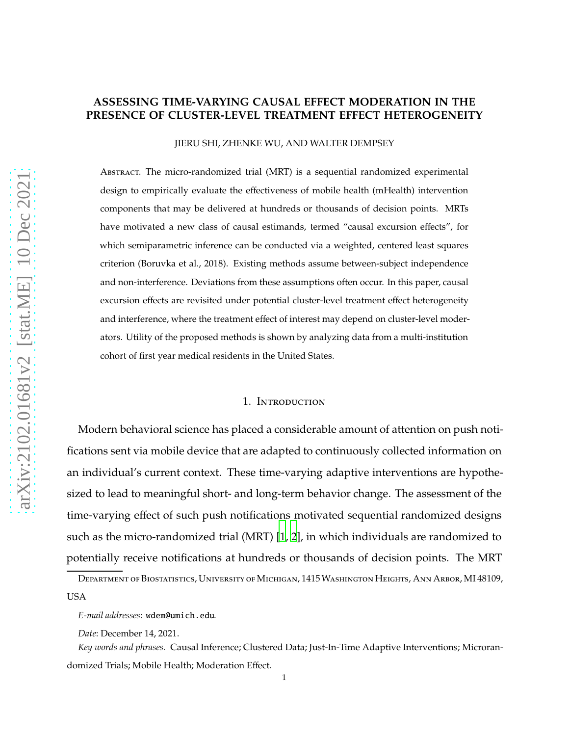# ASSESSING TIME-VARYING CAUSAL EFFECT MODERATION IN THE PRESENCE OF CLUSTER-LEVEL TREATMENT EFFECT HETEROGENEITY

JIERU SHI, ZHENKE WU, AND WALTER DEMPSEY

ABSTRACT. The micro-randomized trial (MRT) is a sequential randomized experimental design to empirically evaluate the effectiveness of mobile health (mHealth) intervention components that may be delivered at hundreds or thousands of decision points. MRTs have motivated a new class of causal estimands, termed "causal excursion effects", for which semiparametric inference can be conducted via a weighted, centered least squares criterion (Boruvka et al., 2018). Existing methods assume between-subject independence and non-interference. Deviations from these assumptions often occur. In this paper, causal excursion effects are revisited under potential cluster-level treatment effect heterogeneity and interference, where the treatment effect of interest may depend on cluster-level moderators. Utility of the proposed methods is shown by analyzing data from a multi-institution cohort of first year medical residents in the United States.

## 1. INTRODUCTION

Modern behavioral science has placed a considerable amount of attention on push notifications sent via mobile device that are adapted to continuously collected information on an individual's current context. These time-varying adaptive interventions are hypothesized to lead to meaningful short- and long-term behavior change. The assessment of the time-varying effect of such push notifications motivated sequential randomized designs such as the micro-randomized trial (MRT) [1, 2], in which individuals are randomized to potentially receive notifications at hundreds or thousands of decision points. The MRT

---

DEPARTMENT OF BIOSTATISTICS, UNIVERSITY OF MICHIGAN, 1415 WASHINGTON HEIGHTS, ANN ARBOR, MI 48109, USA

*E-mail addresses*: wdem@umich.edu.

*Date*: December 14, 2021.

*Key words and phrases.* Causal Inference; Clustered Data; Just-In-Time Adaptive Interventions; Microrandomized Trials; Mobile Health; Moderation Effect.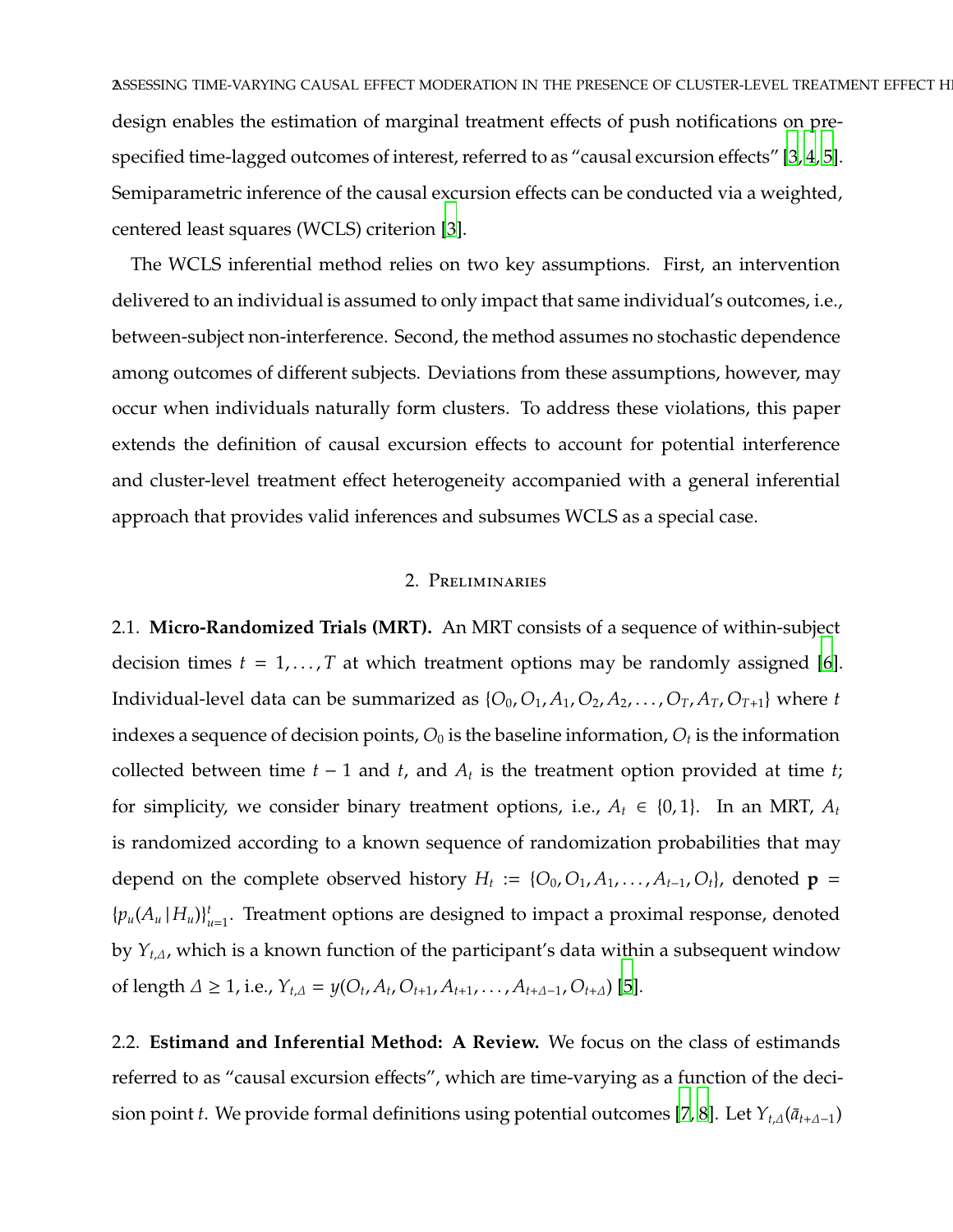design enables the estimation of marginal treatment effects of push notifications on pre-specified time-lagged outcomes of interest, referred to as "causal excursion effects" [3, 4, 5]. Semiparametric inference of the causal excursion effects can be conducted via a weighted, centered least squares (WCLS) criterion [3].

The WCLS inferential method relies on two key assumptions. First, an intervention delivered to an individual is assumed to only impact that same individual's outcomes, i.e., between-subject non-interference. Second, the method assumes no stochastic dependence among outcomes of different subjects. Deviations from these assumptions, however, may occur when individuals naturally form clusters. To address these violations, this paper extends the definition of causal excursion effects to account for potential interference and cluster-level treatment effect heterogeneity accompanied with a general inferential approach that provides valid inferences and subsumes WCLS as a special case.

## 2. Preliminaries

2.1. **Micro-Randomized Trials (MRT).** An MRT consists of a sequence of within-subject decision times $t = 1, \ldots, T$ at which treatment options may be randomly assigned [6]. Individual-level data can be summarized as $\{O_0, O_1, A_1, O_2, A_2, \ldots, O_T, A_T, O_{T+1}\}$ where $t$ indexes a sequence of decision points, $O_0$ is the baseline information, $O_t$ is the information collected between time $t-1$ and $t$, and $A_t$ is the treatment option provided at time $t$; for simplicity, we consider binary treatment options, i.e., $A_t \in \{0, 1\}$. In an MRT, $A_t$ is randomized according to a known sequence of randomization probabilities that may depend on the complete observed history $H_t := \{O_0, O_1, A_1, \ldots, A_{t-1}, O_t\}$, denoted $\mathbf{p} = \{p_u(A_u \,|\, H_u)\}_{u=1}^{t}$. Treatment options are designed to impact a proximal response, denoted by $Y_{t,\Delta}$, which is a known function of the participant's data within a subsequent window of length $\Delta \geq 1$, i.e., $Y_{t,\Delta} = y(O_t, A_t, O_{t+1}, A_{t+1}, \ldots, A_{t+\Delta-1}, O_{t+\Delta})$ [5].

2.2. **Estimand and Inferential Method: A Review.** We focus on the class of estimands referred to as "causal excursion effects", which are time-varying as a function of the decision point $t$. We provide formal definitions using potential outcomes [7, 8]. Let $Y_{t,\Delta}(\bar{a}_{t+\Delta-1})$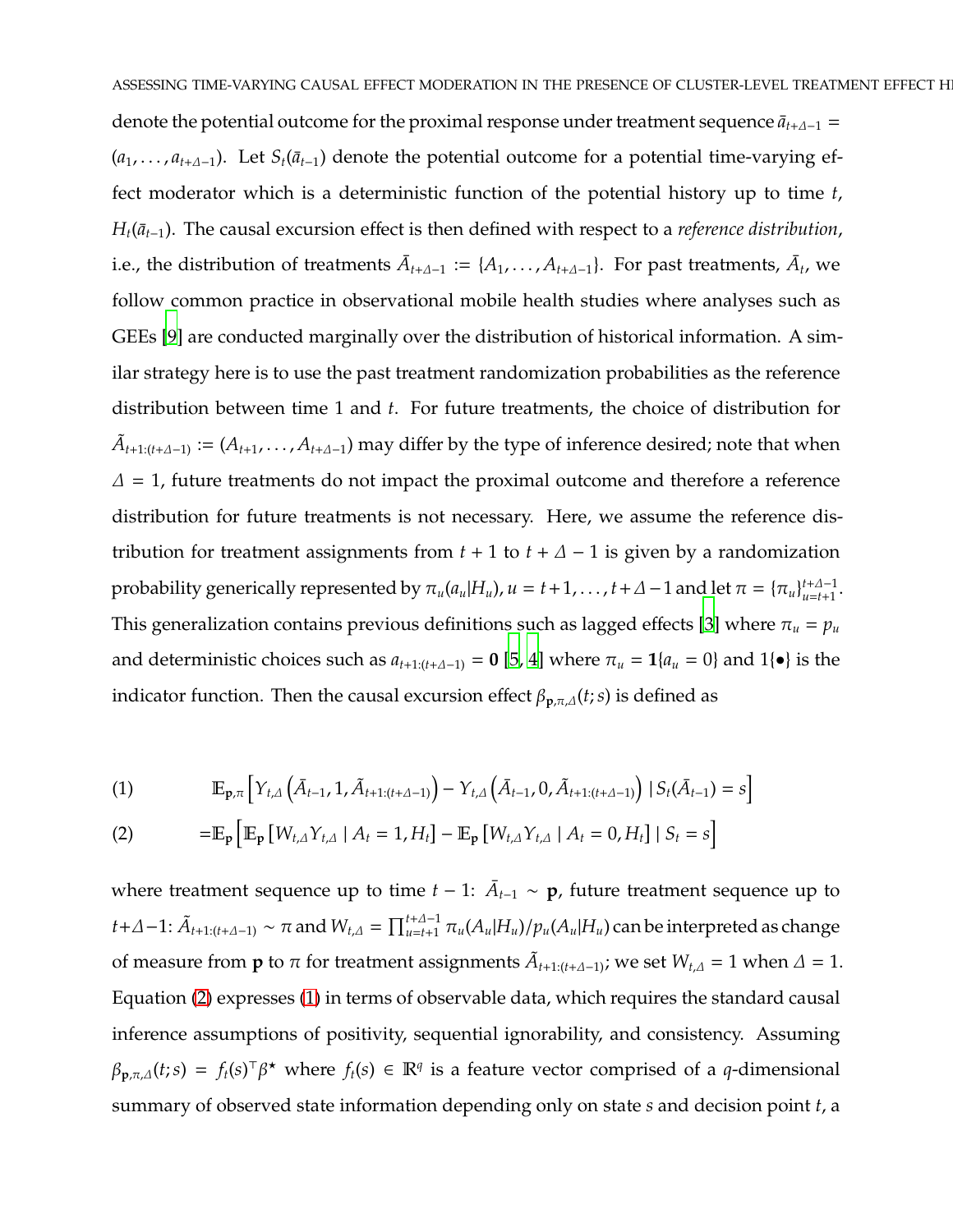denote the potential outcome for the proximal response under treatment sequence $\bar{a}_{t+\Delta-1} = (a_1, \ldots, a_{t+\Delta-1})$. Let $S_t(\bar{a}_{t-1})$ denote the potential outcome for a potential time-varying effect moderator which is a deterministic function of the potential history up to time $t$, $H_t(\bar{a}_{t-1})$. The causal excursion effect is then defined with respect to a *reference distribution*, i.e., the distribution of treatments $\bar{A}_{t+\Delta-1} := \{A_1, \ldots, A_{t+\Delta-1}\}$. For past treatments, $\bar{A}_t$, we follow common practice in observational mobile health studies where analyses such as GEEs [9] are conducted marginally over the distribution of historical information. A similar strategy here is to use the past treatment randomization probabilities as the reference distribution between time 1 and $t$. For future treatments, the choice of distribution for $\tilde{A}_{t+1:(t+\Delta-1)} := (A_{t+1}, \ldots, A_{t+\Delta-1})$ may differ by the type of inference desired; note that when $\Delta = 1$, future treatments do not impact the proximal outcome and therefore a reference distribution for future treatments is not necessary. Here, we assume the reference distribution for treatment assignments from $t+1$ to $t+\Delta-1$ is given by a randomization probability generically represented by $\pi_u(a_u|H_u)$, $u = t+1, \ldots, t+\Delta-1$ and let $\pi = \{\pi_u\}_{u=t+1}^{t+\Delta-1}$. This generalization contains previous definitions such as lagged effects [3] where $\pi_u = p_u$ and deterministic choices such as $a_{t+1:(t+\Delta-1)} = \mathbf{0}$ [5, 4] where $\pi_u = \mathbf{1}\{a_u = 0\}$ and $1\{\bullet\}$ is the indicator function. Then the causal excursion effect $\beta_{\mathbf{p},\pi,\Delta}(t; s)$ is defined as

$$
\mathbb{E}_{\mathbf{p},\pi}\left[Y_{t,\Delta}\left(\bar{A}_{t-1}, 1, \tilde{A}_{t+1:(t+\Delta-1)}\right) - Y_{t,\Delta}\left(\bar{A}_{t-1}, 0, \tilde{A}_{t+1:(t+\Delta-1)}\right) \mid S_t(\bar{A}_{t-1}) = s\right] \tag{1}
$$

$$
= \mathbb{E}_{\mathbf{p}}\left[\mathbb{E}_{\mathbf{p}}\left[W_{t,\Delta} Y_{t,\Delta} \mid A_t = 1, H_t\right] - \mathbb{E}_{\mathbf{p}}\left[W_{t,\Delta} Y_{t,\Delta} \mid A_t = 0, H_t\right] \mid S_t = s\right] \tag{2}
$$

where treatment sequence up to time $t-1$: $\bar{A}_{t-1} \sim \mathbf{p}$, future treatment sequence up to $t+\Delta-1$: $\tilde{A}_{t+1:(t+\Delta-1)} \sim \pi$ and $W_{t,\Delta} = \prod_{u=t+1}^{t+\Delta-1} \pi_u(A_u|H_u)/p_u(A_u|H_u)$ can be interpreted as change of measure from $\mathbf{p}$ to $\pi$ for treatment assignments $\tilde{A}_{t+1:(t+\Delta-1)}$; we set $W_{t,\Delta} = 1$ when $\Delta = 1$. Equation (2) expresses (1) in terms of observable data, which requires the standard causal inference assumptions of positivity, sequential ignorability, and consistency. Assuming $\beta_{\mathbf{p},\pi,\Delta}(t; s) = f_t(s)^\top \beta^\star$ where $f_t(s) \in \mathbb{R}^q$ is a feature vector comprised of a $q$-dimensional summary of observed state information depending only on state $s$ and decision point $t$, a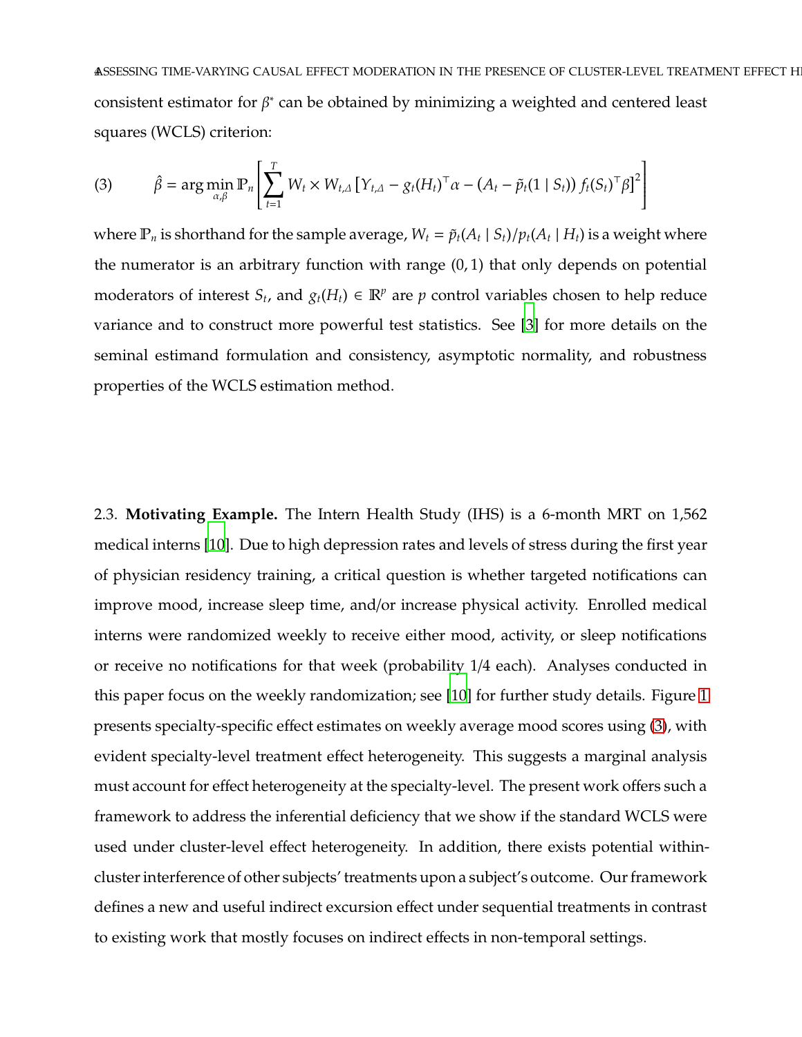consistent estimator for $\beta^*$ can be obtained by minimizing a weighted and centered least squares (WCLS) criterion:

$$\hat{\beta} = \arg\min_{\alpha,\beta} \mathbb{P}_n \left[ \sum_{t=1}^{T} W_t \times W_{t,\Delta} \left[ Y_{t,\Delta} - g_t(H_t)^\top \alpha - (A_t - \tilde{p}_t(1 \mid S_t)) f_t(S_t)^\top \beta \right]^2 \right] \tag{3}$$

where $\mathbb{P}_n$ is shorthand for the sample average, $W_t = \tilde{p}_t(A_t \mid S_t)/p_t(A_t \mid H_t)$ is a weight where the numerator is an arbitrary function with range $(0, 1)$ that only depends on potential moderators of interest $S_t$, and $g_t(H_t) \in \mathbb{R}^p$ are $p$ control variables chosen to help reduce variance and to construct more powerful test statistics. See [3] for more details on the seminal estimand formulation and consistency, asymptotic normality, and robustness properties of the WCLS estimation method.

2.3. **Motivating Example.** The Intern Health Study (IHS) is a 6-month MRT on 1,562 medical interns [10]. Due to high depression rates and levels of stress during the first year of physician residency training, a critical question is whether targeted notifications can improve mood, increase sleep time, and/or increase physical activity. Enrolled medical interns were randomized weekly to receive either mood, activity, or sleep notifications or receive no notifications for that week (probability 1/4 each). Analyses conducted in this paper focus on the weekly randomization; see [10] for further study details. Figure 1 presents specialty-specific effect estimates on weekly average mood scores using (3), with evident specialty-level treatment effect heterogeneity. This suggests a marginal analysis must account for effect heterogeneity at the specialty-level. The present work offers such a framework to address the inferential deficiency that we show if the standard WCLS were used under cluster-level effect heterogeneity. In addition, there exists potential within-cluster interference of other subjects' treatments upon a subject's outcome. Our framework defines a new and useful indirect excursion effect under sequential treatments in contrast to existing work that mostly focuses on indirect effects in non-temporal settings.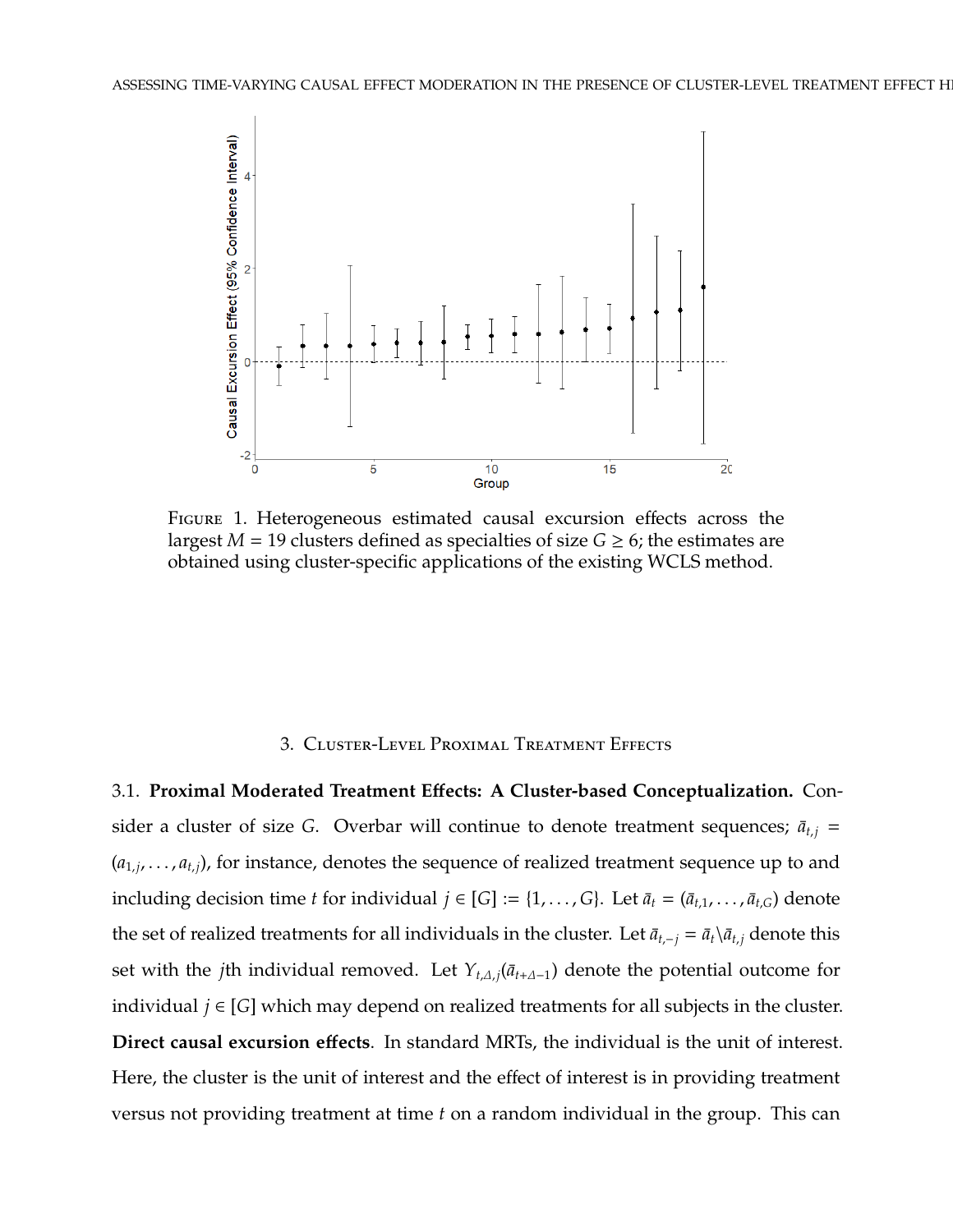Figure 1. Heterogeneous estimated causal excursion effects across the largest $M = 19$ clusters defined as specialties of size $G \geq 6$; the estimates are obtained using cluster-specific applications of the existing WCLS method.

## 3. Cluster-Level Proximal Treatment Effects

### 3.1. **Proximal Moderated Treatment Effects: A Cluster-based Conceptualization.**

Consider a cluster of size $G$. Overbar will continue to denote treatment sequences; $\bar{a}_{t,j} = (a_{1,j}, \ldots, a_{t,j})$, for instance, denotes the sequence of realized treatment sequence up to and including decision time $t$ for individual $j \in [G] := \{1, \ldots, G\}$. Let $\bar{a}_t = (\bar{a}_{t,1}, \ldots, \bar{a}_{t,G})$ denote the set of realized treatments for all individuals in the cluster. Let $\bar{a}_{t,-j} = \bar{a}_t \backslash \bar{a}_{t,j}$ denote this set with the $j$th individual removed. Let $Y_{t,\Delta,j}(\bar{a}_{t+\Delta-1})$ denote the potential outcome for individual $j \in [G]$ which may depend on realized treatments for all subjects in the cluster.

**Direct causal excursion effects**. In standard MRTs, the individual is the unit of interest. Here, the cluster is the unit of interest and the effect of interest is in providing treatment versus not providing treatment at time $t$ on a random individual in the group. This can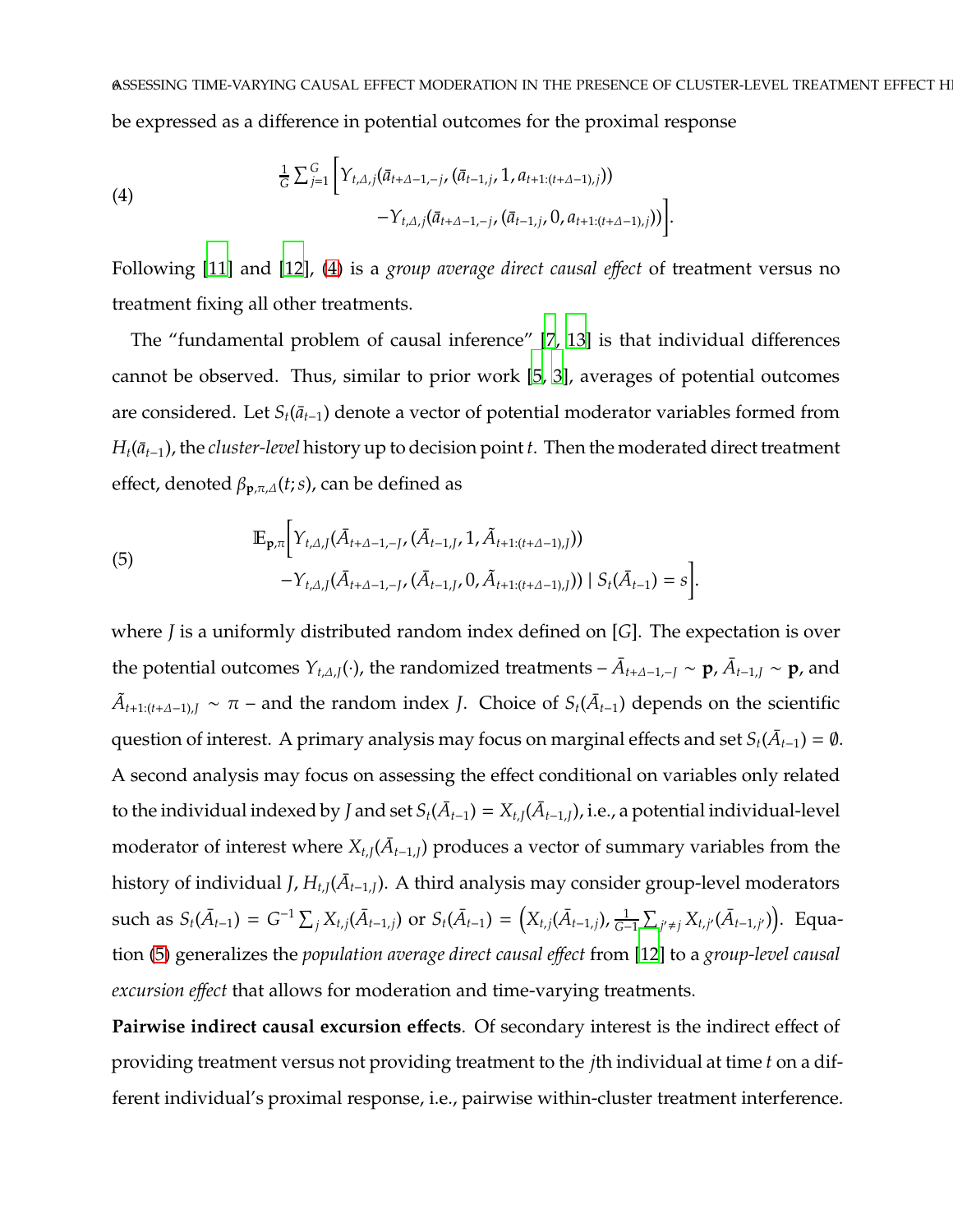be expressed as a difference in potential outcomes for the proximal response

$$
\frac{1}{G}\sum_{j=1}^{G}\Big[Y_{t,\Delta,j}(\bar{a}_{t+\Delta-1,-j},(\bar{a}_{t-1,j},1,a_{t+1:(t+\Delta-1),j})) \\ -Y_{t,\Delta,j}(\bar{a}_{t+\Delta-1,-j},(\bar{a}_{t-1,j},0,a_{t+1:(t+\Delta-1),j}))\Big]. \tag{4}
$$

Following [11] and [12], (4) is a *group average direct causal effect* of treatment versus no treatment fixing all other treatments.

The "fundamental problem of causal inference" [7, 13] is that individual differences cannot be observed. Thus, similar to prior work [5, 3], averages of potential outcomes are considered. Let $S_t(\bar{a}_{t-1})$ denote a vector of potential moderator variables formed from $H_t(\bar{a}_{t-1})$, the *cluster-level* history up to decision point $t$. Then the moderated direct treatment effect, denoted $\beta_{\mathbf{p},\pi,\Delta}(t;s)$, can be defined as

$$
\mathbb{E}_{\mathbf{p},\pi}\Big[Y_{t,\Delta,J}(\bar{A}_{t+\Delta-1,-J},(\bar{A}_{t-1,J},1,\tilde{A}_{t+1:(t+\Delta-1),J})) \\ -Y_{t,\Delta,J}(\bar{A}_{t+\Delta-1,-J},(\bar{A}_{t-1,J},0,\tilde{A}_{t+1:(t+\Delta-1),J}))\mid S_t(\bar{A}_{t-1})=s\Big]. \tag{5}
$$

where $J$ is a uniformly distributed random index defined on $[G]$. The expectation is over the potential outcomes $Y_{t,\Delta,J}(\cdot)$, the randomized treatments – $\bar{A}_{t+\Delta-1,-J}\sim\mathbf{p}$, $\bar{A}_{t-1,J}\sim\mathbf{p}$, and $\tilde{A}_{t+1:(t+\Delta-1),J}\sim\pi$ – and the random index $J$. Choice of $S_t(\bar{A}_{t-1})$ depends on the scientific question of interest. A primary analysis may focus on marginal effects and set $S_t(\bar{A}_{t-1})=\emptyset$. A second analysis may focus on assessing the effect conditional on variables only related to the individual indexed by $J$ and set $S_t(\bar{A}_{t-1})=X_{t,J}(\bar{A}_{t-1,J})$, i.e., a potential individual-level moderator of interest where $X_{t,J}(\bar{A}_{t-1,J})$ produces a vector of summary variables from the history of individual $J$, $H_{t,J}(\bar{A}_{t-1,J})$. A third analysis may consider group-level moderators such as $S_t(\bar{A}_{t-1})=G^{-1}\sum_j X_{t,j}(\bar{A}_{t-1,j})$ or $S_t(\bar{A}_{t-1})=\Big(X_{t,j}(\bar{A}_{t-1,j}),\frac{1}{G-1}\sum_{j'\neq j}X_{t,j'}(\bar{A}_{t-1,j'})\Big)$. Equation (5) generalizes the *population average direct causal effect* from [12] to a *group-level causal excursion effect* that allows for moderation and time-varying treatments.

**Pairwise indirect causal excursion effects**. Of secondary interest is the indirect effect of providing treatment versus not providing treatment to the $j$th individual at time $t$ on a different individual's proximal response, i.e., pairwise within-cluster treatment interference.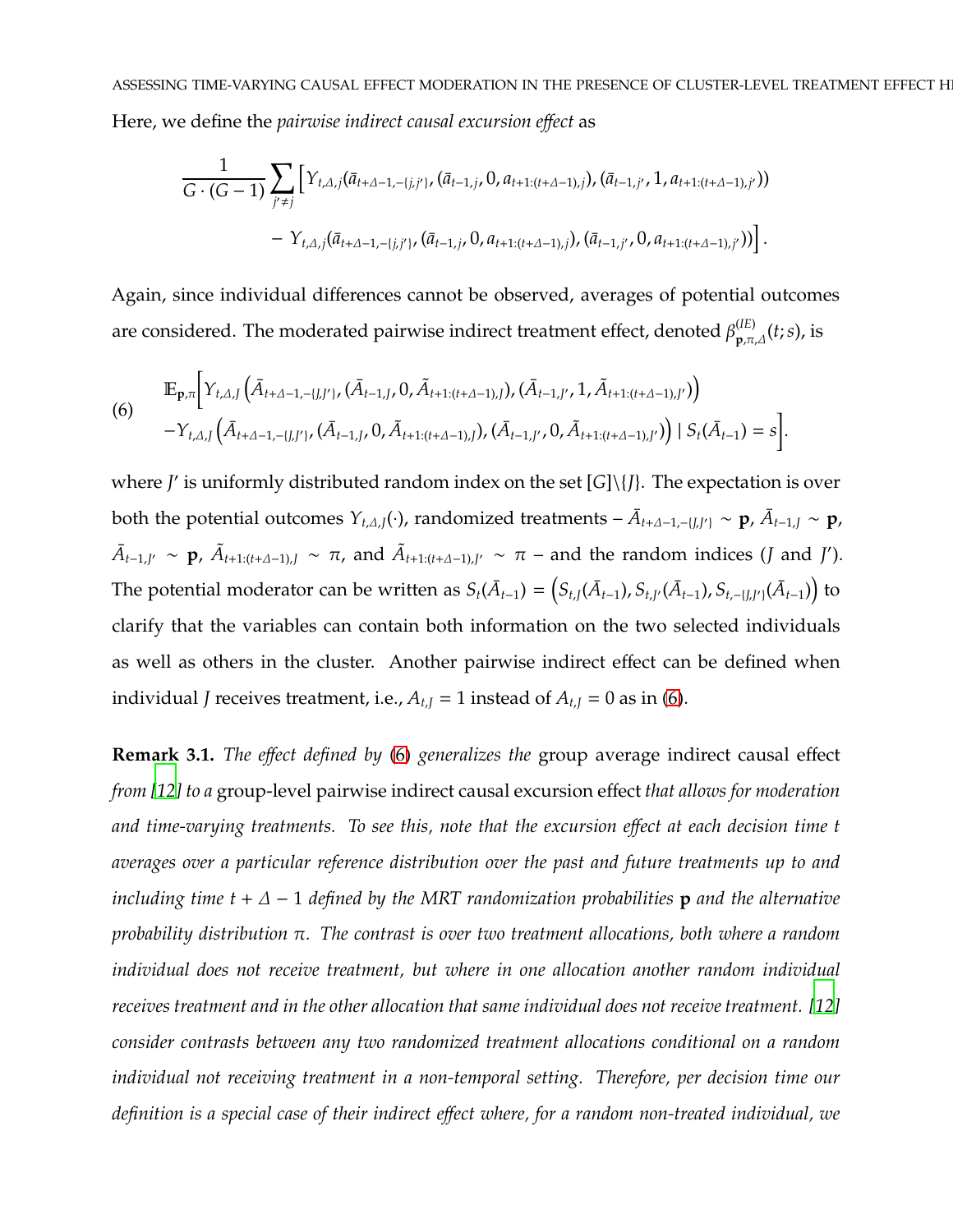Here, we define the *pairwise indirect causal excursion effect* as

$$\frac{1}{G \cdot (G-1)} \sum_{j' \neq j} \Big[ Y_{t,\Delta,j}(\bar{a}_{t+\Delta-1,-\{j,j'\}}, (\bar{a}_{t-1,j}, 0, a_{t+1:(t+\Delta-1),j}), (\bar{a}_{t-1,j'}, 1, a_{t+1:(t+\Delta-1),j'})) \\ - Y_{t,\Delta,j}(\bar{a}_{t+\Delta-1,-\{j,j'\}}, (\bar{a}_{t-1,j}, 0, a_{t+1:(t+\Delta-1),j}), (\bar{a}_{t-1,j'}, 0, a_{t+1:(t+\Delta-1),j'})) \Big].$$

Again, since individual differences cannot be observed, averages of potential outcomes are considered. The moderated pairwise indirect treatment effect, denoted $\beta^{(IE)}_{\mathbf{p},\pi,\Delta}(t; s)$, is

$$\begin{aligned} \mathbb{E}_{\mathbf{p},\pi}\Big[ & Y_{t,\Delta,J}\left(\bar{A}_{t+\Delta-1,-\{J,J'\}}, (\bar{A}_{t-1,J}, 0, \tilde{A}_{t+1:(t+\Delta-1),J}), (\bar{A}_{t-1,J'}, 1, \tilde{A}_{t+1:(t+\Delta-1),J'})\right) \\ & - Y_{t,\Delta,J}\left(\bar{A}_{t+\Delta-1,-\{J,J'\}}, (\bar{A}_{t-1,J}, 0, \tilde{A}_{t+1:(t+\Delta-1),J}), (\bar{A}_{t-1,J'}, 0, \tilde{A}_{t+1:(t+\Delta-1),J'})\right) \mid S_t(\bar{A}_{t-1}) = s \Big]. \end{aligned} \tag{6}$$

where $J'$ is uniformly distributed random index on the set $[G]\backslash\{J\}$. The expectation is over both the potential outcomes $Y_{t,\Delta,J}(\cdot)$, randomized treatments – $\bar{A}_{t+\Delta-1,-\{J,J'\}} \sim \mathbf{p}$, $\bar{A}_{t-1,J} \sim \mathbf{p}$, $\bar{A}_{t-1,J'} \sim \mathbf{p}$, $\tilde{A}_{t+1:(t+\Delta-1),J} \sim \pi$, and $\tilde{A}_{t+1:(t+\Delta-1),J'} \sim \pi$ – and the random indices ($J$ and $J'$). The potential moderator can be written as $S_t(\bar{A}_{t-1}) = \left(S_{t,J}(\bar{A}_{t-1}), S_{t,J'}(\bar{A}_{t-1}), S_{t,-\{J,J'\}}(\bar{A}_{t-1})\right)$ to clarify that the variables can contain both information on the two selected individuals as well as others in the cluster. Another pairwise indirect effect can be defined when individual $J$ receives treatment, i.e., $A_{t,J} = 1$ instead of $A_{t,J} = 0$ as in (6).

**Remark 3.1.** *The effect defined by* (6) *generalizes the* group average indirect causal effect *from [12] to a* group-level pairwise indirect causal excursion effect *that allows for moderation and time-varying treatments. To see this, note that the excursion effect at each decision time $t$ averages over a particular reference distribution over the past and future treatments up to and including time $t + \Delta - 1$ defined by the MRT randomization probabilities $\mathbf{p}$ and the alternative probability distribution $\pi$. The contrast is over two treatment allocations, both where a random individual does not receive treatment, but where in one allocation another random individual receives treatment and in the other allocation that same individual does not receive treatment. [12] consider contrasts between any two randomized treatment allocations conditional on a random individual not receiving treatment in a non-temporal setting. Therefore, per decision time our definition is a special case of their indirect effect where, for a random non-treated individual, we*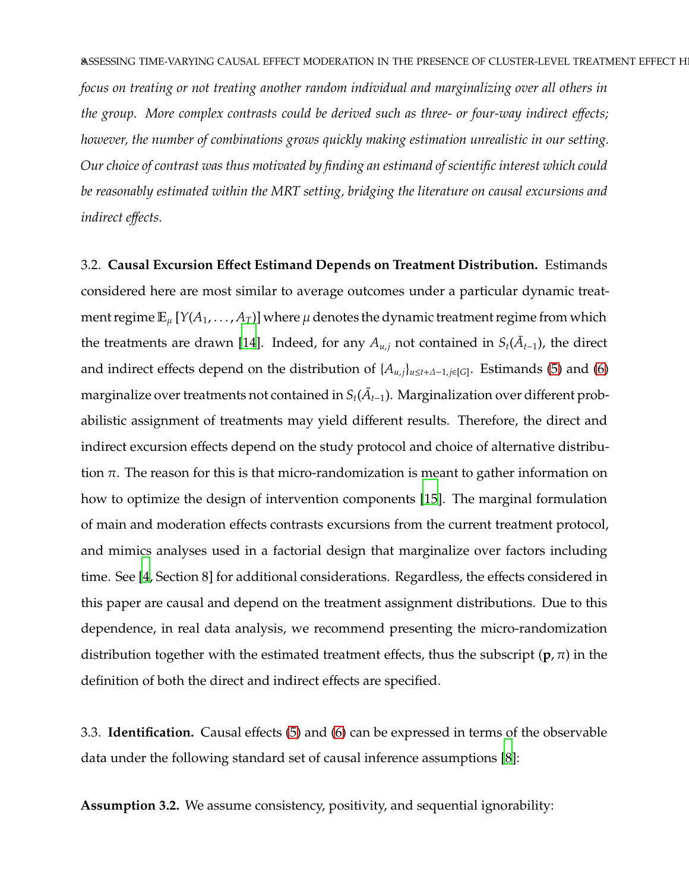*focus on treating or not treating another random individual and marginalizing over all others in the group. More complex contrasts could be derived such as three- or four-way indirect effects; however, the number of combinations grows quickly making estimation unrealistic in our setting. Our choice of contrast was thus motivated by finding an estimand of scientific interest which could be reasonably estimated within the MRT setting, bridging the literature on causal excursions and indirect effects.*

3.2. **Causal Excursion Effect Estimand Depends on Treatment Distribution.** Estimands considered here are most similar to average outcomes under a particular dynamic treatment regime $\mathbb{E}_{\mu}\left[Y(A_1, \ldots, A_T)\right]$ where $\mu$ denotes the dynamic treatment regime from which the treatments are drawn [14]. Indeed, for any $A_{u,j}$ not contained in $S_t(\bar{A}_{t-1})$, the direct and indirect effects depend on the distribution of $\{A_{u,j}\}_{u \leq t+\Delta-1, j \in [G]}$. Estimands (5) and (6) marginalize over treatments not contained in $S_t(\bar{A}_{t-1})$. Marginalization over different probabilistic assignment of treatments may yield different results. Therefore, the direct and indirect excursion effects depend on the study protocol and choice of alternative distribution $\pi$. The reason for this is that micro-randomization is meant to gather information on how to optimize the design of intervention components [15]. The marginal formulation of main and moderation effects contrasts excursions from the current treatment protocol, and mimics analyses used in a factorial design that marginalize over factors including time. See [4, Section 8] for additional considerations. Regardless, the effects considered in this paper are causal and depend on the treatment assignment distributions. Due to this dependence, in real data analysis, we recommend presenting the micro-randomization distribution together with the estimated treatment effects, thus the subscript $(\mathbf{p}, \pi)$ in the definition of both the direct and indirect effects are specified.

3.3. **Identification.** Causal effects (5) and (6) can be expressed in terms of the observable data under the following standard set of causal inference assumptions [8]:

**Assumption 3.2.** We assume consistency, positivity, and sequential ignorability: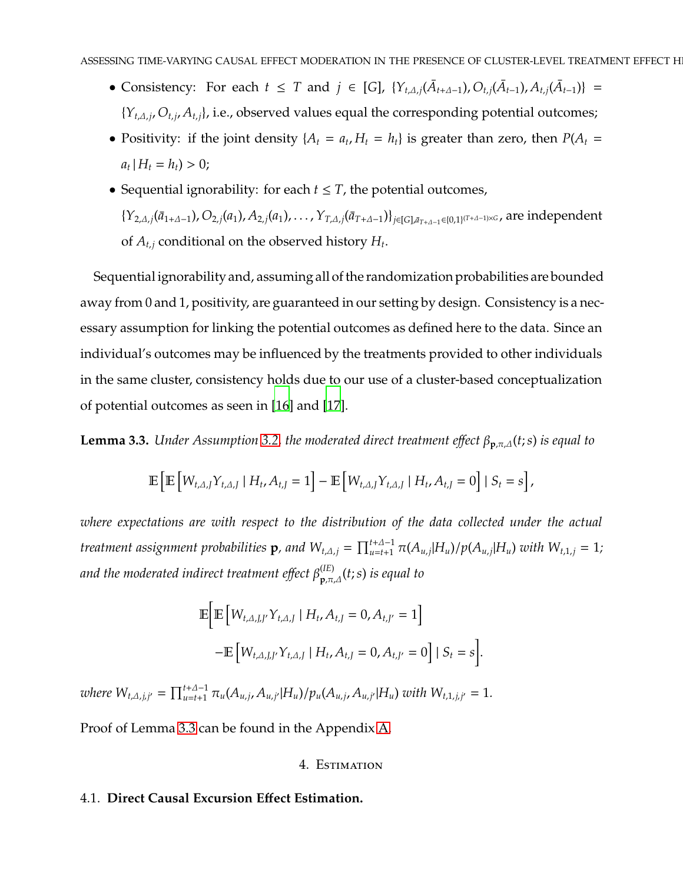- Consistency: For each $t \leq T$ and $j \in [G]$, $\{Y_{t,\Delta,j}(\bar{A}_{t+\Delta-1}), O_{t,j}(\bar{A}_{t-1}), A_{t,j}(\bar{A}_{t-1})\} = \{Y_{t,\Delta,j}, O_{t,j}, A_{t,j}\}$, i.e., observed values equal the corresponding potential outcomes;
- Positivity: if the joint density $\{A_t = a_t, H_t = h_t\}$ is greater than zero, then $P(A_t = a_t \mid H_t = h_t) > 0$;
- Sequential ignorability: for each $t \leq T$, the potential outcomes, $\{Y_{2,\Delta,j}(\bar{a}_{1+\Delta-1}), O_{2,j}(a_1), A_{2,j}(a_1), \ldots, Y_{T,\Delta,j}(\bar{a}_{T+\Delta-1})\}_{j\in[G], \bar{a}_{T+\Delta-1}\in\{0,1\}^{(T+\Delta-1)\times G}}$, are independent of $A_{t,j}$ conditional on the observed history $H_t$.

Sequential ignorability and, assuming all of the randomization probabilities are bounded away from 0 and 1, positivity, are guaranteed in our setting by design. Consistency is a necessary assumption for linking the potential outcomes as defined here to the data. Since an individual's outcomes may be influenced by the treatments provided to other individuals in the same cluster, consistency holds due to our use of a cluster-based conceptualization of potential outcomes as seen in [16] and [17].

**Lemma 3.3.** *Under Assumption 3.2, the moderated direct treatment effect $\beta_{\mathbf{p},\pi,\Delta}(t;s)$ is equal to*

$$\mathbb{E}\left[\mathbb{E}\left[W_{t,\Delta,J} Y_{t,\Delta,J} \mid H_t, A_{t,J} = 1\right] - \mathbb{E}\left[W_{t,\Delta,J} Y_{t,\Delta,J} \mid H_t, A_{t,J} = 0\right] \mid S_t = s\right],$$

*where expectations are with respect to the distribution of the data collected under the actual treatment assignment probabilities $\mathbf{p}$, and $W_{t,\Delta,j} = \prod_{u=t+1}^{t+\Delta-1} \pi(A_{u,j}|H_u)/p(A_{u,j}|H_u)$ with $W_{t,1,j} = 1$; and the moderated indirect treatment effect $\beta^{(IE)}_{\mathbf{p},\pi,\Delta}(t;s)$ is equal to*

$$\mathbb{E}\Big[\mathbb{E}\left[W_{t,\Delta,J,J'} Y_{t,\Delta,J} \mid H_t, A_{t,J} = 0, A_{t,J'} = 1\right]$$
$$-\mathbb{E}\left[W_{t,\Delta,J,J'} Y_{t,\Delta,J} \mid H_t, A_{t,J} = 0, A_{t,J'} = 0\right] \mid S_t = s\Big].$$

*where $W_{t,\Delta,j,j'} = \prod_{u=t+1}^{t+\Delta-1} \pi_u(A_{u,j}, A_{u,j'}|H_u)/p_u(A_{u,j}, A_{u,j'}|H_u)$ with $W_{t,1,j,j'} = 1$.*

Proof of Lemma 3.3 can be found in the Appendix A.

## 4. Estimation

### 4.1. **Direct Causal Excursion Effect Estimation.**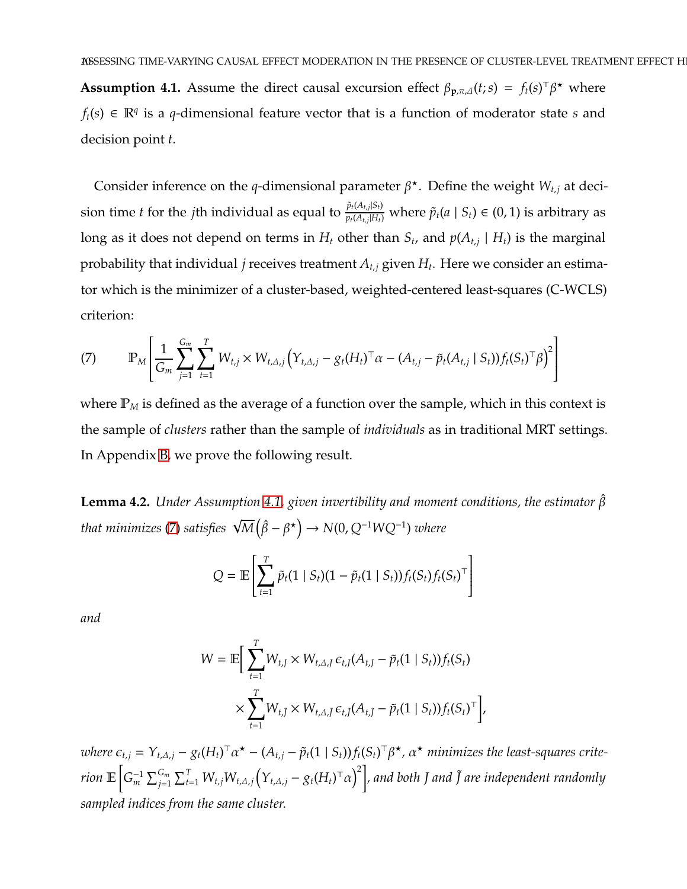**Assumption 4.1.** Assume the direct causal excursion effect $\beta_{\mathbf{p},\pi,\Delta}(t;s) = f_t(s)^\top \beta^\star$ where $f_t(s) \in \mathbb{R}^q$ is a $q$-dimensional feature vector that is a function of moderator state $s$ and decision point $t$.

Consider inference on the $q$-dimensional parameter $\beta^\star$. Define the weight $W_{t,j}$ at decision time $t$ for the $j$th individual as equal to $\frac{\tilde{p}_t(A_{t,j}|S_t)}{p_t(A_{t,j}|H_t)}$ where $\tilde{p}_t(a \mid S_t) \in (0,1)$ is arbitrary as long as it does not depend on terms in $H_t$ other than $S_t$, and $p(A_{t,j} \mid H_t)$ is the marginal probability that individual $j$ receives treatment $A_{t,j}$ given $H_t$. Here we consider an estimator which is the minimizer of a cluster-based, weighted-centered least-squares (C-WCLS) criterion:

$$
\mathbb{P}_M \left[ \frac{1}{G_m} \sum_{j=1}^{G_m} \sum_{t=1}^{T} W_{t,j} \times W_{t,\Delta,j} \left( Y_{t,\Delta,j} - g_t(H_t)^\top \alpha - (A_{t,j} - \tilde{p}_t(A_{t,j} \mid S_t)) f_t(S_t)^\top \beta \right)^2 \right] \tag{7}
$$

where $\mathbb{P}_M$ is defined as the average of a function over the sample, which in this context is the sample of *clusters* rather than the sample of *individuals* as in traditional MRT settings. In Appendix B, we prove the following result.

**Lemma 4.2.** *Under Assumption 4.1, given invertibility and moment conditions, the estimator $\hat{\beta}$ that minimizes (7) satisfies $\sqrt{M}\left(\hat{\beta} - \beta^\star\right) \to N(0, Q^{-1} W Q^{-1})$ where*

$$
Q = \mathbb{E}\left[ \sum_{t=1}^{T} \tilde{p}_t(1 \mid S_t)(1 - \tilde{p}_t(1 \mid S_t)) f_t(S_t) f_t(S_t)^\top \right]
$$

*and*

$$
\begin{aligned}
W = \mathbb{E}\Big[ &\sum_{t=1}^{T} W_{t,J} \times W_{t,\Delta,J}\, \epsilon_{t,J} (A_{t,J} - \tilde{p}_t(1 \mid S_t)) f_t(S_t) \\
&\times \sum_{t=1}^{T} W_{t,\tilde{J}} \times W_{t,\Delta,\tilde{J}}\, \epsilon_{t,\tilde{J}} (A_{t,\tilde{J}} - \tilde{p}_t(1 \mid S_t)) f_t(S_t)^\top \Big],
\end{aligned}
$$

*where $\epsilon_{t,j} = Y_{t,\Delta,j} - g_t(H_t)^\top \alpha^\star - (A_{t,j} - \tilde{p}_t(1 \mid S_t)) f_t(S_t)^\top \beta^\star$, $\alpha^\star$ minimizes the least-squares criterion $\mathbb{E}\left[ G_m^{-1} \sum_{j=1}^{G_m} \sum_{t=1}^{T} W_{t,j} W_{t,\Delta,j} \left( Y_{t,\Delta,j} - g_t(H_t)^\top \alpha \right)^2 \right]$, and both $J$ and $\tilde{J}$ are independent randomly sampled indices from the same cluster.*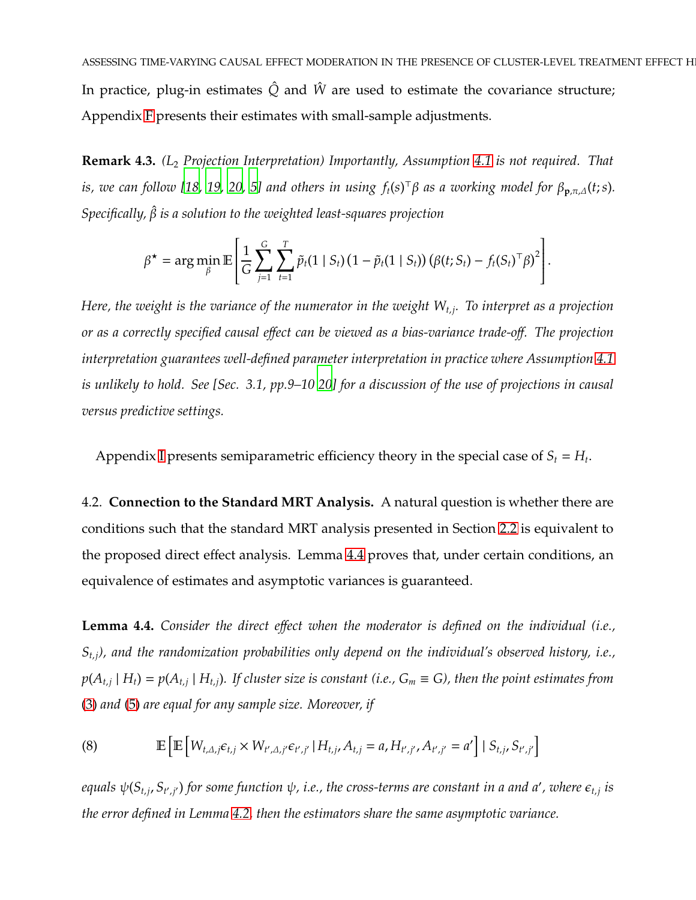In practice, plug-in estimates $\hat{Q}$ and $\hat{W}$ are used to estimate the covariance structure; Appendix F presents their estimates with small-sample adjustments.

**Remark 4.3.** *($L_2$ Projection Interpretation) Importantly, Assumption 4.1 is not required. That is, we can follow [18, 19, 20, 5] and others in using $f_t(s)^\top \beta$ as a working model for $\beta_{\mathbf{p},\pi,\Delta}(t;s)$. Specifically, $\hat{\beta}$ is a solution to the weighted least-squares projection*

$$\beta^\star = \arg\min_\beta \mathbb{E}\left[ \frac{1}{G} \sum_{j=1}^{G} \sum_{t=1}^{T} \tilde{p}_t(1 \mid S_t)\left(1 - \tilde{p}_t(1 \mid S_t)\right)\left(\beta(t;S_t) - f_t(S_t)^\top \beta\right)^2 \right].$$

*Here, the weight is the variance of the numerator in the weight $W_{t,j}$. To interpret as a projection or as a correctly specified causal effect can be viewed as a bias-variance trade-off. The projection interpretation guarantees well-defined parameter interpretation in practice where Assumption 4.1 is unlikely to hold. See [Sec. 3.1, pp.9–10 20] for a discussion of the use of projections in causal versus predictive settings.*

Appendix I presents semiparametric efficiency theory in the special case of $S_t = H_t$.

## 4.2. Connection to the Standard MRT Analysis.

A natural question is whether there are conditions such that the standard MRT analysis presented in Section 2.2 is equivalent to the proposed direct effect analysis. Lemma 4.4 proves that, under certain conditions, an equivalence of estimates and asymptotic variances is guaranteed.

**Lemma 4.4.** *Consider the direct effect when the moderator is defined on the individual (i.e., $S_{t,j}$), and the randomization probabilities only depend on the individual's observed history, i.e., $p(A_{t,j} \mid H_t) = p(A_{t,j} \mid H_{t,j})$. If cluster size is constant (i.e., $G_m \equiv G$), then the point estimates from (3) and (5) are equal for any sample size. Moreover, if*

$$\mathbb{E}\left[\mathbb{E}\left[W_{t,\Delta,j}\epsilon_{t,j} \times W_{t',\Delta,j'}\epsilon_{t',j'} \mid H_{t,j}, A_{t,j} = a, H_{t',j'}, A_{t',j'} = a'\right] \mid S_{t,j}, S_{t',j'}\right] \tag{8}$$

*equals $\psi(S_{t,j}, S_{t',j'})$ for some function $\psi$, i.e., the cross-terms are constant in $a$ and $a'$, where $\epsilon_{t,j}$ is the error defined in Lemma 4.2, then the estimators share the same asymptotic variance.*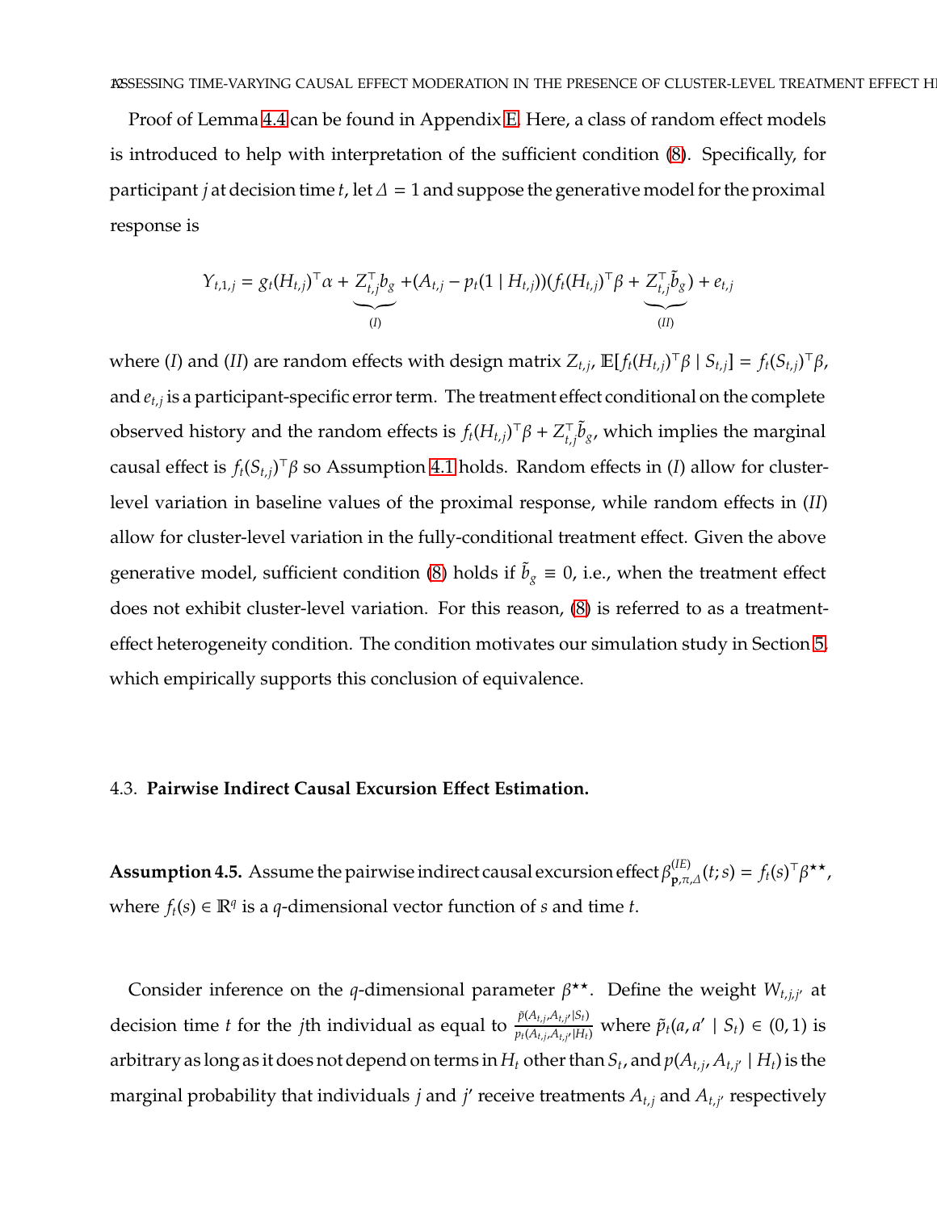Proof of Lemma 4.4 can be found in Appendix E. Here, a class of random effect models is introduced to help with interpretation of the sufficient condition (8). Specifically, for participant $j$ at decision time $t$, let $\Delta = 1$ and suppose the generative model for the proximal response is

$$Y_{t,1,j} = g_t(H_{t,j})^\top \alpha + \underbrace{Z_{t,j}^\top b_g}_{(I)} + (A_{t,j} - p_t(1 \mid H_{t,j}))(f_t(H_{t,j})^\top \beta + \underbrace{Z_{t,j}^\top \tilde{b}_g}_{(II)}) + e_{t,j}$$

where $(I)$ and $(II)$ are random effects with design matrix $Z_{t,j}$, $\mathbb{E}[f_t(H_{t,j})^\top \beta \mid S_{t,j}] = f_t(S_{t,j})^\top \beta$, and $e_{t,j}$ is a participant-specific error term. The treatment effect conditional on the complete observed history and the random effects is $f_t(H_{t,j})^\top \beta + Z_{t,j}^\top \tilde{b}_g$, which implies the marginal causal effect is $f_t(S_{t,j})^\top \beta$ so Assumption 4.1 holds. Random effects in $(I)$ allow for cluster-level variation in baseline values of the proximal response, while random effects in $(II)$ allow for cluster-level variation in the fully-conditional treatment effect. Given the above generative model, sufficient condition (8) holds if $\tilde{b}_g \equiv 0$, i.e., when the treatment effect does not exhibit cluster-level variation. For this reason, (8) is referred to as a treatment-effect heterogeneity condition. The condition motivates our simulation study in Section 5, which empirically supports this conclusion of equivalence.

### 4.3. **Pairwise Indirect Causal Excursion Effect Estimation.**

**Assumption 4.5.** Assume the pairwise indirect causal excursion effect $\beta^{(IE)}_{\mathbf{p},\pi,\Delta}(t;s) = f_t(s)^\top \beta^{\star\star}$, where $f_t(s) \in \mathbb{R}^q$ is a $q$-dimensional vector function of $s$ and time $t$.

Consider inference on the $q$-dimensional parameter $\beta^{\star\star}$. Define the weight $W_{t,j,j'}$ at decision time $t$ for the $j$th individual as equal to $\frac{\tilde{p}(A_{t,j}, A_{t,j'} \mid S_t)}{p_t(A_{t,j}, A_{t,j'} \mid H_t)}$ where $\tilde{p}_t(a, a' \mid S_t) \in (0,1)$ is arbitrary as long as it does not depend on terms in $H_t$ other than $S_t$, and $p(A_{t,j}, A_{t,j'} \mid H_t)$ is the marginal probability that individuals $j$ and $j'$ receive treatments $A_{t,j}$ and $A_{t,j'}$ respectively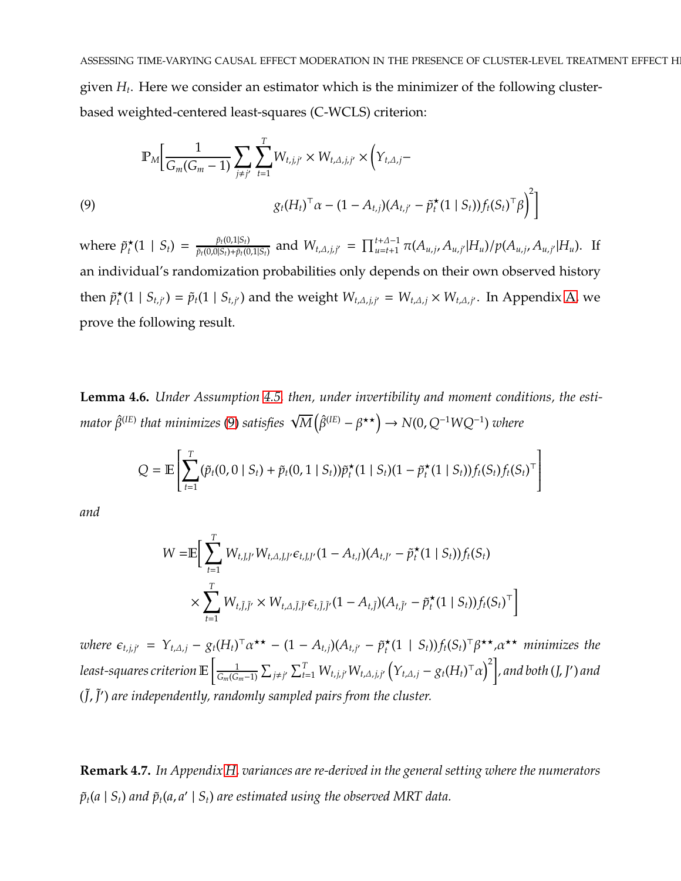given $H_t$. Here we consider an estimator which is the minimizer of the following cluster-based weighted-centered least-squares (C-WCLS) criterion:

$$
\mathbb{P}_M\Big[\frac{1}{G_m(G_m-1)}\sum_{j\neq j'}\sum_{t=1}^{T} W_{t,j,j'} \times W_{t,\Delta,j,j'} \times \Big(Y_{t,\Delta,j} - g_t(H_t)^\top \alpha - (1-A_{t,j})(A_{t,j'} - \tilde{p}_t^\star(1 \mid S_t)) f_t(S_t)^\top \beta\Big)^2\Big] \tag{9}
$$

where $\tilde{p}_t^\star(1 \mid S_t) = \frac{\tilde{p}_t(0,1|S_t)}{\tilde{p}_t(0,0|S_t)+\tilde{p}_t(0,1|S_t)}$ and $W_{t,\Delta,j,j'} = \prod_{u=t+1}^{t+\Delta-1} \pi(A_{u,j}, A_{u,j'}|H_u)/p(A_{u,j}, A_{u,j'}|H_u)$. If an individual's randomization probabilities only depends on their own observed history then $\tilde{p}_t^\star(1 \mid S_{t,j'}) = \tilde{p}_t(1 \mid S_{t,j'})$ and the weight $W_{t,\Delta,j,j'} = W_{t,\Delta,j} \times W_{t,\Delta,j'}$. In Appendix A, we prove the following result.

**Lemma 4.6.** *Under Assumption 4.5, then, under invertibility and moment conditions, the estimator $\hat{\beta}^{(IE)}$ that minimizes (9) satisfies $\sqrt{M}\big(\hat{\beta}^{(IE)} - \beta^{\star\star}\big) \to N(0, Q^{-1}WQ^{-1})$ where*

$$
Q = \mathbb{E}\left[\sum_{t=1}^{T}(\tilde{p}_t(0,0 \mid S_t) + \tilde{p}_t(0,1 \mid S_t))\tilde{p}_t^\star(1 \mid S_t)(1-\tilde{p}_t^\star(1 \mid S_t)) f_t(S_t) f_t(S_t)^\top\right]
$$

*and*

$$
\begin{aligned}
W = \mathbb{E}\Big[ &\sum_{t=1}^{T} W_{t,J,J'} W_{t,\Delta,J,J'} \epsilon_{t,J,J'} (1-A_{t,J})(A_{t,J'} - \tilde{p}_t^\star(1 \mid S_t)) f_t(S_t) \\
&\times \sum_{t=1}^{T} W_{t,\tilde{J},\tilde{J}'} \times W_{t,\Delta,\tilde{J},\tilde{J}'} \epsilon_{t,\tilde{J},\tilde{J}'} (1-A_{t,\tilde{J}})(A_{t,\tilde{J}'} - \tilde{p}_t^\star(1 \mid S_t)) f_t(S_t)^\top \Big]
\end{aligned}
$$

*where $\epsilon_{t,j,j'} = Y_{t,\Delta,j} - g_t(H_t)^\top \alpha^{\star\star} - (1-A_{t,j})(A_{t,j'} - \tilde{p}_t^\star(1 \mid S_t)) f_t(S_t)^\top \beta^{\star\star}$, $\alpha^{\star\star}$ minimizes the least-squares criterion $\mathbb{E}\left[\frac{1}{G_m(G_m-1)}\sum_{j\neq j'}\sum_{t=1}^{T} W_{t,j,j'} W_{t,\Delta,j,j'} \left(Y_{t,\Delta,j} - g_t(H_t)^\top \alpha\right)^2\right]$, and both $(J, J')$ and $(\tilde{J}, \tilde{J}')$ are independently, randomly sampled pairs from the cluster.*

**Remark 4.7.** *In Appendix H, variances are re-derived in the general setting where the numerators $\tilde{p}_t(a \mid S_t)$ and $\tilde{p}_t(a, a' \mid S_t)$ are estimated using the observed MRT data.*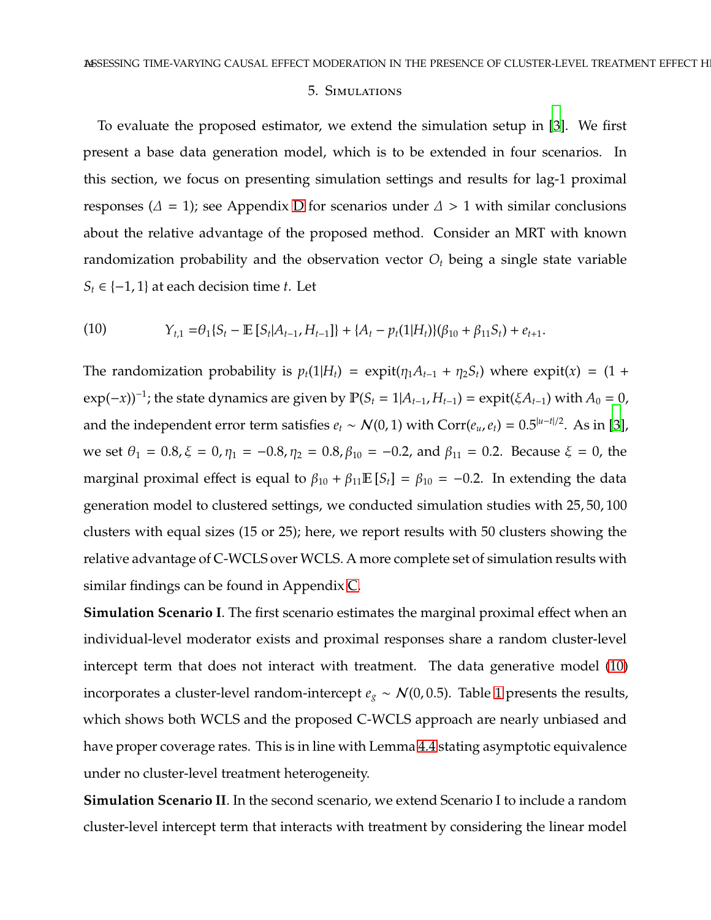## 5. Simulations

To evaluate the proposed estimator, we extend the simulation setup in [3]. We first present a base data generation model, which is to be extended in four scenarios. In this section, we focus on presenting simulation settings and results for lag-1 proximal responses ($\Delta = 1$); see Appendix D for scenarios under $\Delta > 1$ with similar conclusions about the relative advantage of the proposed method. Consider an MRT with known randomization probability and the observation vector $O_t$ being a single state variable $S_t \in \{-1, 1\}$ at each decision time $t$. Let

$$
Y_{t,1} = \theta_1\{S_t - \mathbb{E}[S_t | A_{t-1}, H_{t-1}]\} + \{A_t - p_t(1|H_t)\}(\beta_{10} + \beta_{11} S_t) + e_{t+1}. \tag{10}
$$

The randomization probability is $p_t(1|H_t) = \text{expit}(\eta_1 A_{t-1} + \eta_2 S_t)$ where $\text{expit}(x) = (1 + \exp(-x))^{-1}$; the state dynamics are given by $\mathbb{P}(S_t = 1 | A_{t-1}, H_{t-1}) = \text{expit}(\xi A_{t-1})$ with $A_0 = 0$, and the independent error term satisfies $e_t \sim \mathcal{N}(0, 1)$ with $\text{Corr}(e_u, e_t) = 0.5^{|u-t|/2}$. As in [3], we set $\theta_1 = 0.8, \xi = 0, \eta_1 = -0.8, \eta_2 = 0.8, \beta_{10} = -0.2$, and $\beta_{11} = 0.2$. Because $\xi = 0$, the marginal proximal effect is equal to $\beta_{10} + \beta_{11}\mathbb{E}[S_t] = \beta_{10} = -0.2$. In extending the data generation model to clustered settings, we conducted simulation studies with 25, 50, 100 clusters with equal sizes (15 or 25); here, we report results with 50 clusters showing the relative advantage of C-WCLS over WCLS. A more complete set of simulation results with similar findings can be found in Appendix C.

**Simulation Scenario I**. The first scenario estimates the marginal proximal effect when an individual-level moderator exists and proximal responses share a random cluster-level intercept term that does not interact with treatment. The data generative model (10) incorporates a cluster-level random-intercept $e_g \sim \mathcal{N}(0, 0.5)$. Table 1 presents the results, which shows both WCLS and the proposed C-WCLS approach are nearly unbiased and have proper coverage rates. This is in line with Lemma 4.4 stating asymptotic equivalence under no cluster-level treatment heterogeneity.

**Simulation Scenario II**. In the second scenario, we extend Scenario I to include a random cluster-level intercept term that interacts with treatment by considering the linear model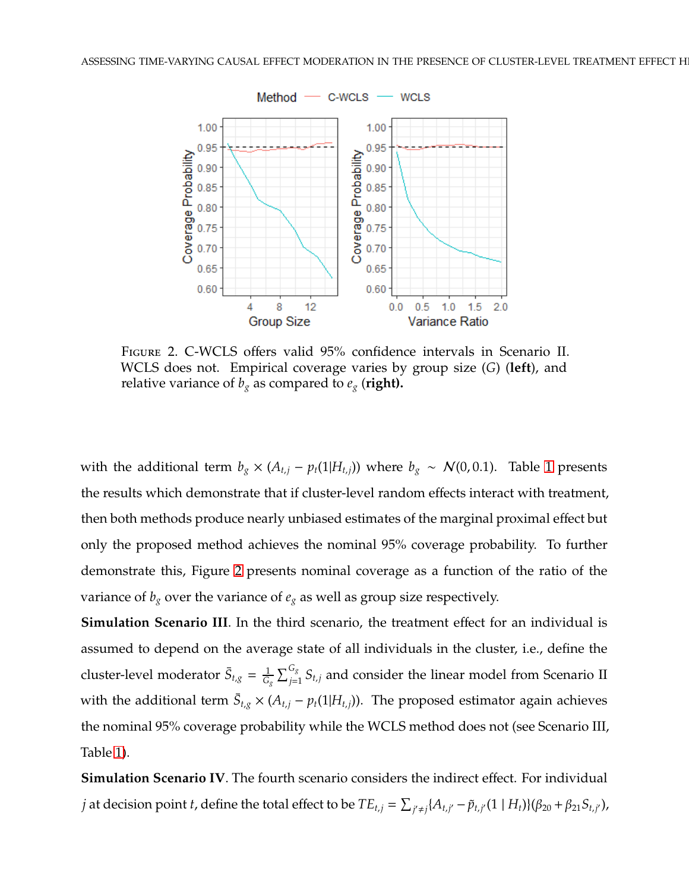FIGURE 2. C-WCLS offers valid 95% confidence intervals in Scenario II. WCLS does not. Empirical coverage varies by group size ($G$) (**left**), and relative variance of $b_g$ as compared to $e_g$ (**right).**

with the additional term $b_g \times (A_{t,j} - p_t(1|H_{t,j}))$ where $b_g \sim \mathcal{N}(0, 0.1)$. Table 1 presents the results which demonstrate that if cluster-level random effects interact with treatment, then both methods produce nearly unbiased estimates of the marginal proximal effect but only the proposed method achieves the nominal 95% coverage probability. To further demonstrate this, Figure 2 presents nominal coverage as a function of the ratio of the variance of $b_g$ over the variance of $e_g$ as well as group size respectively.

**Simulation Scenario III**. In the third scenario, the treatment effect for an individual is assumed to depend on the average state of all individuals in the cluster, i.e., define the cluster-level moderator $\bar{S}_{t,g} = \frac{1}{G_g} \sum_{j=1}^{G_g} S_{t,j}$ and consider the linear model from Scenario II with the additional term $\bar{S}_{t,g} \times (A_{t,j} - p_t(1|H_{t,j}))$. The proposed estimator again achieves the nominal 95% coverage probability while the WCLS method does not (see Scenario III, Table 1).

**Simulation Scenario IV**. The fourth scenario considers the indirect effect. For individual $j$ at decision point $t$, define the total effect to be $TE_{t,j} = \sum_{j' \neq j} \{A_{t,j'} - \tilde{p}_{t,j'}(1 \mid H_t)\}(\beta_{20} + \beta_{21} S_{t,j'})$,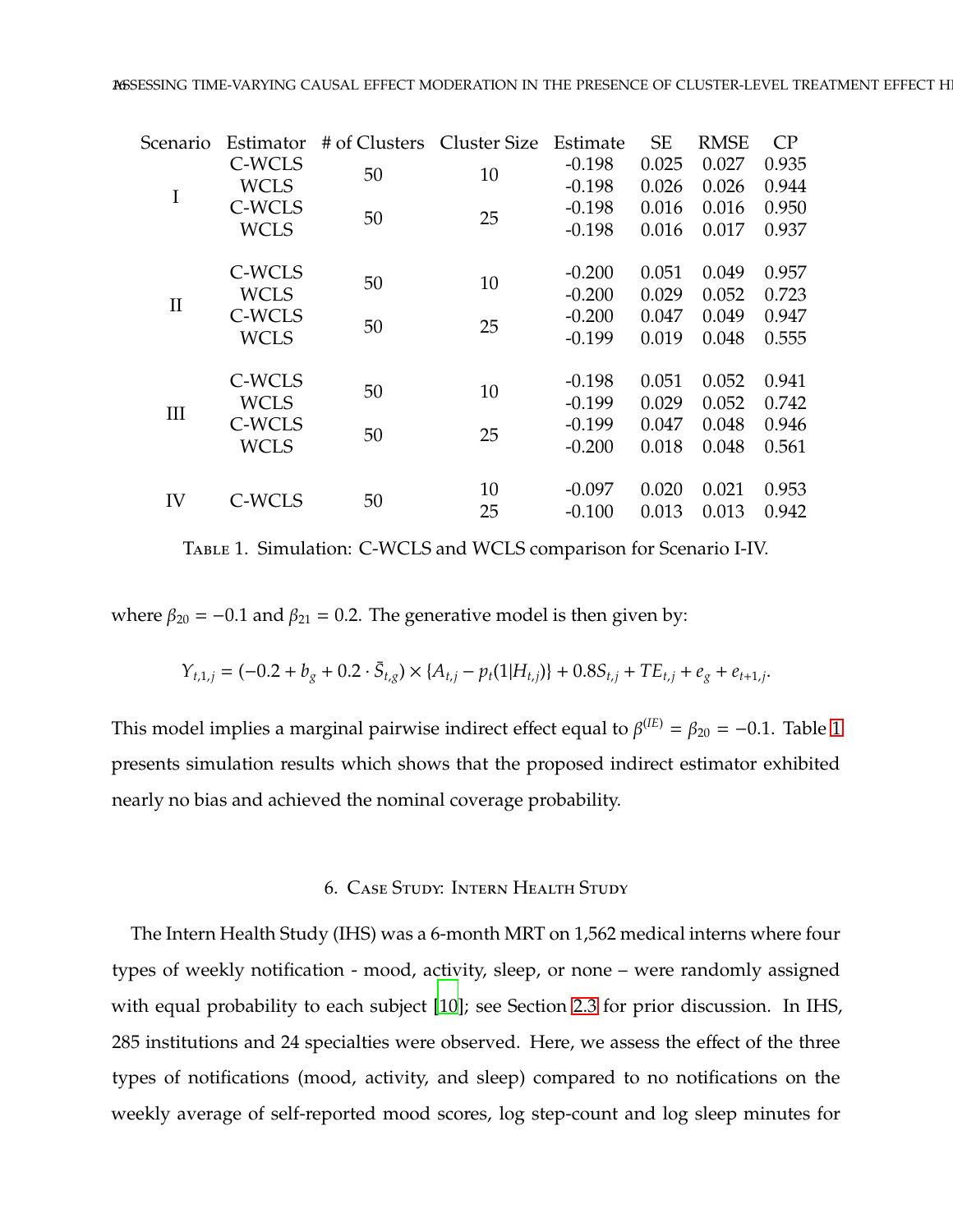| Scenario | Estimator | # of Clusters | Cluster Size | Estimate | SE | RMSE | CP |
|---|---|---|---|---|---|---|---|
| I | C-WCLS | 50 | 10 | -0.198 | 0.025 | 0.027 | 0.935 |
| | WCLS | | | -0.198 | 0.026 | 0.026 | 0.944 |
| | C-WCLS | 50 | 25 | -0.198 | 0.016 | 0.016 | 0.950 |
| | WCLS | | | -0.198 | 0.016 | 0.017 | 0.937 |
| II | C-WCLS | 50 | 10 | -0.200 | 0.051 | 0.049 | 0.957 |
| | WCLS | | | -0.200 | 0.029 | 0.052 | 0.723 |
| | C-WCLS | 50 | 25 | -0.200 | 0.047 | 0.049 | 0.947 |
| | WCLS | | | -0.199 | 0.019 | 0.048 | 0.555 |
| III | C-WCLS | 50 | 10 | -0.198 | 0.051 | 0.052 | 0.941 |
| | WCLS | | | -0.199 | 0.029 | 0.052 | 0.742 |
| | C-WCLS | 50 | 25 | -0.199 | 0.047 | 0.048 | 0.946 |
| | WCLS | | | -0.200 | 0.018 | 0.048 | 0.561 |
| IV | C-WCLS | 50 | 10 | -0.097 | 0.020 | 0.021 | 0.953 |
| | | | 25 | -0.100 | 0.013 | 0.013 | 0.942 |

Table 1. Simulation: C-WCLS and WCLS comparison for Scenario I-IV.

where $\beta_{20} = -0.1$ and $\beta_{21} = 0.2$. The generative model is then given by:

$$Y_{t,1,j} = (-0.2 + b_g + 0.2 \cdot \bar{S}_{t,g}) \times \{A_{t,j} - p_t(1|H_{t,j})\} + 0.8S_{t,j} + TE_{t,j} + e_g + e_{t+1,j}.$$

This model implies a marginal pairwise indirect effect equal to $\beta^{(IE)} = \beta_{20} = -0.1$. Table 1 presents simulation results which shows that the proposed indirect estimator exhibited nearly no bias and achieved the nominal coverage probability.

## 6. Case Study: Intern Health Study

The Intern Health Study (IHS) was a 6-month MRT on 1,562 medical interns where four types of weekly notification - mood, activity, sleep, or none – were randomly assigned with equal probability to each subject [10]; see Section 2.3 for prior discussion. In IHS, 285 institutions and 24 specialties were observed. Here, we assess the effect of the three types of notifications (mood, activity, and sleep) compared to no notifications on the weekly average of self-reported mood scores, log step-count and log sleep minutes for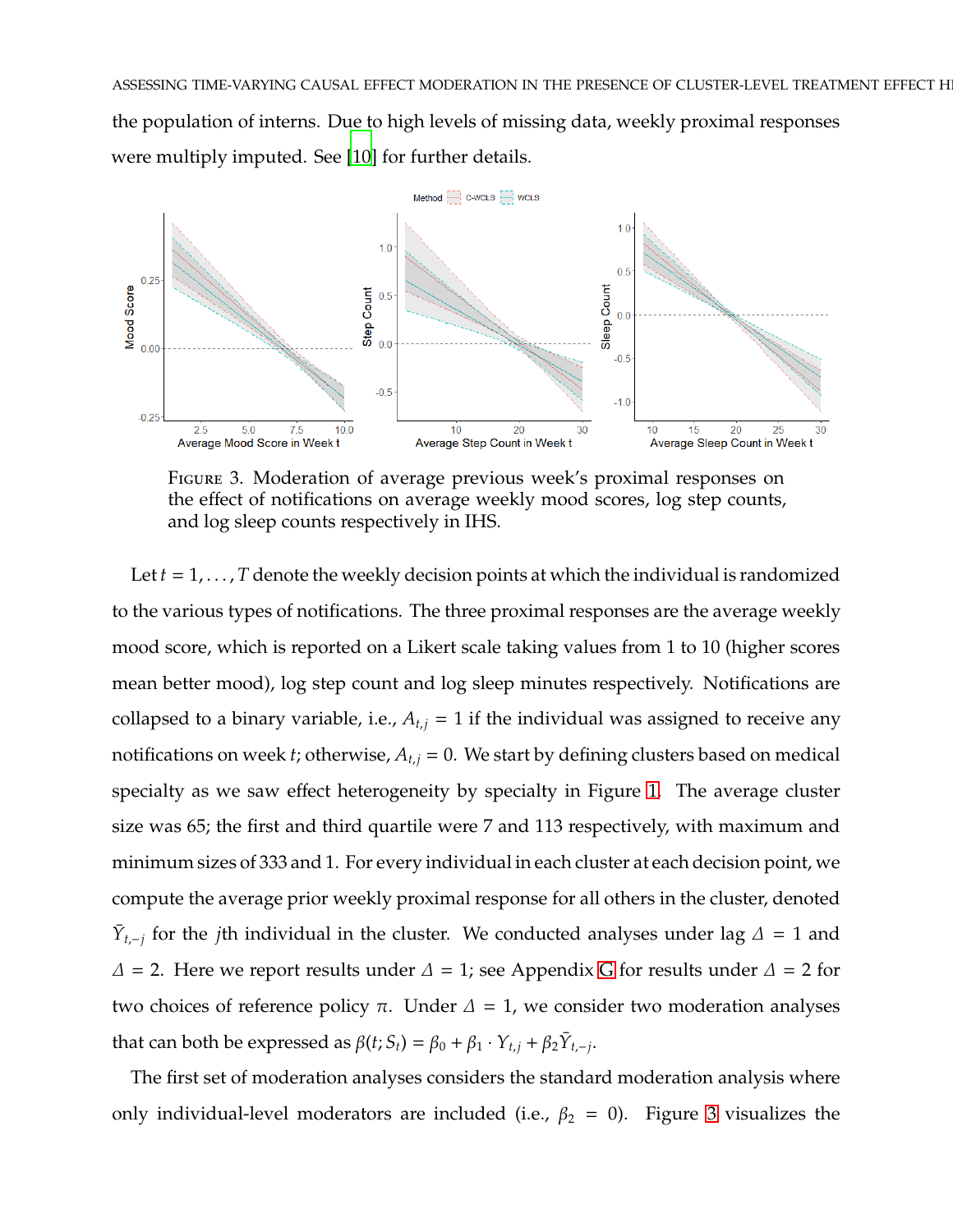the population of interns. Due to high levels of missing data, weekly proximal responses were multiply imputed. See [10] for further details.

FIGURE 3. Moderation of average previous week's proximal responses on the effect of notifications on average weekly mood scores, log step counts, and log sleep counts respectively in IHS.

Let $t = 1, \ldots, T$ denote the weekly decision points at which the individual is randomized to the various types of notifications. The three proximal responses are the average weekly mood score, which is reported on a Likert scale taking values from 1 to 10 (higher scores mean better mood), log step count and log sleep minutes respectively. Notifications are collapsed to a binary variable, i.e., $A_{t,j} = 1$ if the individual was assigned to receive any notifications on week $t$; otherwise, $A_{t,j} = 0$. We start by defining clusters based on medical specialty as we saw effect heterogeneity by specialty in Figure 1. The average cluster size was 65; the first and third quartile were 7 and 113 respectively, with maximum and minimum sizes of 333 and 1. For every individual in each cluster at each decision point, we compute the average prior weekly proximal response for all others in the cluster, denoted $\bar{Y}_{t,-j}$ for the $j$th individual in the cluster. We conducted analyses under lag $\Delta = 1$ and $\Delta = 2$. Here we report results under $\Delta = 1$; see Appendix G for results under $\Delta = 2$ for two choices of reference policy $\pi$. Under $\Delta = 1$, we consider two moderation analyses that can both be expressed as $\beta(t; S_t) = \beta_0 + \beta_1 \cdot Y_{t,j} + \beta_2 \bar{Y}_{t,-j}$.

The first set of moderation analyses considers the standard moderation analysis where only individual-level moderators are included (i.e., $\beta_2 = 0$). Figure 3 visualizes the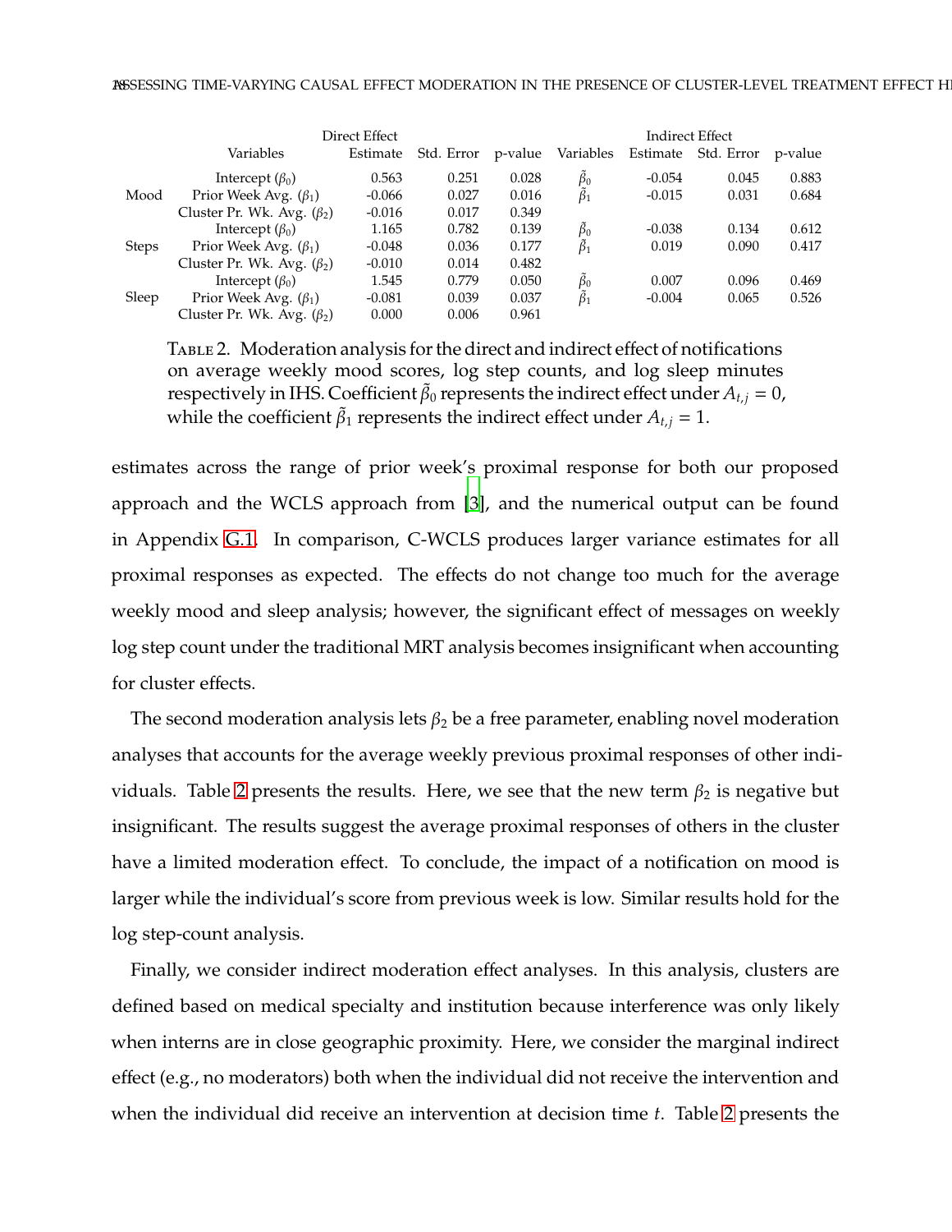| | Direct Effect | | | | Indirect Effect | | | |
|---|---|---|---|---|---|---|---|---|
| | Variables | Estimate | Std. Error | p-value | Variables | Estimate | Std. Error | p-value |
| Mood | Intercept ($\beta_0$) | 0.563 | 0.251 | 0.028 | $\tilde{\beta}_0$ | -0.054 | 0.045 | 0.883 |
| | Prior Week Avg. ($\beta_1$) | -0.066 | 0.027 | 0.016 | $\tilde{\beta}_1$ | -0.015 | 0.031 | 0.684 |
| | Cluster Pr. Wk. Avg. ($\beta_2$) | -0.016 | 0.017 | 0.349 | | | | |
| Steps | Intercept ($\beta_0$) | 1.165 | 0.782 | 0.139 | $\tilde{\beta}_0$ | -0.038 | 0.134 | 0.612 |
| | Prior Week Avg. ($\beta_1$) | -0.048 | 0.036 | 0.177 | $\tilde{\beta}_1$ | 0.019 | 0.090 | 0.417 |
| | Cluster Pr. Wk. Avg. ($\beta_2$) | -0.010 | 0.014 | 0.482 | | | | |
| Sleep | Intercept ($\beta_0$) | 1.545 | 0.779 | 0.050 | $\tilde{\beta}_0$ | 0.007 | 0.096 | 0.469 |
| | Prior Week Avg. ($\beta_1$) | -0.081 | 0.039 | 0.037 | $\tilde{\beta}_1$ | -0.004 | 0.065 | 0.526 |
| | Cluster Pr. Wk. Avg. ($\beta_2$) | 0.000 | 0.006 | 0.961 | | | | |

TABLE 2. Moderation analysis for the direct and indirect effect of notifications on average weekly mood scores, log step counts, and log sleep minutes respectively in IHS. Coefficient $\tilde{\beta}_0$ represents the indirect effect under $A_{t,j} = 0$, while the coefficient $\tilde{\beta}_1$ represents the indirect effect under $A_{t,j} = 1$.

estimates across the range of prior week's proximal response for both our proposed approach and the WCLS approach from [3], and the numerical output can be found in Appendix G.1. In comparison, C-WCLS produces larger variance estimates for all proximal responses as expected. The effects do not change too much for the average weekly mood and sleep analysis; however, the significant effect of messages on weekly log step count under the traditional MRT analysis becomes insignificant when accounting for cluster effects.

The second moderation analysis lets $\beta_2$ be a free parameter, enabling novel moderation analyses that accounts for the average weekly previous proximal responses of other individuals. Table 2 presents the results. Here, we see that the new term $\beta_2$ is negative but insignificant. The results suggest the average proximal responses of others in the cluster have a limited moderation effect. To conclude, the impact of a notification on mood is larger while the individual's score from previous week is low. Similar results hold for the log step-count analysis.

Finally, we consider indirect moderation effect analyses. In this analysis, clusters are defined based on medical specialty and institution because interference was only likely when interns are in close geographic proximity. Here, we consider the marginal indirect effect (e.g., no moderators) both when the individual did not receive the intervention and when the individual did receive an intervention at decision time $t$. Table 2 presents the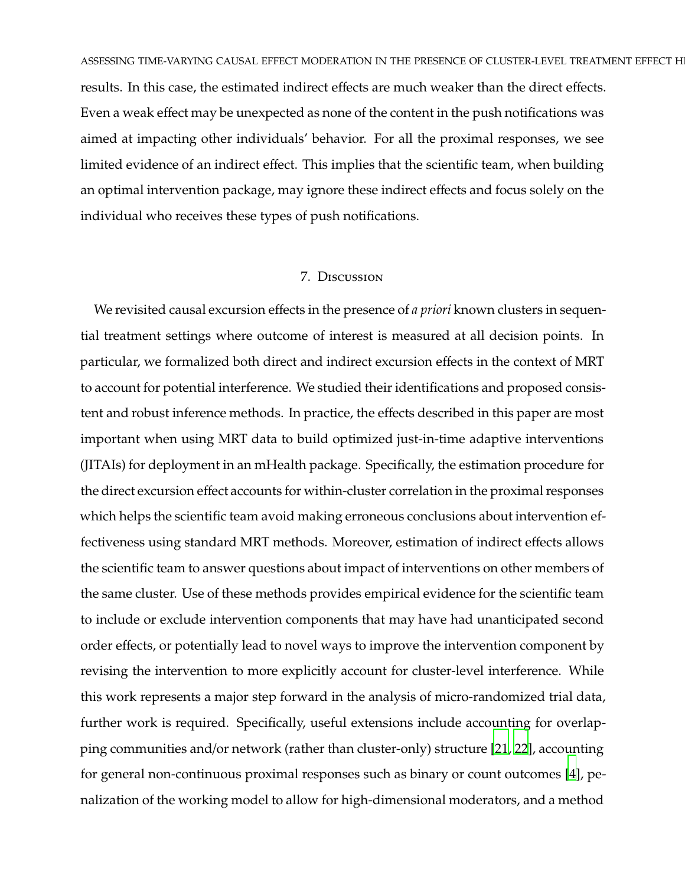results. In this case, the estimated indirect effects are much weaker than the direct effects. Even a weak effect may be unexpected as none of the content in the push notifications was aimed at impacting other individuals' behavior. For all the proximal responses, we see limited evidence of an indirect effect. This implies that the scientific team, when building an optimal intervention package, may ignore these indirect effects and focus solely on the individual who receives these types of push notifications.

## 7. Discussion

We revisited causal excursion effects in the presence of *a priori* known clusters in sequential treatment settings where outcome of interest is measured at all decision points. In particular, we formalized both direct and indirect excursion effects in the context of MRT to account for potential interference. We studied their identifications and proposed consistent and robust inference methods. In practice, the effects described in this paper are most important when using MRT data to build optimized just-in-time adaptive interventions (JITAIs) for deployment in an mHealth package. Specifically, the estimation procedure for the direct excursion effect accounts for within-cluster correlation in the proximal responses which helps the scientific team avoid making erroneous conclusions about intervention effectiveness using standard MRT methods. Moreover, estimation of indirect effects allows the scientific team to answer questions about impact of interventions on other members of the same cluster. Use of these methods provides empirical evidence for the scientific team to include or exclude intervention components that may have had unanticipated second order effects, or potentially lead to novel ways to improve the intervention component by revising the intervention to more explicitly account for cluster-level interference. While this work represents a major step forward in the analysis of micro-randomized trial data, further work is required. Specifically, useful extensions include accounting for overlapping communities and/or network (rather than cluster-only) structure [21, 22], accounting for general non-continuous proximal responses such as binary or count outcomes [4], penalization of the working model to allow for high-dimensional moderators, and a method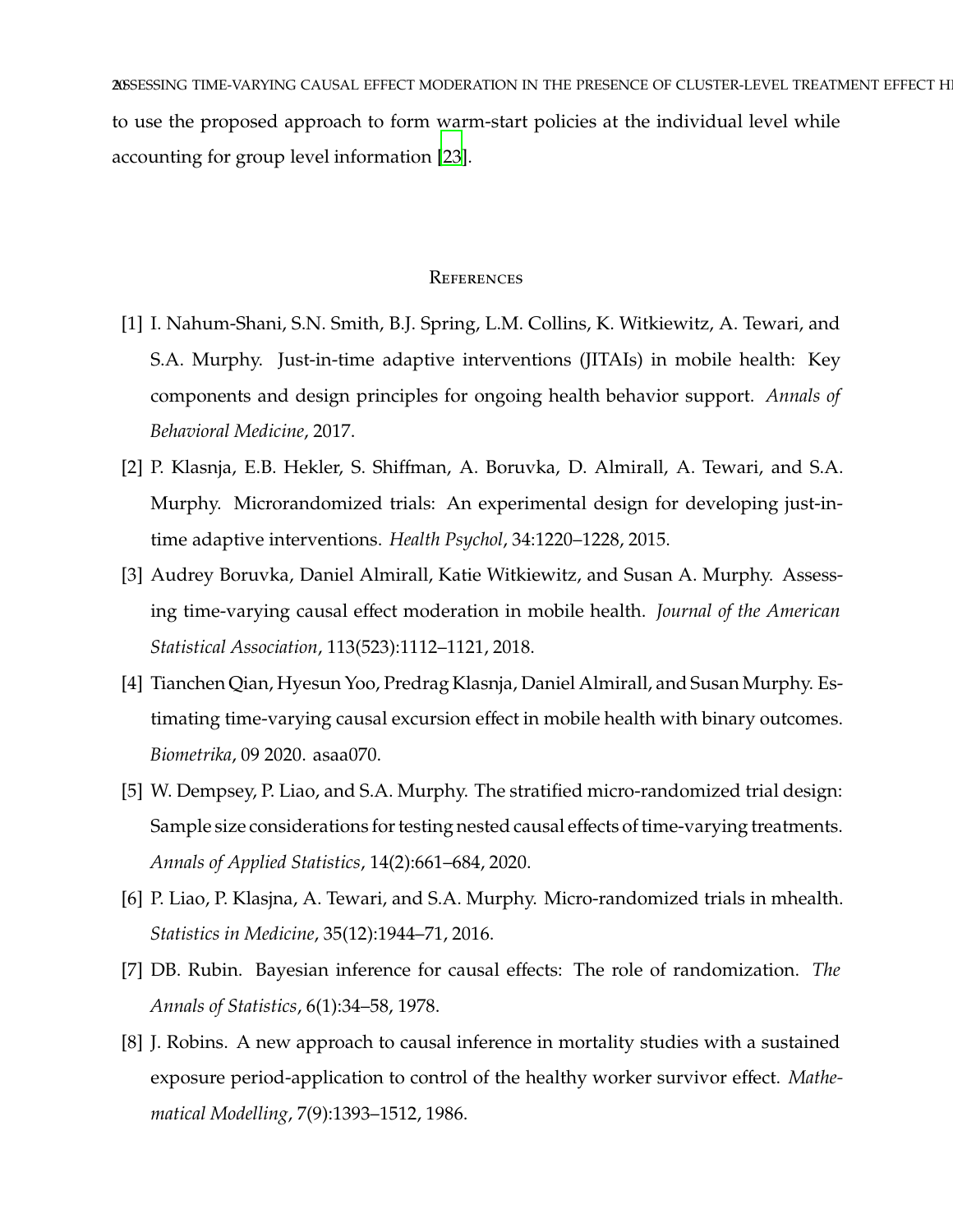to use the proposed approach to form warm-start policies at the individual level while accounting for group level information [23].

## References

[1] I. Nahum-Shani, S.N. Smith, B.J. Spring, L.M. Collins, K. Witkiewitz, A. Tewari, and S.A. Murphy. Just-in-time adaptive interventions (JITAIs) in mobile health: Key components and design principles for ongoing health behavior support. *Annals of Behavioral Medicine*, 2017.

[2] P. Klasnja, E.B. Hekler, S. Shiffman, A. Boruvka, D. Almirall, A. Tewari, and S.A. Murphy. Microrandomized trials: An experimental design for developing just-in-time adaptive interventions. *Health Psychol*, 34:1220–1228, 2015.

[3] Audrey Boruvka, Daniel Almirall, Katie Witkiewitz, and Susan A. Murphy. Assessing time-varying causal effect moderation in mobile health. *Journal of the American Statistical Association*, 113(523):1112–1121, 2018.

[4] Tianchen Qian, Hyesun Yoo, Predrag Klasnja, Daniel Almirall, and Susan Murphy. Estimating time-varying causal excursion effect in mobile health with binary outcomes. *Biometrika*, 09 2020. asaa070.

[5] W. Dempsey, P. Liao, and S.A. Murphy. The stratified micro-randomized trial design: Sample size considerations for testing nested causal effects of time-varying treatments. *Annals of Applied Statistics*, 14(2):661–684, 2020.

[6] P. Liao, P. Klasjna, A. Tewari, and S.A. Murphy. Micro-randomized trials in mhealth. *Statistics in Medicine*, 35(12):1944–71, 2016.

[7] DB. Rubin. Bayesian inference for causal effects: The role of randomization. *The Annals of Statistics*, 6(1):34–58, 1978.

[8] J. Robins. A new approach to causal inference in mortality studies with a sustained exposure period-application to control of the healthy worker survivor effect. *Mathematical Modelling*, 7(9):1393–1512, 1986.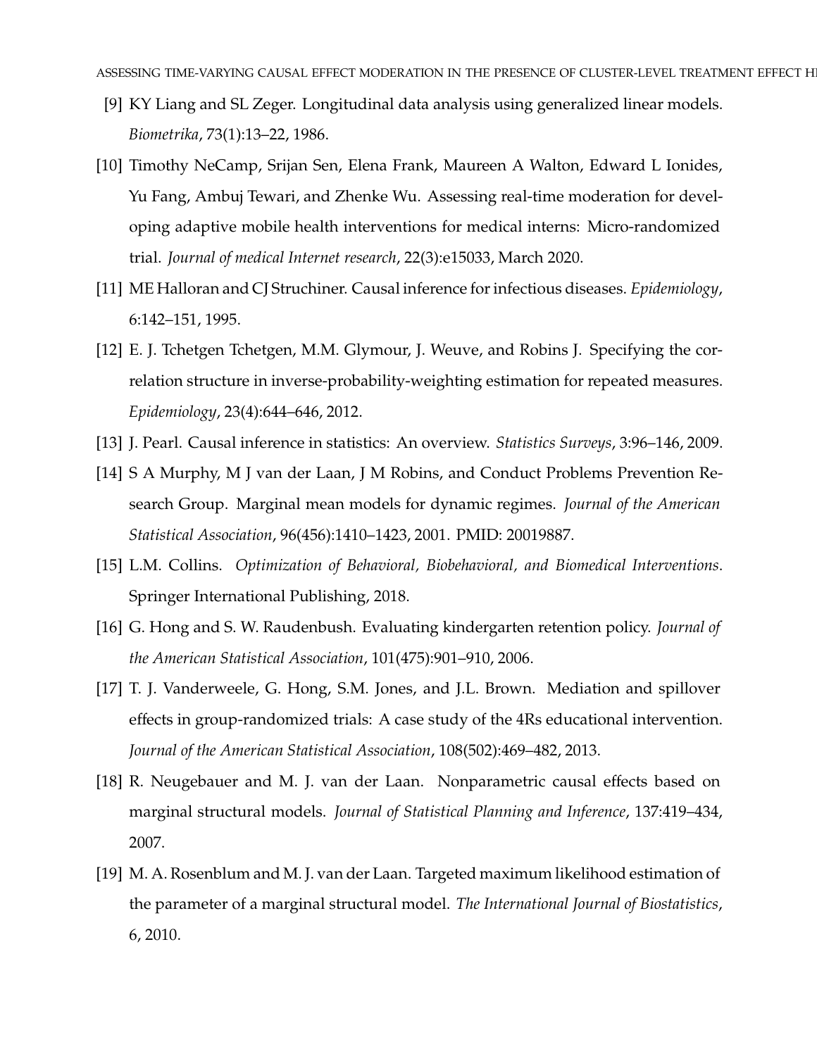[9] KY Liang and SL Zeger. Longitudinal data analysis using generalized linear models. *Biometrika*, 73(1):13–22, 1986.

[10] Timothy NeCamp, Srijan Sen, Elena Frank, Maureen A Walton, Edward L Ionides, Yu Fang, Ambuj Tewari, and Zhenke Wu. Assessing real-time moderation for developing adaptive mobile health interventions for medical interns: Micro-randomized trial. *Journal of medical Internet research*, 22(3):e15033, March 2020.

[11] ME Halloran and CJ Struchiner. Causal inference for infectious diseases. *Epidemiology*, 6:142–151, 1995.

[12] E. J. Tchetgen Tchetgen, M.M. Glymour, J. Weuve, and Robins J. Specifying the correlation structure in inverse-probability-weighting estimation for repeated measures. *Epidemiology*, 23(4):644–646, 2012.

[13] J. Pearl. Causal inference in statistics: An overview. *Statistics Surveys*, 3:96–146, 2009.

[14] S A Murphy, M J van der Laan, J M Robins, and Conduct Problems Prevention Research Group. Marginal mean models for dynamic regimes. *Journal of the American Statistical Association*, 96(456):1410–1423, 2001. PMID: 20019887.

[15] L.M. Collins. *Optimization of Behavioral, Biobehavioral, and Biomedical Interventions*. Springer International Publishing, 2018.

[16] G. Hong and S. W. Raudenbush. Evaluating kindergarten retention policy. *Journal of the American Statistical Association*, 101(475):901–910, 2006.

[17] T. J. Vanderweele, G. Hong, S.M. Jones, and J.L. Brown. Mediation and spillover effects in group-randomized trials: A case study of the 4Rs educational intervention. *Journal of the American Statistical Association*, 108(502):469–482, 2013.

[18] R. Neugebauer and M. J. van der Laan. Nonparametric causal effects based on marginal structural models. *Journal of Statistical Planning and Inference*, 137:419–434, 2007.

[19] M. A. Rosenblum and M. J. van der Laan. Targeted maximum likelihood estimation of the parameter of a marginal structural model. *The International Journal of Biostatistics*, 6, 2010.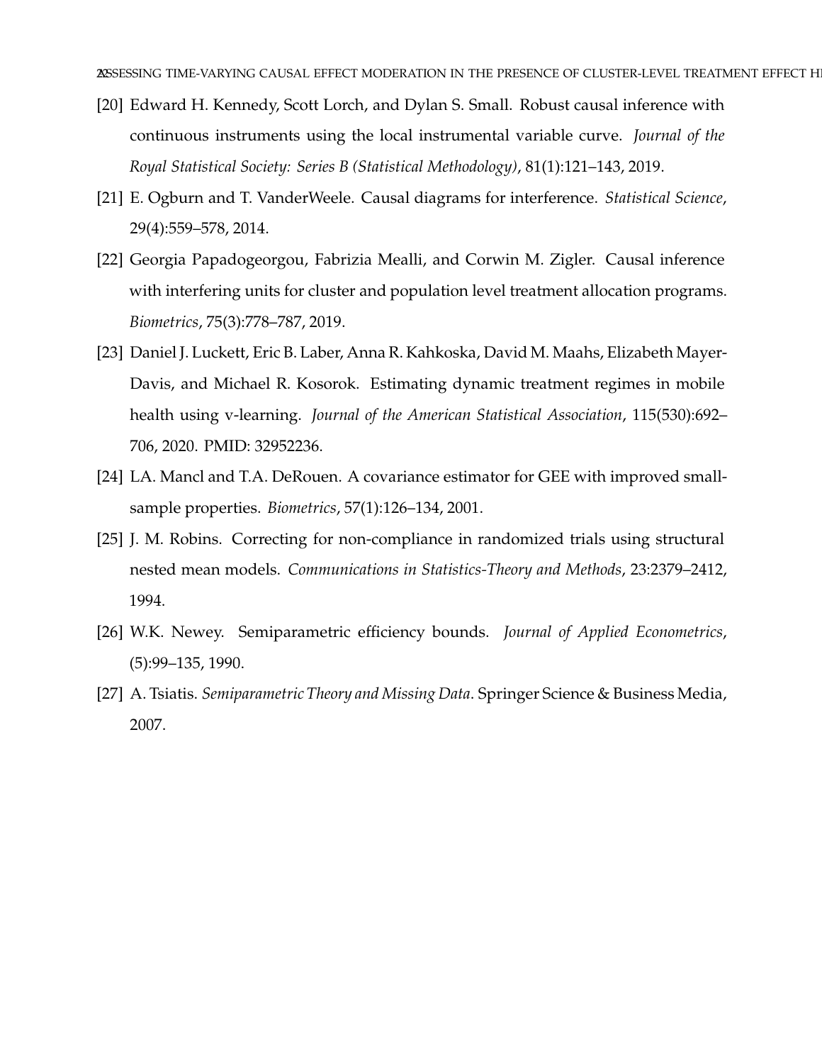[20] Edward H. Kennedy, Scott Lorch, and Dylan S. Small. Robust causal inference with continuous instruments using the local instrumental variable curve. *Journal of the Royal Statistical Society: Series B (Statistical Methodology)*, 81(1):121–143, 2019.

[21] E. Ogburn and T. VanderWeele. Causal diagrams for interference. *Statistical Science*, 29(4):559–578, 2014.

[22] Georgia Papadogeorgou, Fabrizia Mealli, and Corwin M. Zigler. Causal inference with interfering units for cluster and population level treatment allocation programs. *Biometrics*, 75(3):778–787, 2019.

[23] Daniel J. Luckett, Eric B. Laber, Anna R. Kahkoska, David M. Maahs, Elizabeth Mayer-Davis, and Michael R. Kosorok. Estimating dynamic treatment regimes in mobile health using v-learning. *Journal of the American Statistical Association*, 115(530):692–706, 2020. PMID: 32952236.

[24] LA. Mancl and T.A. DeRouen. A covariance estimator for GEE with improved small-sample properties. *Biometrics*, 57(1):126–134, 2001.

[25] J. M. Robins. Correcting for non-compliance in randomized trials using structural nested mean models. *Communications in Statistics-Theory and Methods*, 23:2379–2412, 1994.

[26] W.K. Newey. Semiparametric efficiency bounds. *Journal of Applied Econometrics*, (5):99–135, 1990.

[27] A. Tsiatis. *Semiparametric Theory and Missing Data*. Springer Science & Business Media, 2007.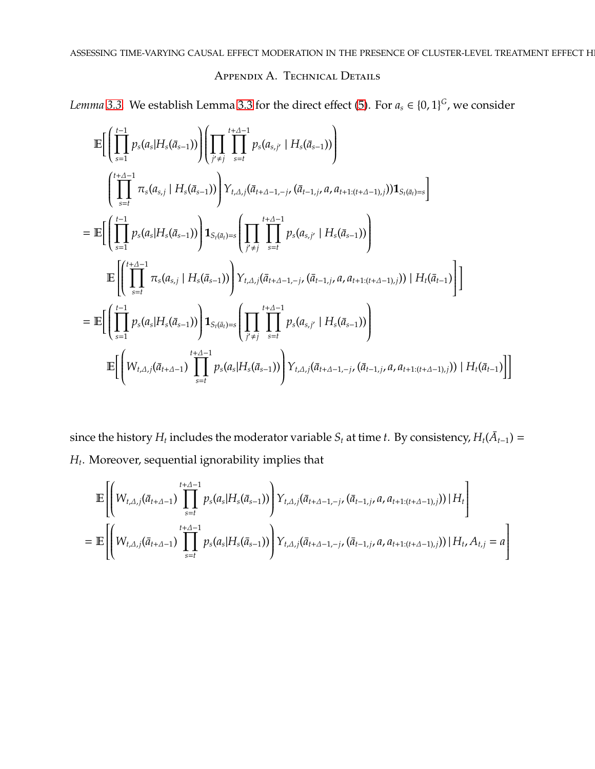## Appendix A. Technical Details

*Lemma 3.3.* We establish Lemma 3.3 for the direct effect (5). For $a_s \in \{0,1\}^G$, we consider

$$
\begin{aligned}
&\mathbb{E}\Bigg[\left(\prod_{s=1}^{t-1} p_s(a_s|H_s(\bar{a}_{s-1}))\right)\left(\prod_{j'\neq j}\prod_{s=t}^{t+\Delta-1} p_s(a_{s,j'} \mid H_s(\bar{a}_{s-1}))\right) \\
&\quad \left(\prod_{s=t}^{t+\Delta-1} \pi_s(a_{s,j} \mid H_s(\bar{a}_{s-1}))\right) Y_{t,\Delta,j}(\bar{a}_{t+\Delta-1,-j}, (\bar{a}_{t-1,j}, a, a_{t+1:(t+\Delta-1),j}))\mathbf{1}_{S_t(\bar{a}_t)=s}\Bigg] \\
&= \mathbb{E}\Bigg[\left(\prod_{s=1}^{t-1} p_s(a_s|H_s(\bar{a}_{s-1}))\right)\mathbf{1}_{S_t(\bar{a}_t)=s}\left(\prod_{j'\neq j}\prod_{s=t}^{t+\Delta-1} p_s(a_{s,j'} \mid H_s(\bar{a}_{s-1}))\right) \\
&\quad \mathbb{E}\Bigg[\left(\prod_{s=t}^{t+\Delta-1} \pi_s(a_{s,j} \mid H_s(\bar{a}_{s-1}))\right) Y_{t,\Delta,j}(\bar{a}_{t+\Delta-1,-j}, (\bar{a}_{t-1,j}, a, a_{t+1:(t+\Delta-1),j})) \mid H_t(\bar{a}_{t-1})\Bigg]\Bigg] \\
&= \mathbb{E}\Bigg[\left(\prod_{s=1}^{t-1} p_s(a_s|H_s(\bar{a}_{s-1}))\right)\mathbf{1}_{S_t(\bar{a}_t)=s}\left(\prod_{j'\neq j}\prod_{s=t}^{t+\Delta-1} p_s(a_{s,j'} \mid H_s(\bar{a}_{s-1}))\right) \\
&\quad \mathbb{E}\Bigg[\left(W_{t,\Delta,j}(\bar{a}_{t+\Delta-1})\prod_{s=t}^{t+\Delta-1} p_s(a_s|H_s(\bar{a}_{s-1}))\right) Y_{t,\Delta,j}(\bar{a}_{t+\Delta-1,-j}, (\bar{a}_{t-1,j}, a, a_{t+1:(t+\Delta-1),j})) \mid H_t(\bar{a}_{t-1})\Bigg]\Bigg]
\end{aligned}
$$

since the history $H_t$ includes the moderator variable $S_t$ at time $t$. By consistency, $H_t(\bar{A}_{t-1}) = H_t$. Moreover, sequential ignorability implies that

$$
\begin{aligned}
&\mathbb{E}\left[\left(W_{t,\Delta,j}(\bar{a}_{t+\Delta-1})\prod_{s=t}^{t+\Delta-1} p_s(a_s|H_s(\bar{a}_{s-1}))\right) Y_{t,\Delta,j}(\bar{a}_{t+\Delta-1,-j}, (\bar{a}_{t-1,j}, a, a_{t+1:(t+\Delta-1),j})) \,|\, H_t\right] \\
&= \mathbb{E}\left[\left(W_{t,\Delta,j}(\bar{a}_{t+\Delta-1})\prod_{s=t}^{t+\Delta-1} p_s(a_s|H_s(\bar{a}_{s-1}))\right) Y_{t,\Delta,j}(\bar{a}_{t+\Delta-1,-j}, (\bar{a}_{t-1,j}, a, a_{t+1:(t+\Delta-1),j})) \,|\, H_t, A_{t,j} = a\right]
\end{aligned}
$$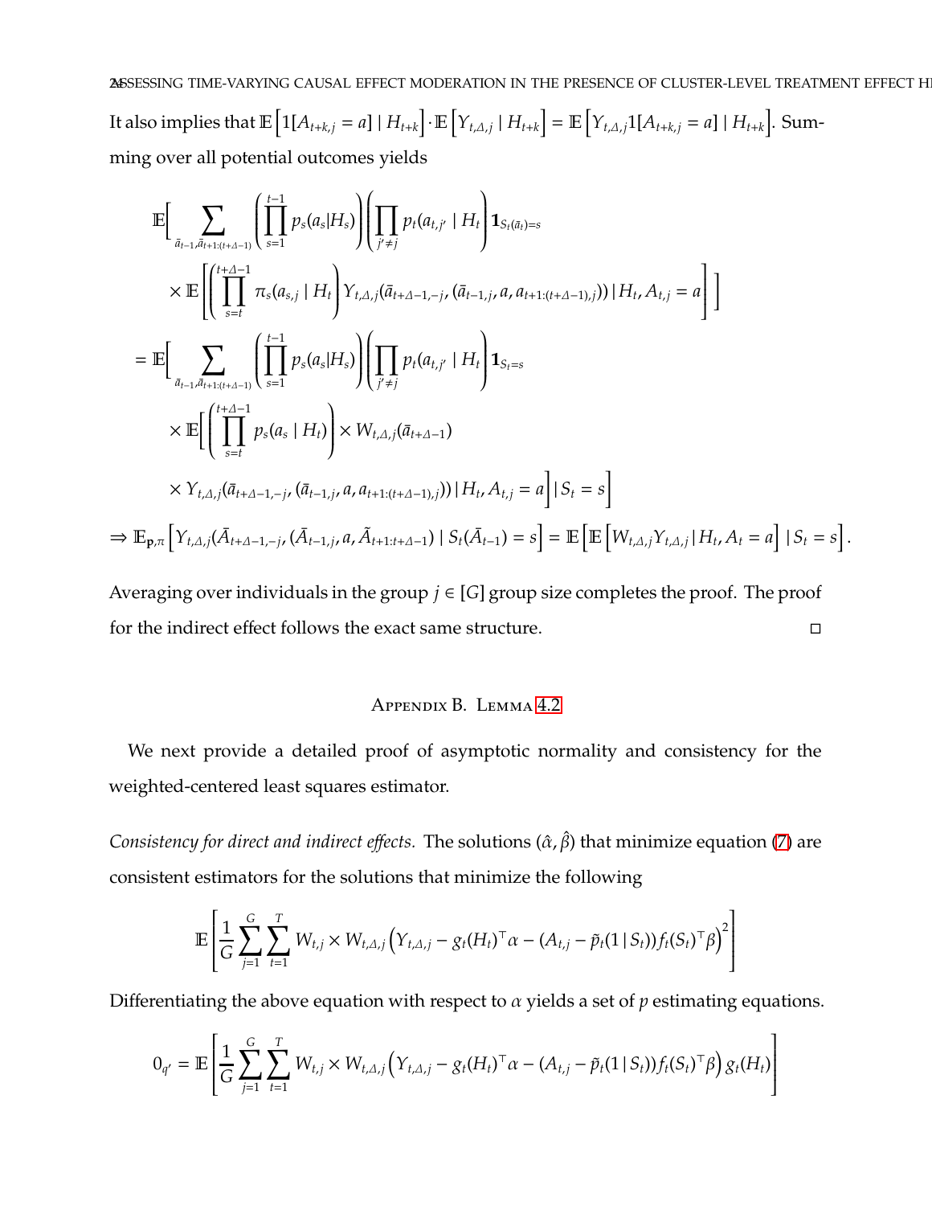It also implies that $\mathbb{E}\left[1[A_{t+k,j} = a] \mid H_{t+k}\right] \cdot \mathbb{E}\left[Y_{t,\Delta,j} \mid H_{t+k}\right] = \mathbb{E}\left[Y_{t,\Delta,j} 1[A_{t+k,j} = a] \mid H_{t+k}\right]$. Summing over all potential outcomes yields

$$
\begin{aligned}
&\mathbb{E}\Big[\sum_{\bar{a}_{t-1}, \bar{a}_{t+1:(t+\Delta-1)}} \left(\prod_{s=1}^{t-1} p_s(a_s|H_s)\right)\left(\prod_{j' \neq j} p_t(a_{t,j'} \mid H_t\right) \mathbf{1}_{S_t(\bar{a}_t)=s} \\
&\quad \times \mathbb{E}\left[\left(\prod_{s=t}^{t+\Delta-1} \pi_s(a_{s,j} \mid H_t\right) Y_{t,\Delta,j}(\bar{a}_{t+\Delta-1,-j}, (\bar{a}_{t-1,j}, a, a_{t+1:(t+\Delta-1),j})) \,|\, H_t, A_{t,j} = a\right]\Big] \\
&= \mathbb{E}\Big[\sum_{\bar{a}_{t-1}, \bar{a}_{t+1:(t+\Delta-1)}} \left(\prod_{s=1}^{t-1} p_s(a_s|H_s)\right)\left(\prod_{j' \neq j} p_t(a_{t,j'} \mid H_t\right) \mathbf{1}_{S_t=s} \\
&\quad \times \mathbb{E}\Big[\left(\prod_{s=t}^{t+\Delta-1} p_s(a_s \mid H_t)\right) \times W_{t,\Delta,j}(\bar{a}_{t+\Delta-1}) \\
&\quad \times Y_{t,\Delta,j}(\bar{a}_{t+\Delta-1,-j}, (\bar{a}_{t-1,j}, a, a_{t+1:(t+\Delta-1),j})) \,|\, H_t, A_{t,j} = a\Big] \,|\, S_t = s\Big] \\
&\Rightarrow \mathbb{E}_{\mathbf{p},\pi}\left[Y_{t,\Delta,j}(\bar{A}_{t+\Delta-1,-j}, (\bar{A}_{t-1,j}, a, \tilde{A}_{t+1:t+\Delta-1}) \mid S_t(\bar{A}_{t-1}) = s\right] = \mathbb{E}\left[\mathbb{E}\left[W_{t,\Delta,j} Y_{t,\Delta,j} \,|\, H_t, A_t = a\right] \,|\, S_t = s\right].
\end{aligned}
$$

Averaging over individuals in the group $j \in [G]$ group size completes the proof. The proof for the indirect effect follows the exact same structure. ◻

## Appendix B. Lemma 4.2

We next provide a detailed proof of asymptotic normality and consistency for the weighted-centered least squares estimator.

*Consistency for direct and indirect effects.* The solutions $(\hat{\alpha}, \hat{\beta})$ that minimize equation (7) are consistent estimators for the solutions that minimize the following

$$
\mathbb{E}\left[\frac{1}{G}\sum_{j=1}^{G}\sum_{t=1}^{T} W_{t,j} \times W_{t,\Delta,j}\left(Y_{t,\Delta,j} - g_t(H_t)^\top \alpha - (A_{t,j} - \tilde{p}_t(1 \,|\, S_t)) f_t(S_t)^\top \beta\right)^2\right]
$$

Differentiating the above equation with respect to $\alpha$ yields a set of $p$ estimating equations.

$$
0_{q'} = \mathbb{E}\left[\frac{1}{G}\sum_{j=1}^{G}\sum_{t=1}^{T} W_{t,j} \times W_{t,\Delta,j}\left(Y_{t,\Delta,j} - g_t(H_t)^\top \alpha - (A_{t,j} - \tilde{p}_t(1 \,|\, S_t)) f_t(S_t)^\top \beta\right) g_t(H_t)\right]
$$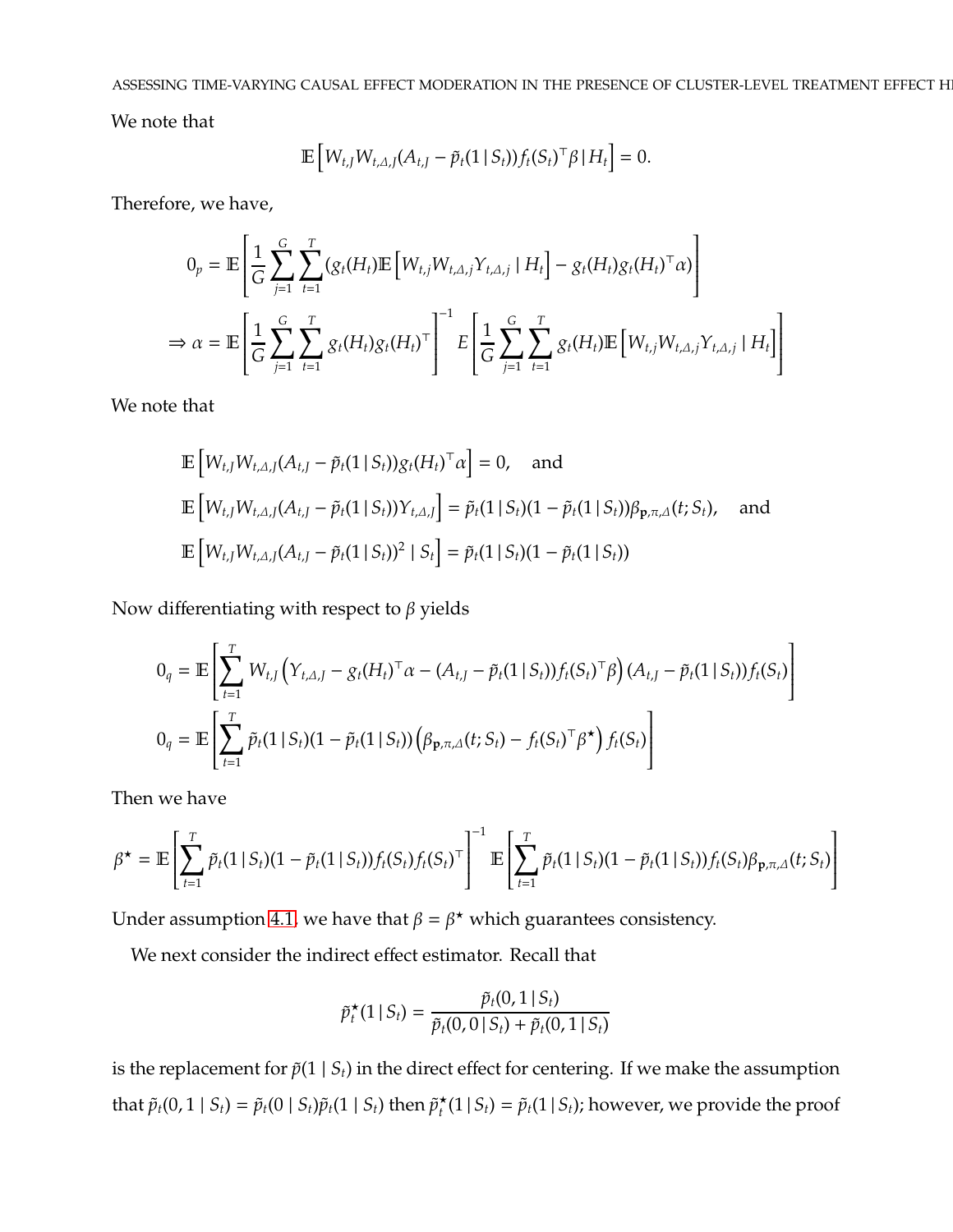We note that

$$\mathbb{E}\left[W_{t,J}W_{t,\Delta,J}(A_{t,J} - \tilde{p}_t(1 \mid S_t))f_t(S_t)^\top \beta \mid H_t\right] = 0.$$

Therefore, we have,

$$0_p = \mathbb{E}\left[\frac{1}{G}\sum_{j=1}^{G}\sum_{t=1}^{T}(g_t(H_t)\mathbb{E}\left[W_{t,j}W_{t,\Delta,j}Y_{t,\Delta,j} \mid H_t\right] - g_t(H_t)g_t(H_t)^\top \alpha)\right]$$

$$\Rightarrow \alpha = \mathbb{E}\left[\frac{1}{G}\sum_{j=1}^{G}\sum_{t=1}^{T} g_t(H_t)g_t(H_t)^\top\right]^{-1} E\left[\frac{1}{G}\sum_{j=1}^{G}\sum_{t=1}^{T} g_t(H_t)\mathbb{E}\left[W_{t,j}W_{t,\Delta,j}Y_{t,\Delta,j} \mid H_t\right]\right]$$

We note that

$$\mathbb{E}\left[W_{t,J}W_{t,\Delta,J}(A_{t,J} - \tilde{p}_t(1 \mid S_t))g_t(H_t)^\top \alpha\right] = 0, \quad \text{and}$$

$$\mathbb{E}\left[W_{t,J}W_{t,\Delta,J}(A_{t,J} - \tilde{p}_t(1 \mid S_t))Y_{t,\Delta,J}\right] = \tilde{p}_t(1 \mid S_t)(1 - \tilde{p}_t(1 \mid S_t))\beta_{\mathbf{p},\pi,\Delta}(t; S_t), \quad \text{and}$$

$$\mathbb{E}\left[W_{t,J}W_{t,\Delta,J}(A_{t,J} - \tilde{p}_t(1 \mid S_t))^2 \mid S_t\right] = \tilde{p}_t(1 \mid S_t)(1 - \tilde{p}_t(1 \mid S_t))$$

Now differentiating with respect to $\beta$ yields

$$0_q = \mathbb{E}\left[\sum_{t=1}^{T} W_{t,J}\left(Y_{t,\Delta,J} - g_t(H_t)^\top \alpha - (A_{t,J} - \tilde{p}_t(1 \mid S_t))f_t(S_t)^\top \beta\right)(A_{t,J} - \tilde{p}_t(1 \mid S_t))f_t(S_t)\right]$$

$$0_q = \mathbb{E}\left[\sum_{t=1}^{T} \tilde{p}_t(1 \mid S_t)(1 - \tilde{p}_t(1 \mid S_t))\left(\beta_{\mathbf{p},\pi,\Delta}(t; S_t) - f_t(S_t)^\top \beta^\star\right) f_t(S_t)\right]$$

Then we have

$$\beta^\star = \mathbb{E}\left[\sum_{t=1}^{T} \tilde{p}_t(1 \mid S_t)(1 - \tilde{p}_t(1 \mid S_t))f_t(S_t)f_t(S_t)^\top\right]^{-1} \mathbb{E}\left[\sum_{t=1}^{T} \tilde{p}_t(1 \mid S_t)(1 - \tilde{p}_t(1 \mid S_t))f_t(S_t)\beta_{\mathbf{p},\pi,\Delta}(t; S_t)\right]$$

Under assumption 4.1, we have that $\beta = \beta^\star$ which guarantees consistency.

We next consider the indirect effect estimator. Recall that

$$\tilde{p}_t^\star(1 \mid S_t) = \frac{\tilde{p}_t(0, 1 \mid S_t)}{\tilde{p}_t(0, 0 \mid S_t) + \tilde{p}_t(0, 1 \mid S_t)}$$

is the replacement for $\tilde{p}(1 \mid S_t)$ in the direct effect for centering. If we make the assumption that $\tilde{p}_t(0, 1 \mid S_t) = \tilde{p}_t(0 \mid S_t)\tilde{p}_t(1 \mid S_t)$ then $\tilde{p}_t^\star(1 \mid S_t) = \tilde{p}_t(1 \mid S_t)$; however, we provide the proof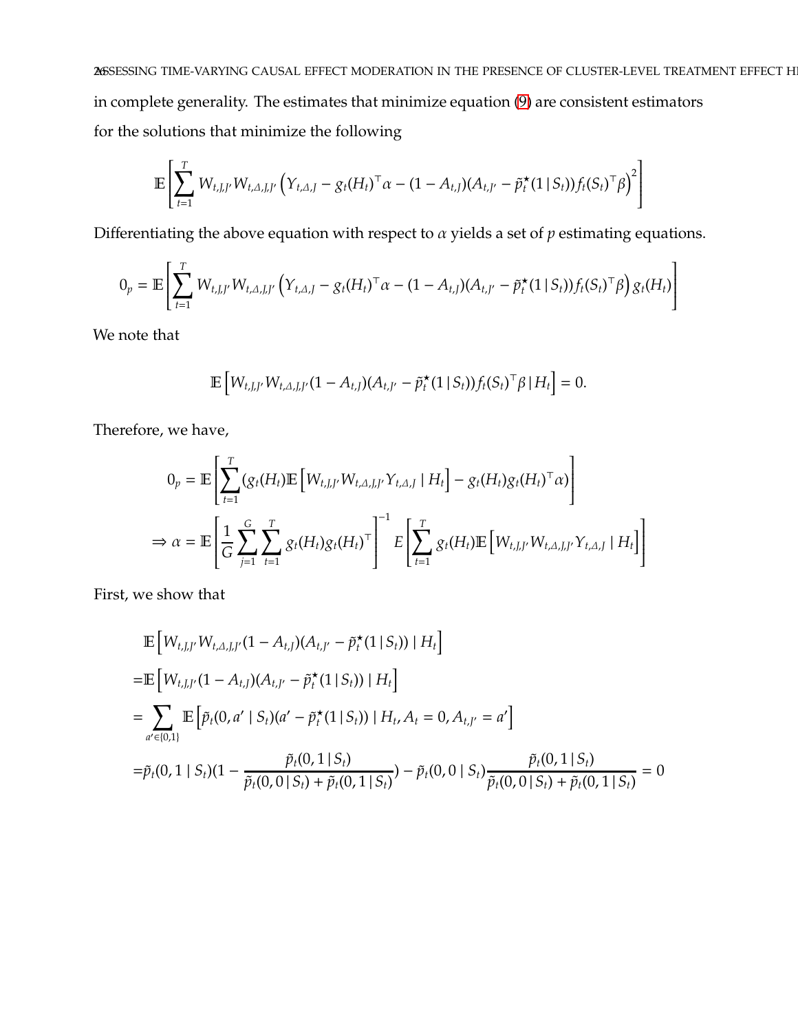in complete generality. The estimates that minimize equation (9) are consistent estimators for the solutions that minimize the following

$$\mathbb{E}\left[\sum_{t=1}^{T} W_{t,J,J'} W_{t,\Delta,J,J'} \left(Y_{t,\Delta,J} - g_t(H_t)^\top \alpha - (1-A_{t,J})(A_{t,J'} - \tilde{p}_t^\star(1 \mid S_t)) f_t(S_t)^\top \beta\right)^2\right]$$

Differentiating the above equation with respect to $\alpha$ yields a set of $p$ estimating equations.

$$0_p = \mathbb{E}\left[\sum_{t=1}^{T} W_{t,J,J'} W_{t,\Delta,J,J'} \left(Y_{t,\Delta,J} - g_t(H_t)^\top \alpha - (1-A_{t,J})(A_{t,J'} - \tilde{p}_t^\star(1 \mid S_t)) f_t(S_t)^\top \beta\right) g_t(H_t)\right]$$

We note that

$$\mathbb{E}\left[W_{t,J,J'} W_{t,\Delta,J,J'} (1-A_{t,J})(A_{t,J'} - \tilde{p}_t^\star(1 \mid S_t)) f_t(S_t)^\top \beta \mid H_t\right] = 0.$$

Therefore, we have,

$$\begin{aligned}
0_p &= \mathbb{E}\left[\sum_{t=1}^{T} (g_t(H_t)\mathbb{E}\left[W_{t,J,J'} W_{t,\Delta,J,J'} Y_{t,\Delta,J} \mid H_t\right] - g_t(H_t) g_t(H_t)^\top \alpha)\right] \\
\Rightarrow \alpha &= \mathbb{E}\left[\frac{1}{G}\sum_{j=1}^{G}\sum_{t=1}^{T} g_t(H_t) g_t(H_t)^\top\right]^{-1} E\left[\sum_{t=1}^{T} g_t(H_t)\mathbb{E}\left[W_{t,J,J'} W_{t,\Delta,J,J'} Y_{t,\Delta,J} \mid H_t\right]\right]
\end{aligned}$$

First, we show that

$$\begin{aligned}
&\mathbb{E}\left[W_{t,J,J'} W_{t,\Delta,J,J'} (1-A_{t,J})(A_{t,J'} - \tilde{p}_t^\star(1 \mid S_t)) \mid H_t\right] \\
=&\mathbb{E}\left[W_{t,J,J'} (1-A_{t,J})(A_{t,J'} - \tilde{p}_t^\star(1 \mid S_t)) \mid H_t\right] \\
=&\sum_{a' \in \{0,1\}} \mathbb{E}\left[\tilde{p}_t(0, a' \mid S_t)(a' - \tilde{p}_t^\star(1 \mid S_t)) \mid H_t, A_t = 0, A_{t,J'} = a'\right] \\
=&\tilde{p}_t(0,1 \mid S_t)\left(1 - \frac{\tilde{p}_t(0,1 \mid S_t)}{\tilde{p}_t(0,0 \mid S_t) + \tilde{p}_t(0,1 \mid S_t)}\right) - \tilde{p}_t(0,0 \mid S_t)\frac{\tilde{p}_t(0,1 \mid S_t)}{\tilde{p}_t(0,0 \mid S_t) + \tilde{p}_t(0,1 \mid S_t)} = 0
\end{aligned}$$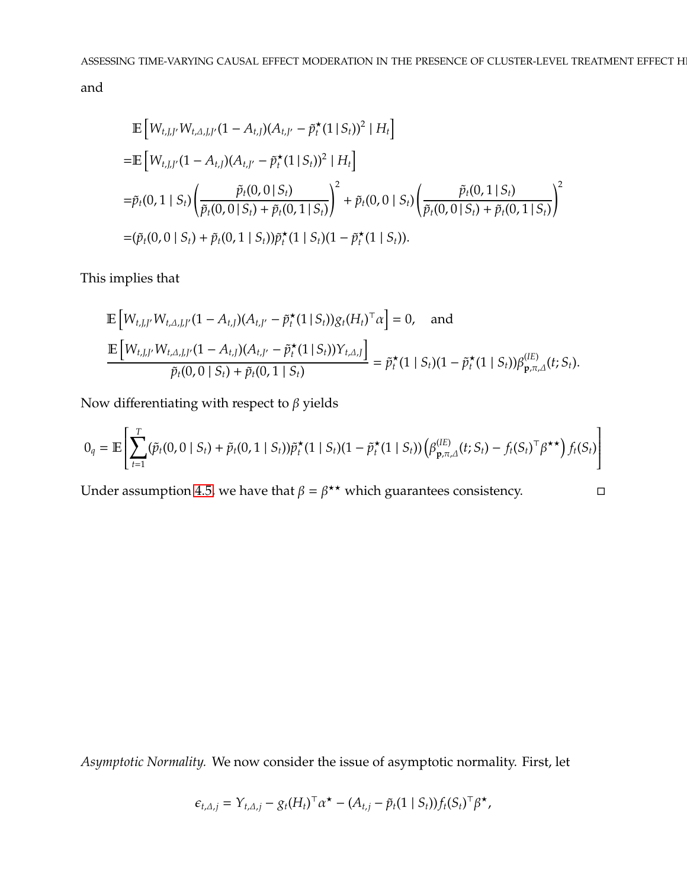and

$$
\begin{aligned}
&\mathbb{E}\left[W_{t,J,J'}W_{t,\Delta,J,J'}(1-A_{t,J})(A_{t,J'}-\tilde{p}_t^\star(1\,|\,S_t))^2 \mid H_t\right] \\
=&\mathbb{E}\left[W_{t,J,J'}(1-A_{t,J})(A_{t,J'}-\tilde{p}_t^\star(1\,|\,S_t))^2 \mid H_t\right] \\
=&\tilde{p}_t(0,1 \mid S_t)\left(\frac{\tilde{p}_t(0,0\,|\,S_t)}{\tilde{p}_t(0,0\,|\,S_t)+\tilde{p}_t(0,1\,|\,S_t)}\right)^2 + \tilde{p}_t(0,0 \mid S_t)\left(\frac{\tilde{p}_t(0,1\,|\,S_t)}{\tilde{p}_t(0,0\,|\,S_t)+\tilde{p}_t(0,1\,|\,S_t)}\right)^2 \\
=&(\tilde{p}_t(0,0 \mid S_t)+\tilde{p}_t(0,1 \mid S_t))\tilde{p}_t^\star(1 \mid S_t)(1-\tilde{p}_t^\star(1 \mid S_t)).
\end{aligned}
$$

This implies that

$$
\begin{aligned}
&\mathbb{E}\left[W_{t,J,J'}W_{t,\Delta,J,J'}(1-A_{t,J})(A_{t,J'}-\tilde{p}_t^\star(1\,|\,S_t))g_t(H_t)^\top\alpha\right]=0, \quad \text{and} \\
&\frac{\mathbb{E}\left[W_{t,J,J'}W_{t,\Delta,J,J'}(1-A_{t,J})(A_{t,J'}-\tilde{p}_t^\star(1\,|\,S_t))Y_{t,\Delta,J}\right]}{\tilde{p}_t(0,0\mid S_t)+\tilde{p}_t(0,1\mid S_t)} = \tilde{p}_t^\star(1 \mid S_t)(1-\tilde{p}_t^\star(1 \mid S_t))\beta^{(IE)}_{\mathbf{p},\pi,\Delta}(t;S_t).
\end{aligned}
$$

Now differentiating with respect to $\beta$ yields

$$
0_q = \mathbb{E}\left[\sum_{t=1}^{T}(\tilde{p}_t(0,0 \mid S_t)+\tilde{p}_t(0,1 \mid S_t))\tilde{p}_t^\star(1 \mid S_t)(1-\tilde{p}_t^\star(1 \mid S_t))\left(\beta^{(IE)}_{\mathbf{p},\pi,\Delta}(t;S_t)-f_t(S_t)^\top\beta^{\star\star}\right)f_t(S_t)\right]
$$

Under assumption 4.5, we have that $\beta=\beta^{\star\star}$ which guarantees consistency. □

*Asymptotic Normality.* We now consider the issue of asymptotic normality. First, let

$$
\epsilon_{t,\Delta,j} = Y_{t,\Delta,j} - g_t(H_t)^\top\alpha^\star - (A_{t,j}-\tilde{p}_t(1 \mid S_t))f_t(S_t)^\top\beta^\star,
$$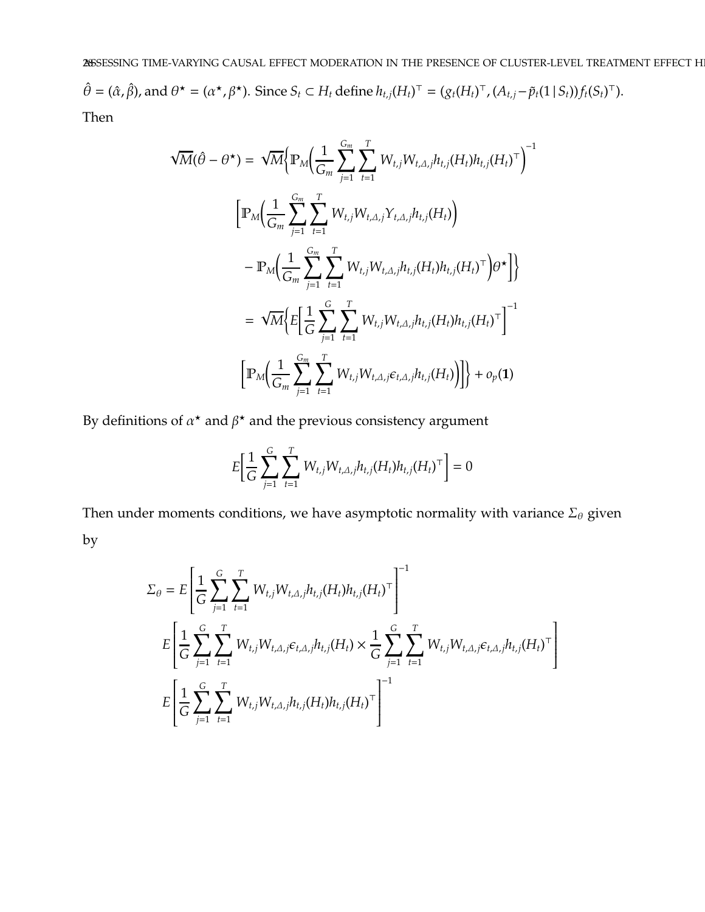$\hat{\theta} = (\hat{\alpha}, \hat{\beta})$, and $\theta^\star = (\alpha^\star, \beta^\star)$. Since $S_t \subset H_t$ define $h_{t,j}(H_t)^\top = (g_t(H_t)^\top, (A_{t,j} - \tilde{p}_t(1 \mid S_t)) f_t(S_t)^\top)$. Then

$$
\begin{aligned}
\sqrt{M}(\hat{\theta} - \theta^\star) = & \sqrt{M}\Big\{ \mathbb{P}_M\Big( \frac{1}{G_m} \sum_{j=1}^{G_m} \sum_{t=1}^{T} W_{t,j} W_{t,\Delta,j} h_{t,j}(H_t) h_{t,j}(H_t)^\top \Big)^{-1} \\
& \Big[ \mathbb{P}_M\Big( \frac{1}{G_m} \sum_{j=1}^{G_m} \sum_{t=1}^{T} W_{t,j} W_{t,\Delta,j} Y_{t,\Delta,j} h_{t,j}(H_t) \Big) \\
& - \mathbb{P}_M\Big( \frac{1}{G_m} \sum_{j=1}^{G_m} \sum_{t=1}^{T} W_{t,j} W_{t,\Delta,j} h_{t,j}(H_t) h_{t,j}(H_t)^\top \Big) \theta^\star \Big] \Big\} \\
= & \sqrt{M}\Big\{ E\Big[ \frac{1}{G} \sum_{j=1}^{G} \sum_{t=1}^{T} W_{t,j} W_{t,\Delta,j} h_{t,j}(H_t) h_{t,j}(H_t)^\top \Big]^{-1} \\
& \Big[ \mathbb{P}_M\Big( \frac{1}{G_m} \sum_{j=1}^{G_m} \sum_{t=1}^{T} W_{t,j} W_{t,\Delta,j} \epsilon_{t,\Delta,j} h_{t,j}(H_t) \Big) \Big] \Big\} + o_p(\mathbf{1})
\end{aligned}
$$

By definitions of $\alpha^\star$ and $\beta^\star$ and the previous consistency argument

$$
E\Big[ \frac{1}{G} \sum_{j=1}^{G} \sum_{t=1}^{T} W_{t,j} W_{t,\Delta,j} h_{t,j}(H_t) h_{t,j}(H_t)^\top \Big] = 0
$$

Then under moments conditions, we have asymptotic normality with variance $\Sigma_\theta$ given by

$$
\begin{aligned}
\Sigma_\theta = & E\left[ \frac{1}{G} \sum_{j=1}^{G} \sum_{t=1}^{T} W_{t,j} W_{t,\Delta,j} h_{t,j}(H_t) h_{t,j}(H_t)^\top \right]^{-1} \\
& E\left[ \frac{1}{G} \sum_{j=1}^{G} \sum_{t=1}^{T} W_{t,j} W_{t,\Delta,j} \epsilon_{t,\Delta,j} h_{t,j}(H_t) \times \frac{1}{G} \sum_{j=1}^{G} \sum_{t=1}^{T} W_{t,j} W_{t,\Delta,j} \epsilon_{t,\Delta,j} h_{t,j}(H_t)^\top \right] \\
& E\left[ \frac{1}{G} \sum_{j=1}^{G} \sum_{t=1}^{T} W_{t,j} W_{t,\Delta,j} h_{t,j}(H_t) h_{t,j}(H_t)^\top \right]^{-1}
\end{aligned}
$$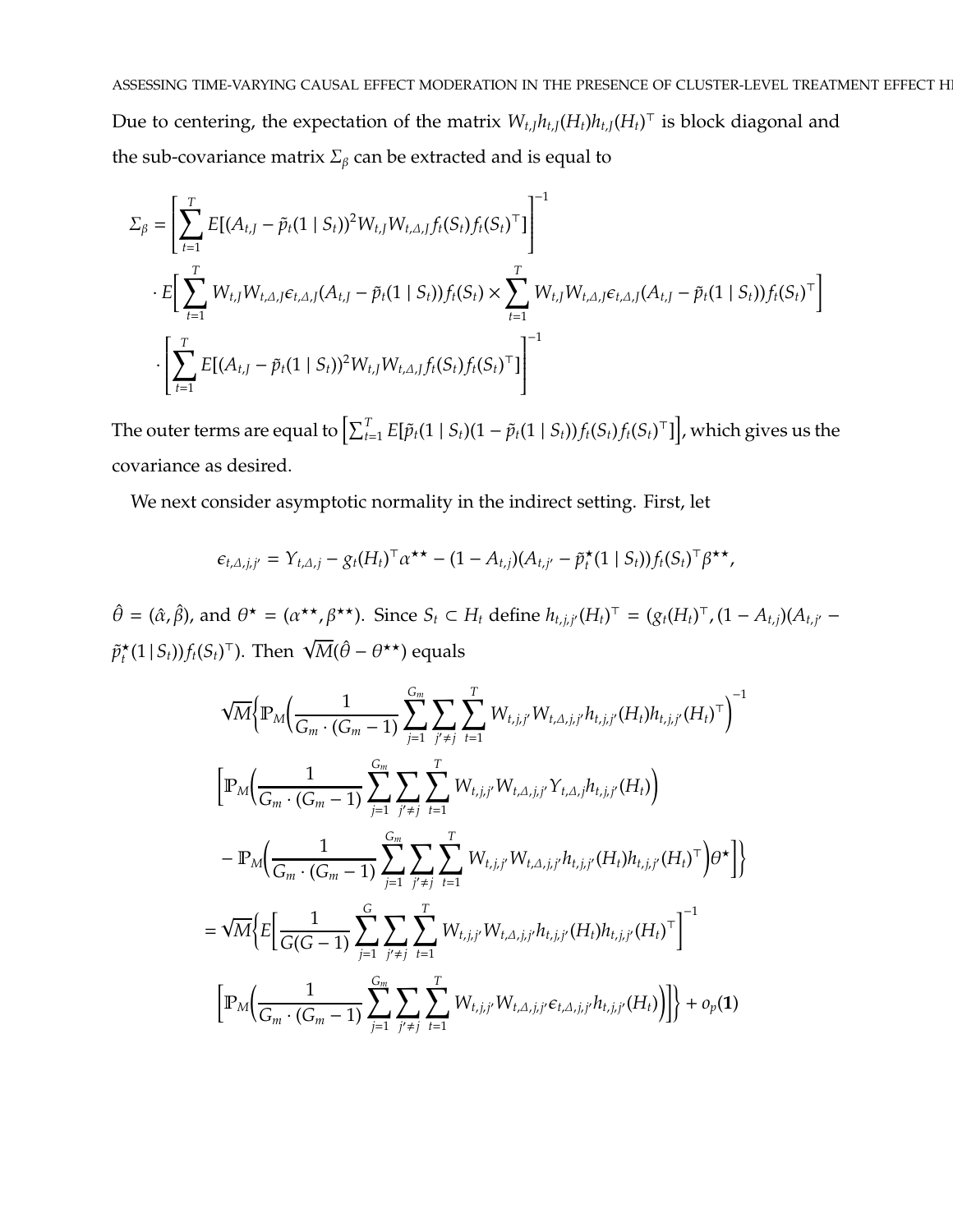Due to centering, the expectation of the matrix $W_{t,J} h_{t,J}(H_t) h_{t,J}(H_t)^\top$ is block diagonal and the sub-covariance matrix $\Sigma_\beta$ can be extracted and is equal to

$$
\begin{aligned}
\Sigma_\beta = & \left[ \sum_{t=1}^{T} E[(A_{t,J} - \tilde{p}_t(1 \mid S_t))^2 W_{t,J} W_{t,\Delta,J} f_t(S_t) f_t(S_t)^\top] \right]^{-1} \\
& \cdot E\Big[ \sum_{t=1}^{T} W_{t,J} W_{t,\Delta,J} \epsilon_{t,\Delta,J} (A_{t,J} - \tilde{p}_t(1 \mid S_t)) f_t(S_t) \times \sum_{t=1}^{T} W_{t,J} W_{t,\Delta,J} \epsilon_{t,\Delta,J} (A_{t,J} - \tilde{p}_t(1 \mid S_t)) f_t(S_t)^\top \Big] \\
& \cdot \left[ \sum_{t=1}^{T} E[(A_{t,J} - \tilde{p}_t(1 \mid S_t))^2 W_{t,J} W_{t,\Delta,J} f_t(S_t) f_t(S_t)^\top] \right]^{-1}
\end{aligned}
$$

The outer terms are equal to $\left[\sum_{t=1}^{T} E[\tilde{p}_t(1 \mid S_t)(1 - \tilde{p}_t(1 \mid S_t)) f_t(S_t) f_t(S_t)^\top]\right]$, which gives us the covariance as desired.

We next consider asymptotic normality in the indirect setting. First, let

$$
\epsilon_{t,\Delta,j,j'} = Y_{t,\Delta,j} - g_t(H_t)^\top \alpha^{\star\star} - (1 - A_{t,j})(A_{t,j'} - \tilde{p}_t^\star(1 \mid S_t)) f_t(S_t)^\top \beta^{\star\star},
$$

$\hat{\theta} = (\hat{\alpha}, \hat{\beta})$, and $\theta^\star = (\alpha^{\star\star}, \beta^{\star\star})$. Since $S_t \subset H_t$ define $h_{t,j,j'}(H_t)^\top = (g_t(H_t)^\top, (1 - A_{t,j})(A_{t,j'} - \tilde{p}_t^\star(1 \mid S_t)) f_t(S_t)^\top)$. Then $\sqrt{M}(\hat{\theta} - \theta^{\star\star})$ equals

$$
\begin{aligned}
& \sqrt{M} \Bigg\{ \mathbb{P}_M \Big( \frac{1}{G_m \cdot (G_m - 1)} \sum_{j=1}^{G_m} \sum_{j' \neq j} \sum_{t=1}^{T} W_{t,j,j'} W_{t,\Delta,j,j'} h_{t,j,j'}(H_t) h_{t,j,j'}(H_t)^\top \Big)^{-1} \\
& \Big[ \mathbb{P}_M \Big( \frac{1}{G_m \cdot (G_m - 1)} \sum_{j=1}^{G_m} \sum_{j' \neq j} \sum_{t=1}^{T} W_{t,j,j'} W_{t,\Delta,j,j'} Y_{t,\Delta,j} h_{t,j,j'}(H_t) \Big) \\
& - \mathbb{P}_M \Big( \frac{1}{G_m \cdot (G_m - 1)} \sum_{j=1}^{G_m} \sum_{j' \neq j} \sum_{t=1}^{T} W_{t,j,j'} W_{t,\Delta,j,j'} h_{t,j,j'}(H_t) h_{t,j,j'}(H_t)^\top \Big) \theta^\star \Big] \Bigg\} \\
= & \sqrt{M} \Bigg\{ E\Big[ \frac{1}{G(G-1)} \sum_{j=1}^{G} \sum_{j' \neq j} \sum_{t=1}^{T} W_{t,j,j'} W_{t,\Delta,j,j'} h_{t,j,j'}(H_t) h_{t,j,j'}(H_t)^\top \Big]^{-1} \\
& \Big[ \mathbb{P}_M \Big( \frac{1}{G_m \cdot (G_m - 1)} \sum_{j=1}^{G_m} \sum_{j' \neq j} \sum_{t=1}^{T} W_{t,j,j'} W_{t,\Delta,j,j'} \epsilon_{t,\Delta,j,j'} h_{t,j,j'}(H_t) \Big) \Big] \Bigg\} + o_p(\mathbf{1})
\end{aligned}
$$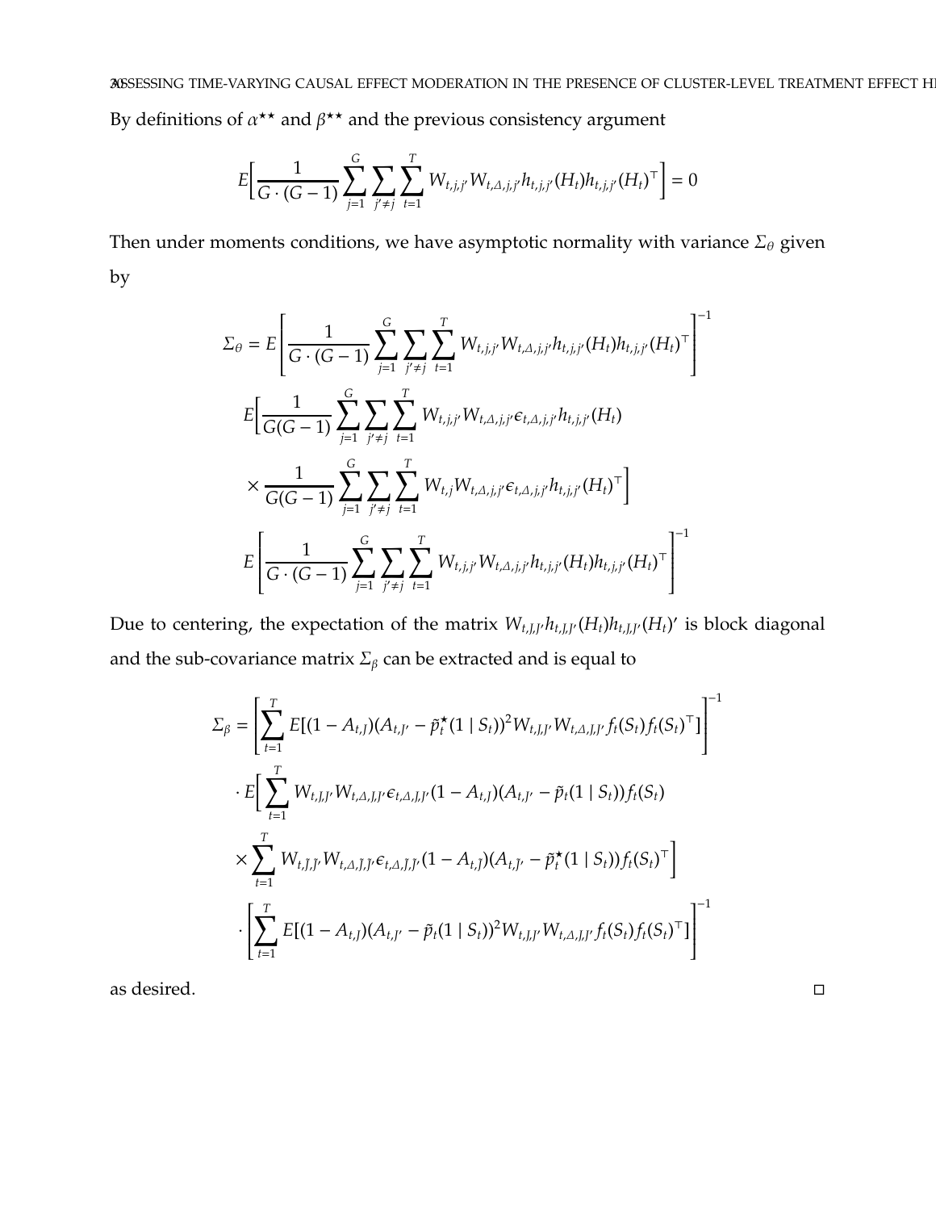By definitions of $\alpha^{\star\star}$ and $\beta^{\star\star}$ and the previous consistency argument

$$
E\Big[\frac{1}{G\cdot(G-1)}\sum_{j=1}^{G}\sum_{j'\neq j}\sum_{t=1}^{T} W_{t,j,j'}W_{t,\Delta,j,j'}h_{t,j,j'}(H_t)h_{t,j,j'}(H_t)^{\top}\Big]=0
$$

Then under moments conditions, we have asymptotic normality with variance $\Sigma_\theta$ given by

$$
\begin{aligned}
\Sigma_\theta = E&\left[\frac{1}{G\cdot(G-1)}\sum_{j=1}^{G}\sum_{j'\neq j}\sum_{t=1}^{T} W_{t,j,j'}W_{t,\Delta,j,j'}h_{t,j,j'}(H_t)h_{t,j,j'}(H_t)^{\top}\right]^{-1} \\
&E\Big[\frac{1}{G(G-1)}\sum_{j=1}^{G}\sum_{j'\neq j}\sum_{t=1}^{T} W_{t,j,j'}W_{t,\Delta,j,j'}\epsilon_{t,\Delta,j,j'}h_{t,j,j'}(H_t) \\
&\times\frac{1}{G(G-1)}\sum_{j=1}^{G}\sum_{j'\neq j}\sum_{t=1}^{T} W_{t,j}W_{t,\Delta,j,j'}\epsilon_{t,\Delta,j,j'}h_{t,j,j'}(H_t)^{\top}\Big] \\
&E\left[\frac{1}{G\cdot(G-1)}\sum_{j=1}^{G}\sum_{j'\neq j}\sum_{t=1}^{T} W_{t,j,j'}W_{t,\Delta,j,j'}h_{t,j,j'}(H_t)h_{t,j,j'}(H_t)^{\top}\right]^{-1}
\end{aligned}
$$

Due to centering, the expectation of the matrix $W_{t,J,J'}h_{t,J,J'}(H_t)h_{t,J,J'}(H_t)'$ is block diagonal and the sub-covariance matrix $\Sigma_\beta$ can be extracted and is equal to

$$
\begin{aligned}
\Sigma_\beta = &\left[\sum_{t=1}^{T} E[(1-A_{t,J})(A_{t,J'}-\tilde{p}_t^{\star}(1\mid S_t))^2 W_{t,J,J'}W_{t,\Delta,J,J'}f_t(S_t)f_t(S_t)^{\top}]\right]^{-1} \\
&\cdot E\Big[\sum_{t=1}^{T} W_{t,J,J'}W_{t,\Delta,J,J'}\epsilon_{t,\Delta,J,J'}(1-A_{t,J})(A_{t,J'}-\tilde{p}_t(1\mid S_t))f_t(S_t) \\
&\times\sum_{t=1}^{T} W_{t,\tilde{J},\tilde{J}'}W_{t,\Delta,\tilde{J},\tilde{J}'}\epsilon_{t,\Delta,\tilde{J},\tilde{J}'}(1-A_{t,\tilde{J}})(A_{t,\tilde{J}'}-\tilde{p}_t^{\star}(1\mid S_t))f_t(S_t)^{\top}\Big] \\
&\cdot\left[\sum_{t=1}^{T} E[(1-A_{t,J})(A_{t,J'}-\tilde{p}_t(1\mid S_t))^2 W_{t,J,J'}W_{t,\Delta,J,J'}f_t(S_t)f_t(S_t)^{\top}]\right]^{-1}
\end{aligned}
$$

as desired. □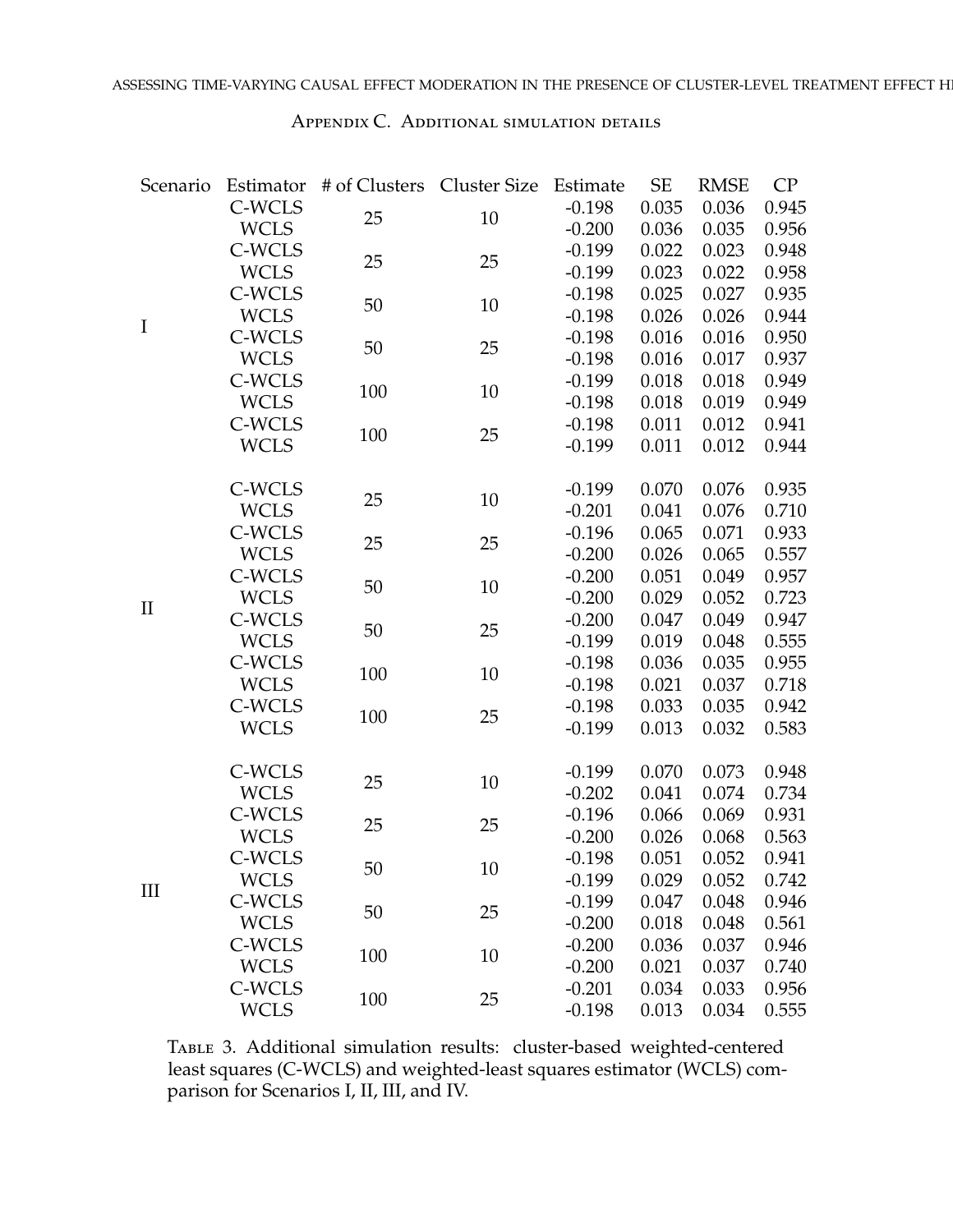## Appendix C. Additional simulation details

| Scenario | Estimator | # of Clusters | Cluster Size | Estimate | SE | RMSE | CP |
|---|---|---|---|---|---|---|---|
| I | C-WCLS | 25 | 10 | -0.198 | 0.035 | 0.036 | 0.945 |
| | WCLS | | | -0.200 | 0.036 | 0.035 | 0.956 |
| | C-WCLS | 25 | 25 | -0.199 | 0.022 | 0.023 | 0.948 |
| | WCLS | | | -0.199 | 0.023 | 0.022 | 0.958 |
| | C-WCLS | 50 | 10 | -0.198 | 0.025 | 0.027 | 0.935 |
| | WCLS | | | -0.198 | 0.026 | 0.026 | 0.944 |
| | C-WCLS | 50 | 25 | -0.198 | 0.016 | 0.016 | 0.950 |
| | WCLS | | | -0.198 | 0.016 | 0.017 | 0.937 |
| | C-WCLS | 100 | 10 | -0.199 | 0.018 | 0.018 | 0.949 |
| | WCLS | | | -0.198 | 0.018 | 0.019 | 0.949 |
| | C-WCLS | 100 | 25 | -0.198 | 0.011 | 0.012 | 0.941 |
| | WCLS | | | -0.199 | 0.011 | 0.012 | 0.944 |
| II | C-WCLS | 25 | 10 | -0.199 | 0.070 | 0.076 | 0.935 |
| | WCLS | | | -0.201 | 0.041 | 0.076 | 0.710 |
| | C-WCLS | 25 | 25 | -0.196 | 0.065 | 0.071 | 0.933 |
| | WCLS | | | -0.200 | 0.026 | 0.065 | 0.557 |
| | C-WCLS | 50 | 10 | -0.200 | 0.051 | 0.049 | 0.957 |
| | WCLS | | | -0.200 | 0.029 | 0.052 | 0.723 |
| | C-WCLS | 50 | 25 | -0.200 | 0.047 | 0.049 | 0.947 |
| | WCLS | | | -0.199 | 0.019 | 0.048 | 0.555 |
| | C-WCLS | 100 | 10 | -0.198 | 0.036 | 0.035 | 0.955 |
| | WCLS | | | -0.198 | 0.021 | 0.037 | 0.718 |
| | C-WCLS | 100 | 25 | -0.198 | 0.033 | 0.035 | 0.942 |
| | WCLS | | | -0.199 | 0.013 | 0.032 | 0.583 |
| III | C-WCLS | 25 | 10 | -0.199 | 0.070 | 0.073 | 0.948 |
| | WCLS | | | -0.202 | 0.041 | 0.074 | 0.734 |
| | C-WCLS | 25 | 25 | -0.196 | 0.066 | 0.069 | 0.931 |
| | WCLS | | | -0.200 | 0.026 | 0.068 | 0.563 |
| | C-WCLS | 50 | 10 | -0.198 | 0.051 | 0.052 | 0.941 |
| | WCLS | | | -0.199 | 0.029 | 0.052 | 0.742 |
| | C-WCLS | 50 | 25 | -0.199 | 0.047 | 0.048 | 0.946 |
| | WCLS | | | -0.200 | 0.018 | 0.048 | 0.561 |
| | C-WCLS | 100 | 10 | -0.200 | 0.036 | 0.037 | 0.946 |
| | WCLS | | | -0.200 | 0.021 | 0.037 | 0.740 |
| | C-WCLS | 100 | 25 | -0.201 | 0.034 | 0.033 | 0.956 |
| | WCLS | | | -0.198 | 0.013 | 0.034 | 0.555 |

Table 3. Additional simulation results: cluster-based weighted-centered least squares (C-WCLS) and weighted-least squares estimator (WCLS) comparison for Scenarios I, II, III, and IV.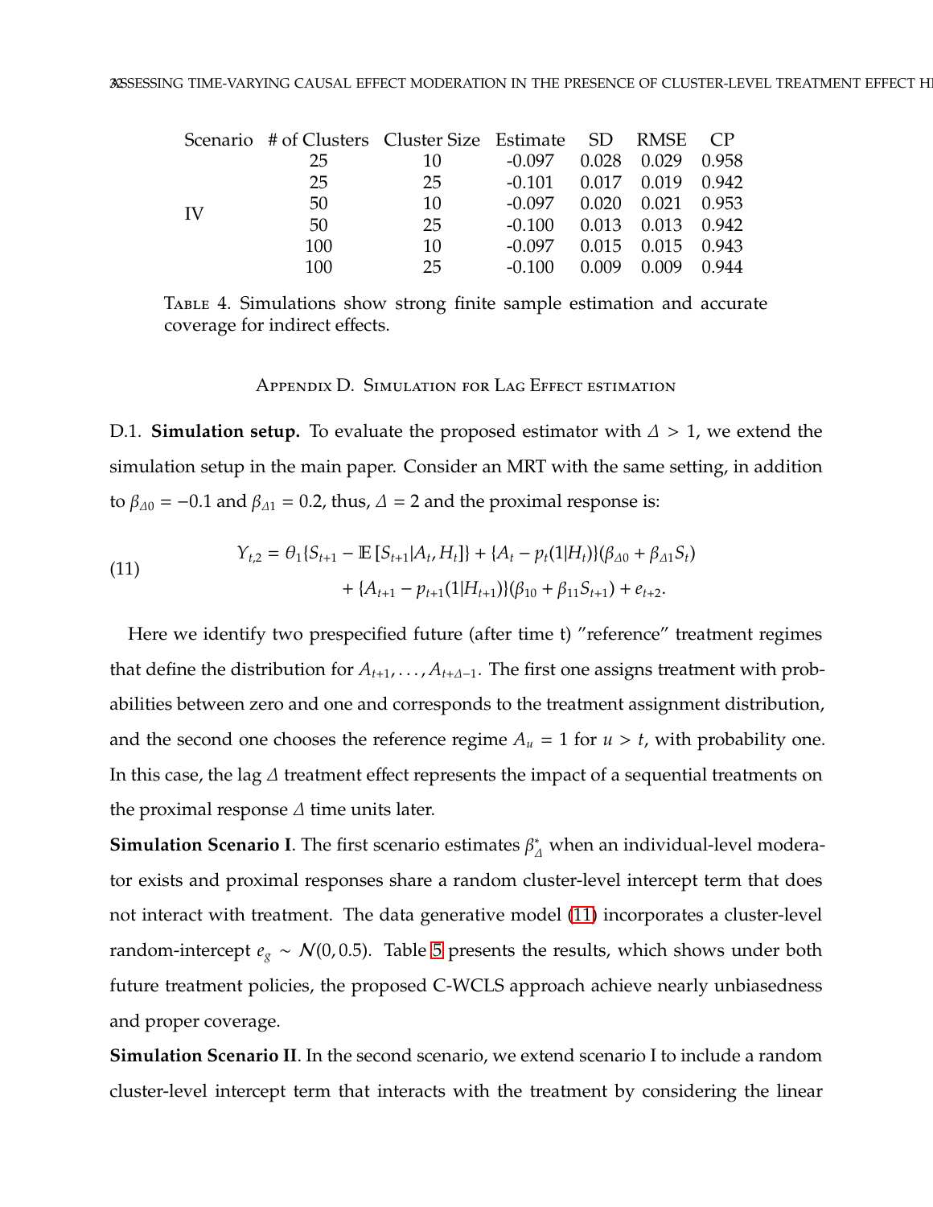| Scenario | # of Clusters | Cluster Size | Estimate | SD | RMSE | CP |
|---|---|---|---|---|---|---|
| IV | 25 | 10 | -0.097 | 0.028 | 0.029 | 0.958 |
| | 25 | 25 | -0.101 | 0.017 | 0.019 | 0.942 |
| | 50 | 10 | -0.097 | 0.020 | 0.021 | 0.953 |
| | 50 | 25 | -0.100 | 0.013 | 0.013 | 0.942 |
| | 100 | 10 | -0.097 | 0.015 | 0.015 | 0.943 |
| | 100 | 25 | -0.100 | 0.009 | 0.009 | 0.944 |

Table 4. Simulations show strong finite sample estimation and accurate coverage for indirect effects.

## Appendix D. Simulation for Lag Effect estimation

**D.1. Simulation setup.** To evaluate the proposed estimator with $\Delta > 1$, we extend the simulation setup in the main paper. Consider an MRT with the same setting, in addition to $\beta_{\Delta 0} = -0.1$ and $\beta_{\Delta 1} = 0.2$, thus, $\Delta = 2$ and the proximal response is:

$$
\begin{aligned}
Y_{t,2} = \theta_1 \{S_{t+1} - \mathbb{E}\left[S_{t+1} | A_t, H_t\right]\} + \{A_t - p_t(1|H_t)\}(\beta_{\Delta 0} + \beta_{\Delta 1} S_t) \\
+ \{A_{t+1} - p_{t+1}(1|H_{t+1})\}(\beta_{10} + \beta_{11} S_{t+1}) + e_{t+2}.
\end{aligned}
\tag{11}
$$

Here we identify two prespecified future (after time t) "reference" treatment regimes that define the distribution for $A_{t+1}, \ldots, A_{t+\Delta-1}$. The first one assigns treatment with probabilities between zero and one and corresponds to the treatment assignment distribution, and the second one chooses the reference regime $A_u = 1$ for $u > t$, with probability one. In this case, the lag $\Delta$ treatment effect represents the impact of a sequential treatments on the proximal response $\Delta$ time units later.

**Simulation Scenario I**. The first scenario estimates $\beta^*_\Delta$ when an individual-level moderator exists and proximal responses share a random cluster-level intercept term that does not interact with treatment. The data generative model (11) incorporates a cluster-level random-intercept $e_g \sim \mathcal{N}(0, 0.5)$. Table 5 presents the results, which shows under both future treatment policies, the proposed C-WCLS approach achieve nearly unbiasedness and proper coverage.

**Simulation Scenario II**. In the second scenario, we extend scenario I to include a random cluster-level intercept term that interacts with the treatment by considering the linear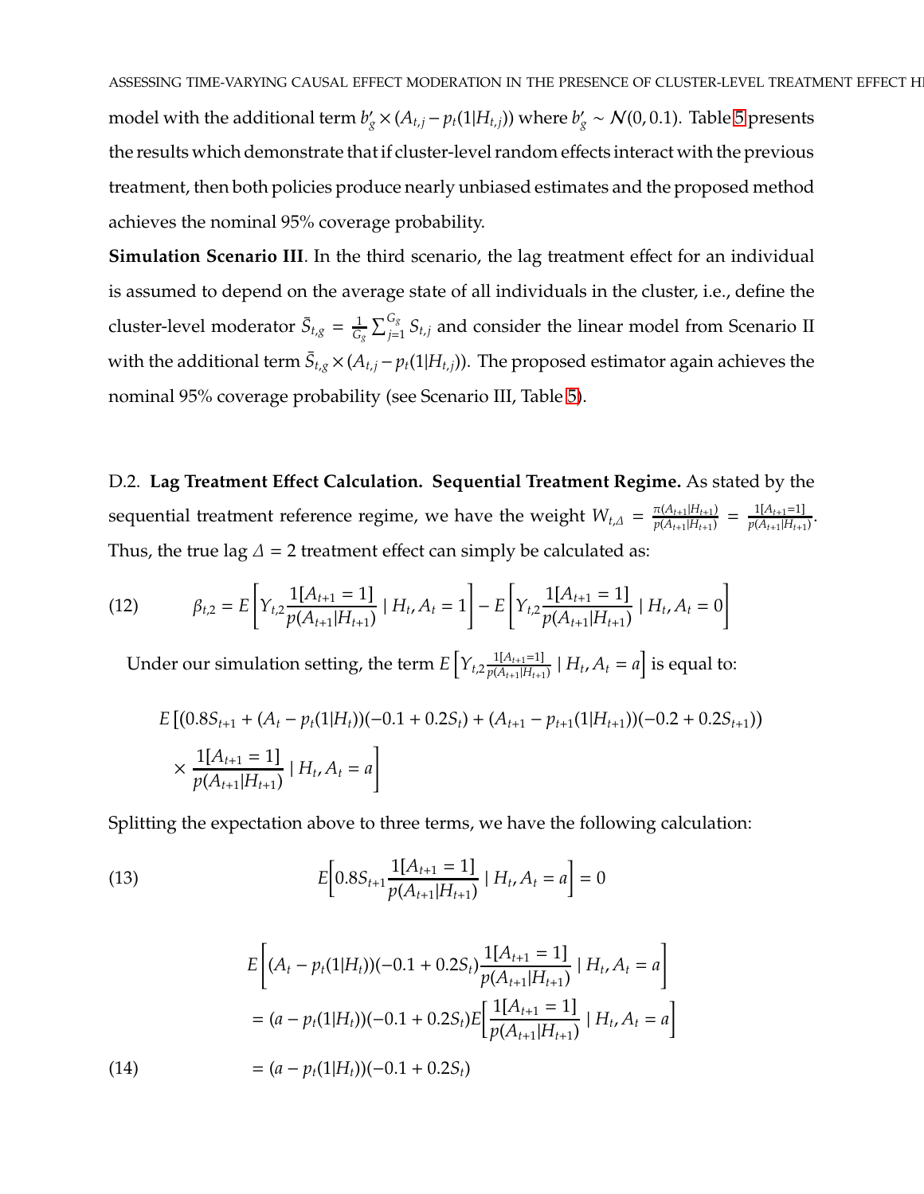model with the additional term $b'_g \times (A_{t,j} - p_t(1|H_{t,j}))$ where $b'_g \sim \mathcal{N}(0, 0.1)$. Table 5 presents the results which demonstrate that if cluster-level random effects interact with the previous treatment, then both policies produce nearly unbiased estimates and the proposed method achieves the nominal 95% coverage probability.

**Simulation Scenario III**. In the third scenario, the lag treatment effect for an individual is assumed to depend on the average state of all individuals in the cluster, i.e., define the cluster-level moderator $\bar{S}_{t,g} = \frac{1}{G_g} \sum_{j=1}^{G_g} S_{t,j}$ and consider the linear model from Scenario II with the additional term $\bar{S}_{t,g} \times (A_{t,j} - p_t(1|H_{t,j}))$. The proposed estimator again achieves the nominal 95% coverage probability (see Scenario III, Table 5).

D.2. **Lag Treatment Effect Calculation. Sequential Treatment Regime.** As stated by the sequential treatment reference regime, we have the weight $W_{t,\Delta} = \frac{\pi(A_{t+1}|H_{t+1})}{p(A_{t+1}|H_{t+1})} = \frac{1[A_{t+1}=1]}{p(A_{t+1}|H_{t+1})}$. Thus, the true lag $\Delta = 2$ treatment effect can simply be calculated as:

$$\beta_{t,2} = E\left[Y_{t,2}\frac{1[A_{t+1}=1]}{p(A_{t+1}|H_{t+1})} \mid H_t, A_t = 1\right] - E\left[Y_{t,2}\frac{1[A_{t+1}=1]}{p(A_{t+1}|H_{t+1})} \mid H_t, A_t = 0\right] \tag{12}$$

Under our simulation setting, the term $E\left[Y_{t,2}\frac{1[A_{t+1}=1]}{p(A_{t+1}|H_{t+1})} \mid H_t, A_t = a\right]$ is equal to:

$$E\Big[(0.8S_{t+1} + (A_t - p_t(1|H_t))(-0.1 + 0.2S_t) + (A_{t+1} - p_{t+1}(1|H_{t+1}))(-0.2 + 0.2S_{t+1})) \\ \times \frac{1[A_{t+1}=1]}{p(A_{t+1}|H_{t+1})} \mid H_t, A_t = a\Big]$$

Splitting the expectation above to three terms, we have the following calculation:

$$E\Big[0.8S_{t+1}\frac{1[A_{t+1}=1]}{p(A_{t+1}|H_{t+1})} \mid H_t, A_t = a\Big] = 0 \tag{13}$$

$$\begin{aligned} &E\left[(A_t - p_t(1|H_t))(-0.1 + 0.2S_t)\frac{1[A_{t+1}=1]}{p(A_{t+1}|H_{t+1})} \mid H_t, A_t = a\right] \\ &= (a - p_t(1|H_t))(-0.1 + 0.2S_t)E\Big[\frac{1[A_{t+1}=1]}{p(A_{t+1}|H_{t+1})} \mid H_t, A_t = a\Big] \\ &= (a - p_t(1|H_t))(-0.1 + 0.2S_t) \end{aligned} \tag{14}$$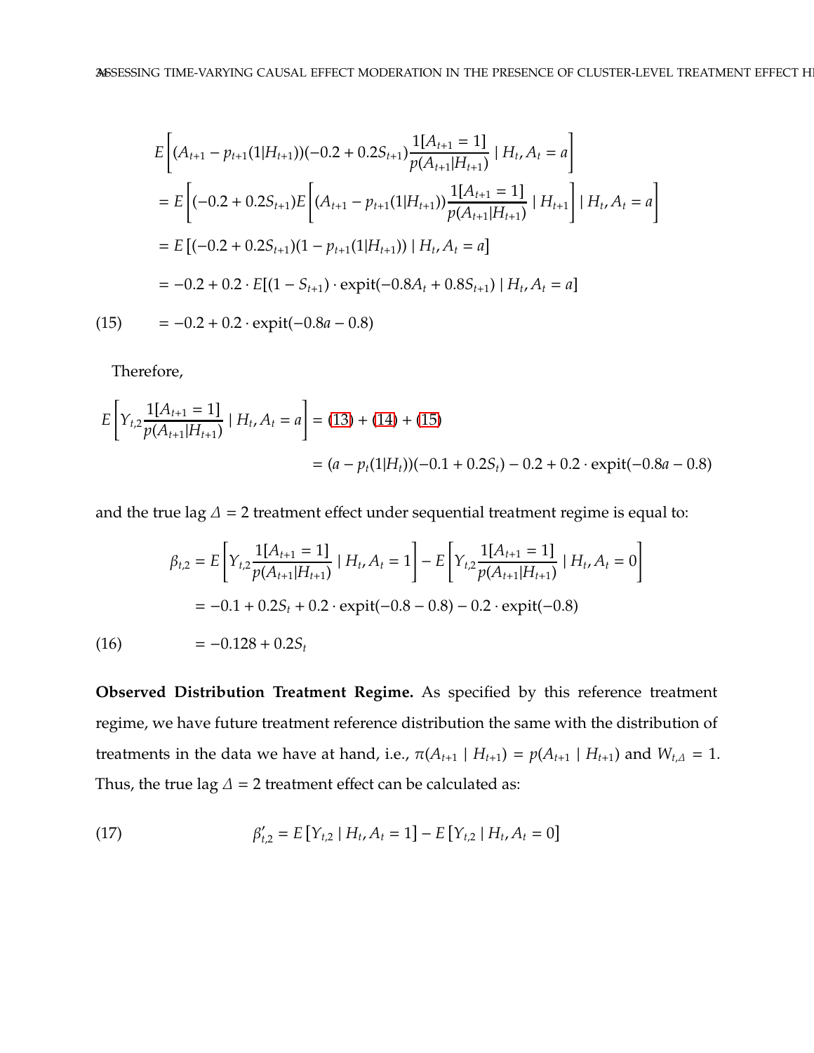$$
\begin{aligned}
&E\left[(A_{t+1} - p_{t+1}(1|H_{t+1}))(-0.2 + 0.2S_{t+1})\frac{1[A_{t+1} = 1]}{p(A_{t+1}|H_{t+1})} \mid H_t, A_t = a\right] \\
&= E\left[(-0.2 + 0.2S_{t+1})E\left[(A_{t+1} - p_{t+1}(1|H_{t+1}))\frac{1[A_{t+1} = 1]}{p(A_{t+1}|H_{t+1})} \mid H_{t+1}\right] \mid H_t, A_t = a\right] \\
&= E\left[(-0.2 + 0.2S_{t+1})(1 - p_{t+1}(1|H_{t+1})) \mid H_t, A_t = a\right] \\
&= -0.2 + 0.2 \cdot E[(1 - S_{t+1}) \cdot \text{expit}(-0.8A_t + 0.8S_{t+1}) \mid H_t, A_t = a] \\
&= -0.2 + 0.2 \cdot \text{expit}(-0.8a - 0.8) \qquad (15)
\end{aligned}
$$

Therefore,

$$
\begin{aligned}
E\left[Y_{t,2}\frac{1[A_{t+1} = 1]}{p(A_{t+1}|H_{t+1})} \mid H_t, A_t = a\right] &= (13) + (14) + (15) \\
&= (a - p_t(1|H_t))(-0.1 + 0.2S_t) - 0.2 + 0.2 \cdot \text{expit}(-0.8a - 0.8)
\end{aligned}
$$

and the true lag $\Delta = 2$ treatment effect under sequential treatment regime is equal to:

$$
\begin{aligned}
\beta_{t,2} &= E\left[Y_{t,2}\frac{1[A_{t+1} = 1]}{p(A_{t+1}|H_{t+1})} \mid H_t, A_t = 1\right] - E\left[Y_{t,2}\frac{1[A_{t+1} = 1]}{p(A_{t+1}|H_{t+1})} \mid H_t, A_t = 0\right] \\
&= -0.1 + 0.2S_t + 0.2 \cdot \text{expit}(-0.8 - 0.8) - 0.2 \cdot \text{expit}(-0.8) \\
&= -0.128 + 0.2S_t \qquad (16)
\end{aligned}
$$

**Observed Distribution Treatment Regime.** As specified by this reference treatment regime, we have future treatment reference distribution the same with the distribution of treatments in the data we have at hand, i.e., $\pi(A_{t+1} \mid H_{t+1}) = p(A_{t+1} \mid H_{t+1})$ and $W_{t,\Delta} = 1$. Thus, the true lag $\Delta = 2$ treatment effect can be calculated as:

$$
\beta'_{t,2} = E\left[Y_{t,2} \mid H_t, A_t = 1\right] - E\left[Y_{t,2} \mid H_t, A_t = 0\right] \qquad (17)
$$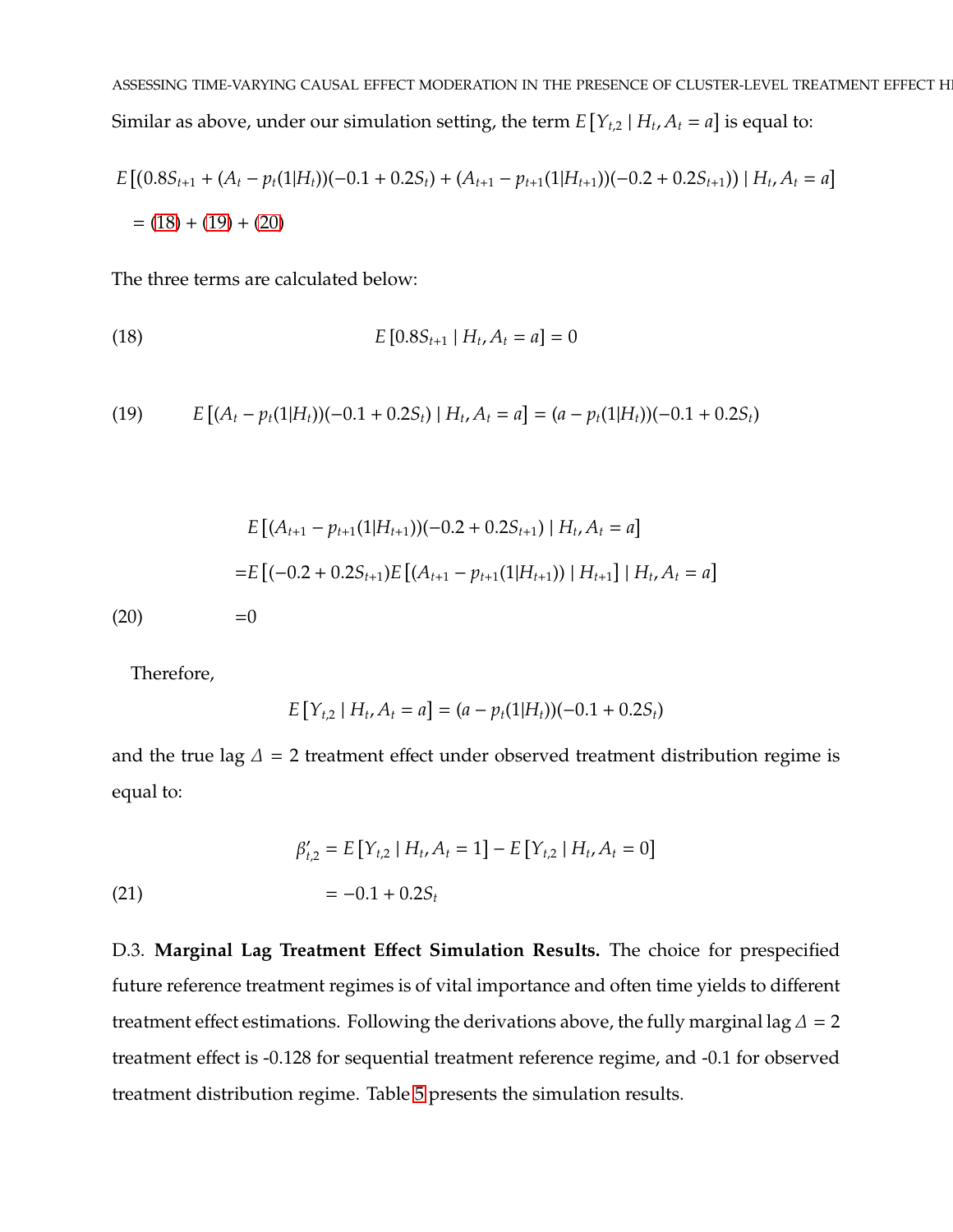Similar as above, under our simulation setting, the term $E[Y_{t,2} \mid H_t, A_t = a]$ is equal to:

$$
\begin{aligned}
&E\left[(0.8S_{t+1} + (A_t - p_t(1|H_t))(-0.1 + 0.2S_t) + (A_{t+1} - p_{t+1}(1|H_{t+1}))(-0.2 + 0.2S_{t+1})) \mid H_t, A_t = a\right] \\
&= (18) + (19) + (20)
\end{aligned}
$$

The three terms are calculated below:

$$
E[0.8S_{t+1} \mid H_t, A_t = a] = 0 \tag{18}
$$

$$
E\left[(A_t - p_t(1|H_t))(-0.1 + 0.2S_t) \mid H_t, A_t = a\right] = (a - p_t(1|H_t))(-0.1 + 0.2S_t) \tag{19}
$$

$$
\begin{aligned}
&E\left[(A_{t+1} - p_{t+1}(1|H_{t+1}))(-0.2 + 0.2S_{t+1}) \mid H_t, A_t = a\right] \\
=&E\left[(-0.2 + 0.2S_{t+1})E\left[(A_{t+1} - p_{t+1}(1|H_{t+1})) \mid H_{t+1}\right] \mid H_t, A_t = a\right] \\
=&0
\end{aligned} \tag{20}
$$

Therefore,

$$
E[Y_{t,2} \mid H_t, A_t = a] = (a - p_t(1|H_t))(-0.1 + 0.2S_t)
$$

and the true lag $\Delta = 2$ treatment effect under observed treatment distribution regime is equal to:

$$
\begin{aligned}
\beta'_{t,2} &= E[Y_{t,2} \mid H_t, A_t = 1] - E[Y_{t,2} \mid H_t, A_t = 0] \\
&= -0.1 + 0.2S_t
\end{aligned} \tag{21}
$$

D.3. **Marginal Lag Treatment Effect Simulation Results.** The choice for prespecified future reference treatment regimes is of vital importance and often time yields to different treatment effect estimations. Following the derivations above, the fully marginal lag $\Delta = 2$ treatment effect is -0.128 for sequential treatment reference regime, and -0.1 for observed treatment distribution regime. Table 5 presents the simulation results.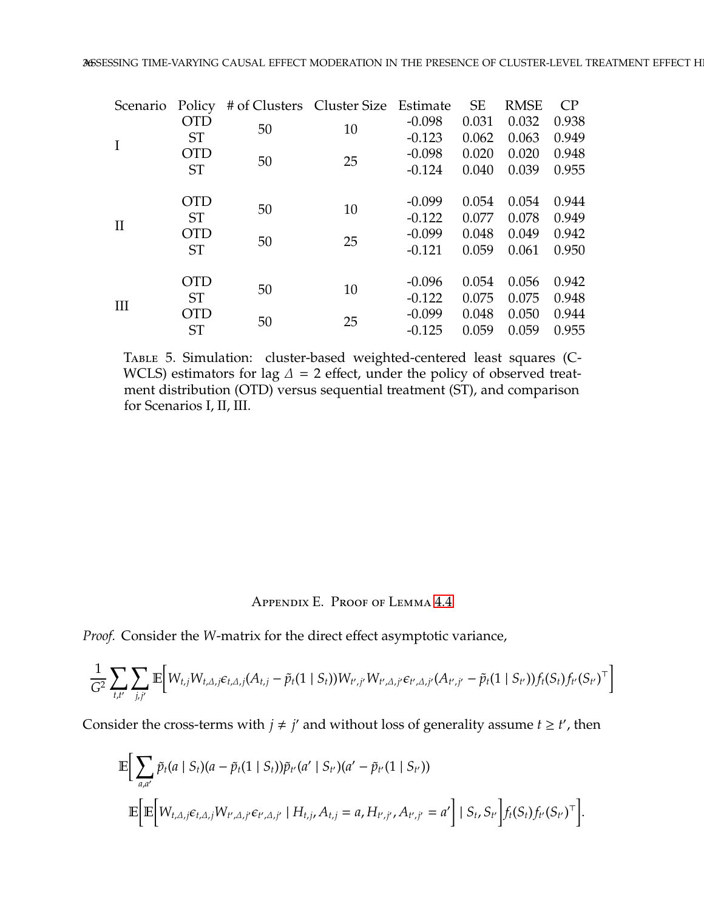| Scenario | Policy | # of Clusters | Cluster Size | Estimate | SE | RMSE | CP |
|---|---|---|---|---|---|---|---|
| I | OTD | 50 | 10 | -0.098 | 0.031 | 0.032 | 0.938 |
| | ST | | | -0.123 | 0.062 | 0.063 | 0.949 |
| | OTD | 50 | 25 | -0.098 | 0.020 | 0.020 | 0.948 |
| | ST | | | -0.124 | 0.040 | 0.039 | 0.955 |
| II | OTD | 50 | 10 | -0.099 | 0.054 | 0.054 | 0.944 |
| | ST | | | -0.122 | 0.077 | 0.078 | 0.949 |
| | OTD | 50 | 25 | -0.099 | 0.048 | 0.049 | 0.942 |
| | ST | | | -0.121 | 0.059 | 0.061 | 0.950 |
| III | OTD | 50 | 10 | -0.096 | 0.054 | 0.056 | 0.942 |
| | ST | | | -0.122 | 0.075 | 0.075 | 0.948 |
| | OTD | 50 | 25 | -0.099 | 0.048 | 0.050 | 0.944 |
| | ST | | | -0.125 | 0.059 | 0.059 | 0.955 |

Table 5. Simulation: cluster-based weighted-centered least squares (C-WCLS) estimators for lag $\Delta = 2$ effect, under the policy of observed treatment distribution (OTD) versus sequential treatment (ST), and comparison for Scenarios I, II, III.

## Appendix E. Proof of Lemma 4.4

*Proof.* Consider the $W$-matrix for the direct effect asymptotic variance,

$$\frac{1}{G^2}\sum_{t,t'}\sum_{j,j'}\mathbb{E}\Big[W_{t,j}W_{t,\Delta,j}\epsilon_{t,\Delta,j}(A_{t,j}-\tilde{p}_t(1\mid S_t))W_{t',j'}W_{t',\Delta,j'}\epsilon_{t',\Delta,j'}(A_{t',j'}-\tilde{p}_t(1\mid S_{t'}))f_t(S_t)f_{t'}(S_{t'})^\top\Big]$$

Consider the cross-terms with $j \neq j'$ and without loss of generality assume $t \geq t'$, then

$$\mathbb{E}\Big[\sum_{a,a'}\tilde{p}_t(a\mid S_t)(a-\tilde{p}_t(1\mid S_t))\tilde{p}_{t'}(a'\mid S_{t'})(a'-\tilde{p}_{t'}(1\mid S_{t'}))$$
$$\mathbb{E}\Big[\mathbb{E}\Big[W_{t,\Delta,j}\epsilon_{t,\Delta,j}W_{t',\Delta,j'}\epsilon_{t',\Delta,j'}\mid H_{t,j},A_{t,j}=a,H_{t',j'},A_{t',j'}=a'\Big]\mid S_t,S_{t'}\Big]f_t(S_t)f_{t'}(S_{t'})^\top\Big].$$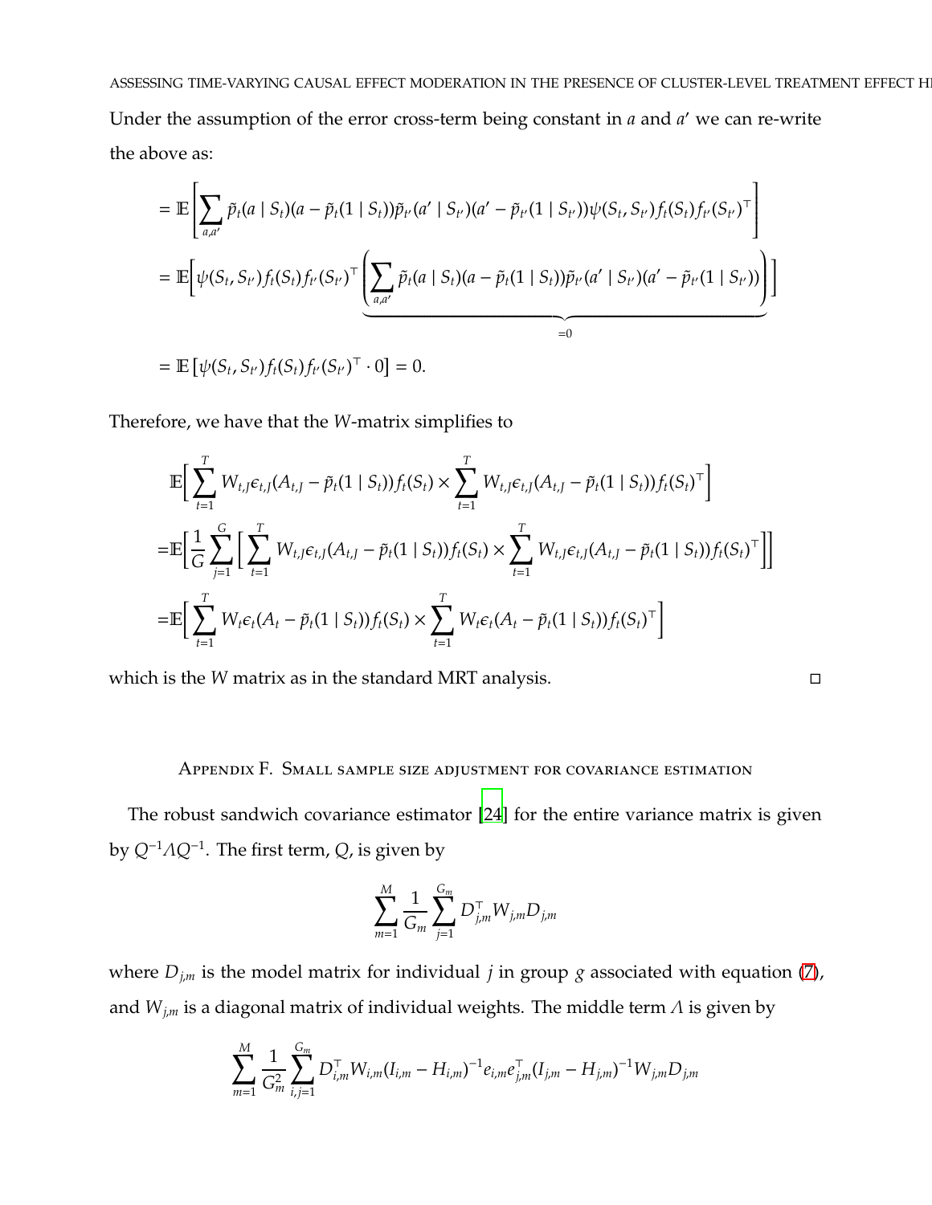Under the assumption of the error cross-term being constant in $a$ and $a'$ we can re-write the above as:

$$
\begin{aligned}
&= \mathbb{E}\left[\sum_{a,a'} \tilde{p}_t(a \mid S_t)(a - \tilde{p}_t(1 \mid S_t))\tilde{p}_{t'}(a' \mid S_{t'})(a' - \tilde{p}_{t'}(1 \mid S_{t'}))\psi(S_t, S_{t'}) f_t(S_t) f_{t'}(S_{t'})^\top\right] \\
&= \mathbb{E}\Bigg[\psi(S_t, S_{t'}) f_t(S_t) f_{t'}(S_{t'})^\top \underbrace{\left(\sum_{a,a'} \tilde{p}_t(a \mid S_t)(a - \tilde{p}_t(1 \mid S_t))\tilde{p}_{t'}(a' \mid S_{t'})(a' - \tilde{p}_{t'}(1 \mid S_{t'}))\right)}_{=0}\Bigg] \\
&= \mathbb{E}\left[\psi(S_t, S_{t'}) f_t(S_t) f_{t'}(S_{t'})^\top \cdot 0\right] = 0.
\end{aligned}
$$

Therefore, we have that the $W$-matrix simplifies to

$$
\begin{aligned}
&\mathbb{E}\Big[\sum_{t=1}^{T} W_{t,J}\epsilon_{t,J}(A_{t,J} - \tilde{p}_t(1 \mid S_t)) f_t(S_t) \times \sum_{t=1}^{T} W_{t,J}\epsilon_{t,J}(A_{t,J} - \tilde{p}_t(1 \mid S_t)) f_t(S_t)^\top\Big] \\
=&\mathbb{E}\Big[\frac{1}{G}\sum_{j=1}^{G}\Big[\sum_{t=1}^{T} W_{t,J}\epsilon_{t,J}(A_{t,J} - \tilde{p}_t(1 \mid S_t)) f_t(S_t) \times \sum_{t=1}^{T} W_{t,J}\epsilon_{t,J}(A_{t,J} - \tilde{p}_t(1 \mid S_t)) f_t(S_t)^\top\Big]\Big] \\
=&\mathbb{E}\Big[\sum_{t=1}^{T} W_t\epsilon_t(A_t - \tilde{p}_t(1 \mid S_t)) f_t(S_t) \times \sum_{t=1}^{T} W_t\epsilon_t(A_t - \tilde{p}_t(1 \mid S_t)) f_t(S_t)^\top\Big]
\end{aligned}
$$

which is the $W$ matrix as in the standard MRT analysis. □

## Appendix F. Small sample size adjustment for covariance estimation

The robust sandwich covariance estimator [24] for the entire variance matrix is given by $Q^{-1}\Lambda Q^{-1}$. The first term, $Q$, is given by

$$
\sum_{m=1}^{M} \frac{1}{G_m} \sum_{j=1}^{G_m} D_{j,m}^\top W_{j,m} D_{j,m}
$$

where $D_{j,m}$ is the model matrix for individual $j$ in group $g$ associated with equation (7), and $W_{j,m}$ is a diagonal matrix of individual weights. The middle term $\Lambda$ is given by

$$
\sum_{m=1}^{M} \frac{1}{G_m^2} \sum_{i,j=1}^{G_m} D_{i,m}^\top W_{i,m}(I_{i,m} - H_{i,m})^{-1} e_{i,m} e_{j,m}^\top (I_{j,m} - H_{j,m})^{-1} W_{j,m} D_{j,m}
$$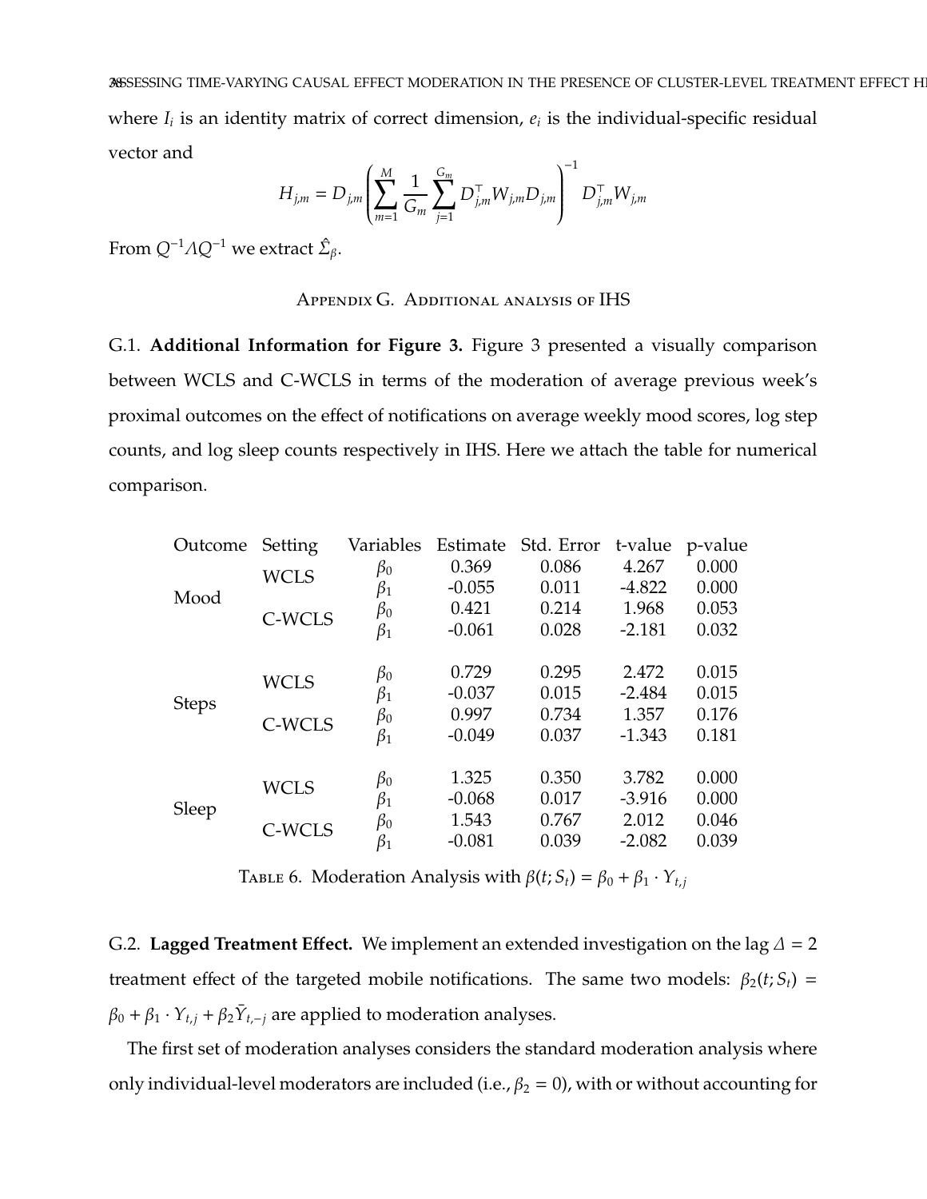where $I_i$ is an identity matrix of correct dimension, $e_i$ is the individual-specific residual vector and

$$H_{j,m} = D_{j,m} \left( \sum_{m=1}^{M} \frac{1}{G_m} \sum_{j=1}^{G_m} D_{j,m}^{\top} W_{j,m} D_{j,m} \right)^{-1} D_{j,m}^{\top} W_{j,m}$$

From $Q^{-1} \Lambda Q^{-1}$ we extract $\hat{\Sigma}_{\beta}$.

## Appendix G. Additional analysis of IHS

G.1. **Additional Information for Figure 3.** Figure 3 presented a visually comparison between WCLS and C-WCLS in terms of the moderation of average previous week's proximal outcomes on the effect of notifications on average weekly mood scores, log step counts, and log sleep counts respectively in IHS. Here we attach the table for numerical comparison.

| Outcome | Setting | Variables | Estimate | Std. Error | t-value | p-value |
|---|---|---|---|---|---|---|
| Mood | WCLS | $\beta_0$ | 0.369 | 0.086 | 4.267 | 0.000 |
| | | $\beta_1$ | -0.055 | 0.011 | -4.822 | 0.000 |
| | C-WCLS | $\beta_0$ | 0.421 | 0.214 | 1.968 | 0.053 |
| | | $\beta_1$ | -0.061 | 0.028 | -2.181 | 0.032 |
| Steps | WCLS | $\beta_0$ | 0.729 | 0.295 | 2.472 | 0.015 |
| | | $\beta_1$ | -0.037 | 0.015 | -2.484 | 0.015 |
| | C-WCLS | $\beta_0$ | 0.997 | 0.734 | 1.357 | 0.176 |
| | | $\beta_1$ | -0.049 | 0.037 | -1.343 | 0.181 |
| Sleep | WCLS | $\beta_0$ | 1.325 | 0.350 | 3.782 | 0.000 |
| | | $\beta_1$ | -0.068 | 0.017 | -3.916 | 0.000 |
| | C-WCLS | $\beta_0$ | 1.543 | 0.767 | 2.012 | 0.046 |
| | | $\beta_1$ | -0.081 | 0.039 | -2.082 | 0.039 |

Table 6. Moderation Analysis with $\beta(t; S_t) = \beta_0 + \beta_1 \cdot Y_{t,j}$

G.2. **Lagged Treatment Effect.** We implement an extended investigation on the lag $\Delta = 2$ treatment effect of the targeted mobile notifications. The same two models: $\beta_2(t; S_t) = \beta_0 + \beta_1 \cdot Y_{t,j} + \beta_2 \bar{Y}_{t,-j}$ are applied to moderation analyses.

The first set of moderation analyses considers the standard moderation analysis where only individual-level moderators are included (i.e., $\beta_2 = 0$), with or without accounting for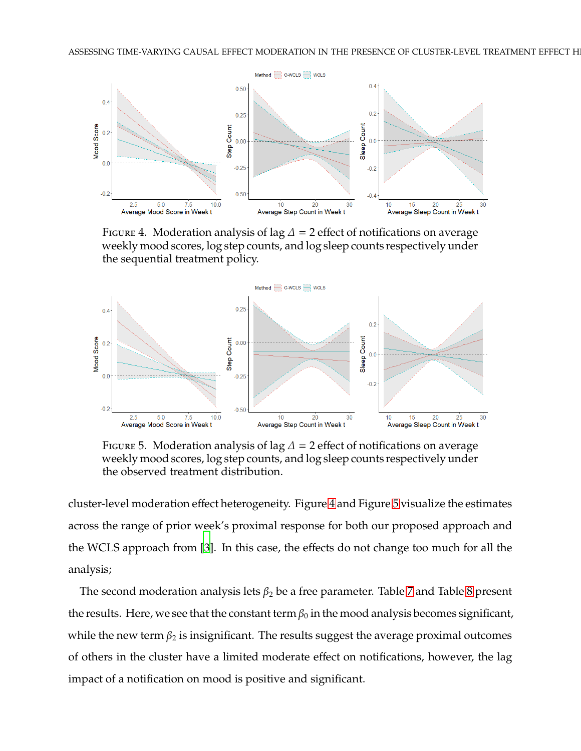FIGURE 4. Moderation analysis of lag $\Delta = 2$ effect of notifications on average weekly mood scores, log step counts, and log sleep counts respectively under the sequential treatment policy.

FIGURE 5. Moderation analysis of lag $\Delta = 2$ effect of notifications on average weekly mood scores, log step counts, and log sleep counts respectively under the observed treatment distribution.

cluster-level moderation effect heterogeneity. Figure 4 and Figure 5 visualize the estimates across the range of prior week's proximal response for both our proposed approach and the WCLS approach from [3]. In this case, the effects do not change too much for all the analysis;

The second moderation analysis lets $\beta_2$ be a free parameter. Table 7 and Table 8 present the results. Here, we see that the constant term $\beta_0$ in the mood analysis becomes significant, while the new term $\beta_2$ is insignificant. The results suggest the average proximal outcomes of others in the cluster have a limited moderate effect on notifications, however, the lag impact of a notification on mood is positive and significant.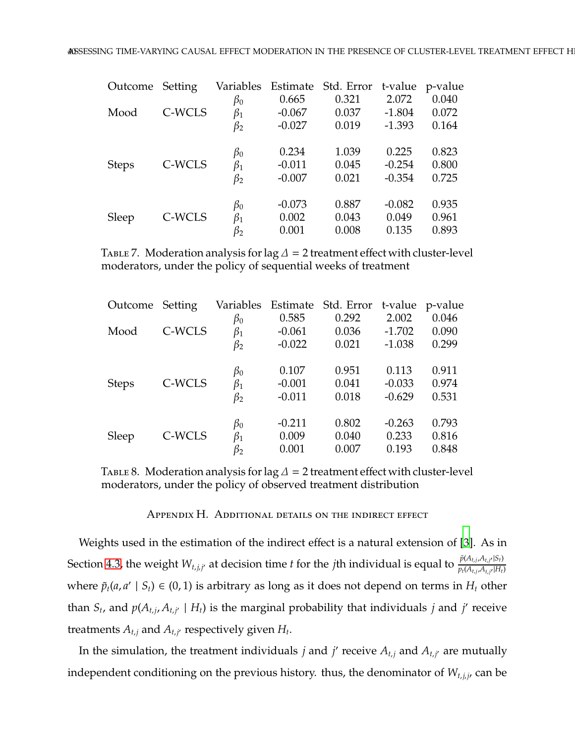| Outcome | Setting | Variables | Estimate | Std. Error | t-value | p-value |
|---|---|---|---|---|---|---|
| Mood | C-WCLS | $\beta_0$ | 0.665 | 0.321 | 2.072 | 0.040 |
| | | $\beta_1$ | -0.067 | 0.037 | -1.804 | 0.072 |
| | | $\beta_2$ | -0.027 | 0.019 | -1.393 | 0.164 |
| Steps | C-WCLS | $\beta_0$ | 0.234 | 1.039 | 0.225 | 0.823 |
| | | $\beta_1$ | -0.011 | 0.045 | -0.254 | 0.800 |
| | | $\beta_2$ | -0.007 | 0.021 | -0.354 | 0.725 |
| Sleep | C-WCLS | $\beta_0$ | -0.073 | 0.887 | -0.082 | 0.935 |
| | | $\beta_1$ | 0.002 | 0.043 | 0.049 | 0.961 |
| | | $\beta_2$ | 0.001 | 0.008 | 0.135 | 0.893 |

Table 7. Moderation analysis for lag $\Delta = 2$ treatment effect with cluster-level moderators, under the policy of sequential weeks of treatment

| Outcome | Setting | Variables | Estimate | Std. Error | t-value | p-value |
|---|---|---|---|---|---|---|
| Mood | C-WCLS | $\beta_0$ | 0.585 | 0.292 | 2.002 | 0.046 |
| | | $\beta_1$ | -0.061 | 0.036 | -1.702 | 0.090 |
| | | $\beta_2$ | -0.022 | 0.021 | -1.038 | 0.299 |
| Steps | C-WCLS | $\beta_0$ | 0.107 | 0.951 | 0.113 | 0.911 |
| | | $\beta_1$ | -0.001 | 0.041 | -0.033 | 0.974 |
| | | $\beta_2$ | -0.011 | 0.018 | -0.629 | 0.531 |
| Sleep | C-WCLS | $\beta_0$ | -0.211 | 0.802 | -0.263 | 0.793 |
| | | $\beta_1$ | 0.009 | 0.040 | 0.233 | 0.816 |
| | | $\beta_2$ | 0.001 | 0.007 | 0.193 | 0.848 |

Table 8. Moderation analysis for lag $\Delta = 2$ treatment effect with cluster-level moderators, under the policy of observed treatment distribution

## Appendix H. Additional details on the indirect effect

Weights used in the estimation of the indirect effect is a natural extension of [3]. As in Section 4.3, the weight $W_{t,j,j'}$ at decision time $t$ for the $j$th individual is equal to $\frac{\tilde{p}(A_{t,j}, A_{t,j'} | S_t)}{p_t(A_{t,j}, A_{t,j'} | H_t)}$ where $\tilde{p}_t(a, a' \mid S_t) \in (0, 1)$ is arbitrary as long as it does not depend on terms in $H_t$ other than $S_t$, and $p(A_{t,j}, A_{t,j'} \mid H_t)$ is the marginal probability that individuals $j$ and $j'$ receive treatments $A_{t,j}$ and $A_{t,j'}$ respectively given $H_t$.

In the simulation, the treatment individuals $j$ and $j'$ receive $A_{t,j}$ and $A_{t,j'}$ are mutually independent conditioning on the previous history. thus, the denominator of $W_{t,j,j'}$ can be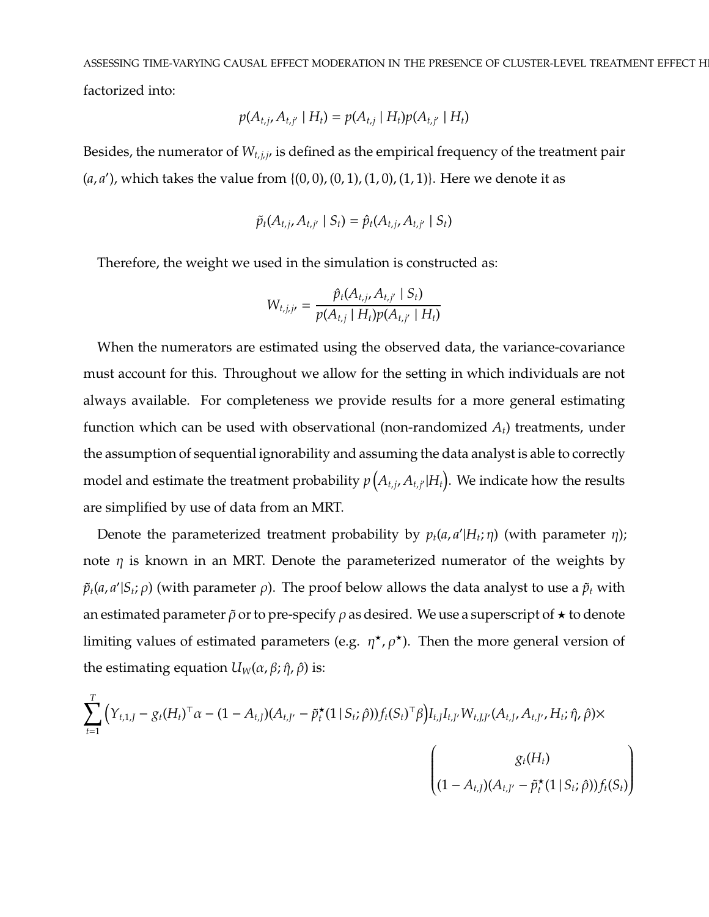factorized into:

$$p(A_{t,j}, A_{t,j'} \mid H_t) = p(A_{t,j} \mid H_t)p(A_{t,j'} \mid H_t)$$

Besides, the numerator of $W_{t,j,j'}$ is defined as the empirical frequency of the treatment pair $(a, a')$, which takes the value from $\{(0,0), (0,1), (1,0), (1,1)\}$. Here we denote it as

$$\tilde{p}_t(A_{t,j}, A_{t,j'} \mid S_t) = \hat{p}_t(A_{t,j}, A_{t,j'} \mid S_t)$$

Therefore, the weight we used in the simulation is constructed as:

$$W_{t,j,j'} = \frac{\hat{p}_t(A_{t,j}, A_{t,j'} \mid S_t)}{p(A_{t,j} \mid H_t)p(A_{t,j'} \mid H_t)}$$

When the numerators are estimated using the observed data, the variance-covariance must account for this. Throughout we allow for the setting in which individuals are not always available. For completeness we provide results for a more general estimating function which can be used with observational (non-randomized $A_t$) treatments, under the assumption of sequential ignorability and assuming the data analyst is able to correctly model and estimate the treatment probability $p\left(A_{t,j}, A_{t,j'} | H_t\right)$. We indicate how the results are simplified by use of data from an MRT.

Denote the parameterized treatment probability by $p_t(a, a' | H_t; \eta)$ (with parameter $\eta$); note $\eta$ is known in an MRT. Denote the parameterized numerator of the weights by $\tilde{p}_t(a, a' | S_t; \rho)$ (with parameter $\rho$). The proof below allows the data analyst to use a $\tilde{p}_t$ with an estimated parameter $\tilde{\rho}$ or to pre-specify $\rho$ as desired. We use a superscript of $\star$ to denote limiting values of estimated parameters (e.g. $\eta^\star, \rho^\star$). Then the more general version of the estimating equation $U_W(\alpha, \beta; \hat{\eta}, \hat{\rho})$ is:

$$\sum_{t=1}^{T} \Big(Y_{t,1,J} - g_t(H_t)^\top \alpha - (1 - A_{t,J})(A_{t,J'} - \tilde{p}_t^\star(1 \mid S_t; \hat{\rho}))f_t(S_t)^\top \beta\Big) I_{t,J} I_{t,J'} W_{t,J,J'}(A_{t,J}, A_{t,J'}, H_t; \hat{\eta}, \hat{\rho}) \times \begin{pmatrix} g_t(H_t) \\ (1 - A_{t,J})(A_{t,J'} - \tilde{p}_t^\star(1 \mid S_t; \hat{\rho}))f_t(S_t) \end{pmatrix}$$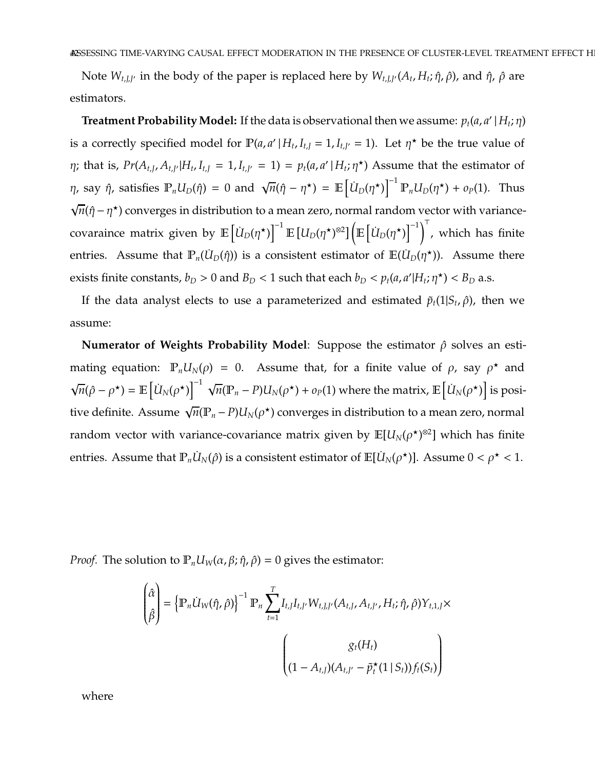Note $W_{t,J,J'}$ in the body of the paper is replaced here by $W_{t,J,J'}(A_t, H_t; \hat{\eta}, \hat{\rho})$, and $\hat{\eta}$, $\hat{\rho}$ are estimators.

**Treatment Probability Model:** If the data is observational then we assume: $p_t(a, a' \mid H_t; \eta)$ is a correctly specified model for $\mathbb{P}(a, a' \mid H_t, I_{t,J} = 1, I_{t,J'} = 1)$. Let $\eta^\star$ be the true value of $\eta$; that is, $Pr(A_{t,J}, A_{t,J'} | H_t, I_{t,J} = 1, I_{t,J'} = 1) = p_t(a, a' \mid H_t; \eta^\star)$ Assume that the estimator of $\eta$, say $\hat{\eta}$, satisfies $\mathbb{P}_n U_D(\hat{\eta}) = 0$ and $\sqrt{n}(\hat{\eta} - \eta^\star) = \mathbb{E}\left[\dot{U}_D(\eta^\star)\right]^{-1} \mathbb{P}_n U_D(\eta^\star) + o_P(1)$. Thus $\sqrt{n}(\hat{\eta} - \eta^\star)$ converges in distribution to a mean zero, normal random vector with variance-covaraince matrix given by $\mathbb{E}\left[\dot{U}_D(\eta^\star)\right]^{-1} \mathbb{E}\left[U_D(\eta^\star)^{\otimes 2}\right] \left(\mathbb{E}\left[\dot{U}_D(\eta^\star)\right]^{-1}\right)^\top$, which has finite entries. Assume that $\mathbb{P}_n(\dot{U}_D(\hat{\eta}))$ is a consistent estimator of $\mathbb{E}(\dot{U}_D(\eta^\star))$. Assume there exists finite constants, $b_D > 0$ and $B_D < 1$ such that each $b_D < p_t(a, a' | H_t; \eta^\star) < B_D$ a.s.

If the data analyst elects to use a parameterized and estimated $\tilde{p}_t(1|S_t, \hat{\rho})$, then we assume:

**Numerator of Weights Probability Model**: Suppose the estimator $\hat{\rho}$ solves an estimating equation: $\mathbb{P}_n U_N(\rho) = 0$. Assume that, for a finite value of $\rho$, say $\rho^\star$ and $\sqrt{n}(\hat{\rho} - \rho^\star) = \mathbb{E}\left[\dot{U}_N(\rho^\star)\right]^{-1} \sqrt{n}(\mathbb{P}_n - P) U_N(\rho^\star) + o_P(1)$ where the matrix, $\mathbb{E}\left[\dot{U}_N(\rho^\star)\right]$ is positive definite. Assume $\sqrt{n}(\mathbb{P}_n - P) U_N(\rho^\star)$ converges in distribution to a mean zero, normal random vector with variance-covariance matrix given by $\mathbb{E}[U_N(\rho^\star)^{\otimes 2}]$ which has finite entries. Assume that $\mathbb{P}_n \dot{U}_N(\hat{\rho})$ is a consistent estimator of $\mathbb{E}[\dot{U}_N(\rho^\star)]$. Assume $0 < \rho^\star < 1$.

*Proof.* The solution to $\mathbb{P}_n U_W(\alpha, \beta; \hat{\eta}, \hat{\rho}) = 0$ gives the estimator:

$$
\begin{pmatrix} \hat{\alpha} \\ \hat{\beta} \end{pmatrix} = \left\{\mathbb{P}_n \dot{U}_W(\hat{\eta}, \hat{\rho})\right\}^{-1} \mathbb{P}_n \sum_{t=1}^{T} I_{t,J} I_{t,J'} W_{t,J,J'}(A_{t,J}, A_{t,J'}, H_t; \hat{\eta}, \hat{\rho}) Y_{t,1,J} \times
\begin{pmatrix} g_t(H_t) \\ (1 - A_{t,J})(A_{t,J'} - \tilde{p}_t^\star(1 \mid S_t)) f_t(S_t) \end{pmatrix}
$$

where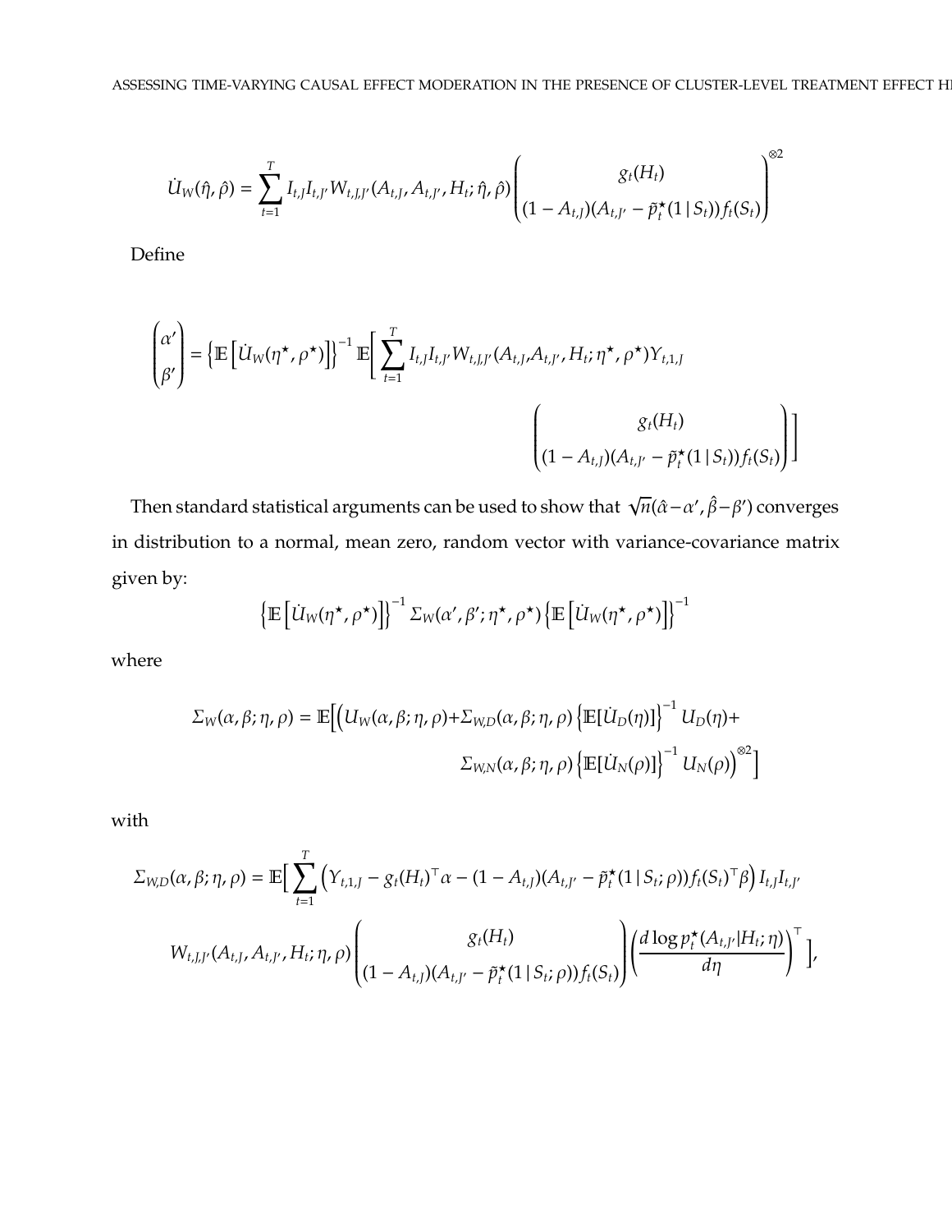$$
\dot{U}_W(\hat{\eta}, \hat{\rho}) = \sum_{t=1}^{T} I_{t,J} I_{t,J'} W_{t,J,J'}(A_{t,J}, A_{t,J'}, H_t; \hat{\eta}, \hat{\rho}) \begin{pmatrix} g_t(H_t) \\ (1 - A_{t,J})(A_{t,J'} - \tilde{p}_t^{\star}(1 \mid S_t)) f_t(S_t) \end{pmatrix}^{\otimes 2}
$$

Define

$$
\begin{pmatrix} \alpha' \\ \beta' \end{pmatrix} = \left\{ \mathbb{E}\left[ \dot{U}_W(\eta^{\star}, \rho^{\star}) \right] \right\}^{-1} \mathbb{E}\Bigg[ \sum_{t=1}^{T} I_{t,J} I_{t,J'} W_{t,J,J'}(A_{t,J}, A_{t,J'}, H_t; \eta^{\star}, \rho^{\star}) Y_{t,1,J} \begin{pmatrix} g_t(H_t) \\ (1 - A_{t,J})(A_{t,J'} - \tilde{p}_t^{\star}(1 \mid S_t)) f_t(S_t) \end{pmatrix} \Bigg]
$$

Then standard statistical arguments can be used to show that $\sqrt{n}(\hat{\alpha} - \alpha', \hat{\beta} - \beta')$ converges in distribution to a normal, mean zero, random vector with variance-covariance matrix given by:

$$
\left\{ \mathbb{E}\left[ \dot{U}_W(\eta^{\star}, \rho^{\star}) \right] \right\}^{-1} \Sigma_W(\alpha', \beta'; \eta^{\star}, \rho^{\star}) \left\{ \mathbb{E}\left[ \dot{U}_W(\eta^{\star}, \rho^{\star}) \right] \right\}^{-1}
$$

where

$$
\Sigma_W(\alpha, \beta; \eta, \rho) = \mathbb{E}\Big[ \Big( U_W(\alpha, \beta; \eta, \rho) + \Sigma_{W,D}(\alpha, \beta; \eta, \rho) \left\{ \mathbb{E}[\dot{U}_D(\eta)] \right\}^{-1} U_D(\eta) + \Sigma_{W,N}(\alpha, \beta; \eta, \rho) \left\{ \mathbb{E}[\dot{U}_N(\rho)] \right\}^{-1} U_N(\rho) \Big)^{\otimes 2} \Big]
$$

with

$$
\Sigma_{W,D}(\alpha, \beta; \eta, \rho) = \mathbb{E}\Big[ \sum_{t=1}^{T} \Big( Y_{t,1,J} - g_t(H_t)^{\top} \alpha - (1 - A_{t,J})(A_{t,J'} - \tilde{p}_t^{\star}(1 \mid S_t; \rho)) f_t(S_t)^{\top} \beta \Big) I_{t,J} I_{t,J'} W_{t,J,J'}(A_{t,J}, A_{t,J'}, H_t; \eta, \rho) \begin{pmatrix} g_t(H_t) \\ (1 - A_{t,J})(A_{t,J'} - \tilde{p}_t^{\star}(1 \mid S_t; \rho)) f_t(S_t) \end{pmatrix} \left( \frac{d \log p_t^{\star}(A_{t,J'} | H_t; \eta)}{d\eta} \right)^{\top} \Big],
$$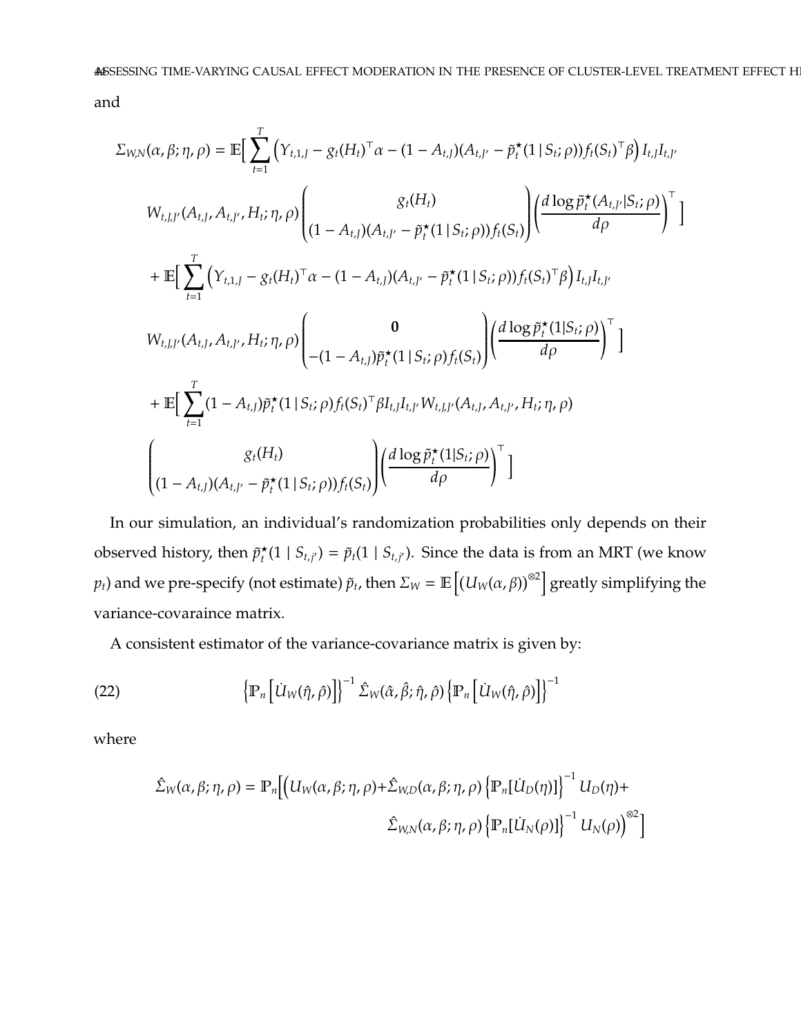and

$$
\begin{aligned}
\Sigma_{W,N}(\alpha, \beta; \eta, \rho) = \mathbb{E}\Big[ \sum_{t=1}^{T} \Big( Y_{t,1,J} - g_t(H_t)^\top \alpha - (1 - A_{t,J})(A_{t,J'} - \tilde{p}_t^\star(1 \mid S_t; \rho)) f_t(S_t)^\top \beta \Big) I_{t,J} I_{t,J'} \\
W_{t,J,J'}(A_{t,J}, A_{t,J'}, H_t; \eta, \rho) \begin{pmatrix} g_t(H_t) \\ (1 - A_{t,J})(A_{t,J'} - \tilde{p}_t^\star(1 \mid S_t; \rho)) f_t(S_t) \end{pmatrix} \left( \frac{d \log \tilde{p}_t^\star(A_{t,J'} | S_t; \rho)}{d\rho} \right)^\top \Big] \\
+ \mathbb{E}\Big[ \sum_{t=1}^{T} \Big( Y_{t,1,J} - g_t(H_t)^\top \alpha - (1 - A_{t,J})(A_{t,J'} - \tilde{p}_t^\star(1 \mid S_t; \rho)) f_t(S_t)^\top \beta \Big) I_{t,J} I_{t,J'} \\
W_{t,J,J'}(A_{t,J}, A_{t,J'}, H_t; \eta, \rho) \begin{pmatrix} \mathbf{0} \\ -(1 - A_{t,J}) \tilde{p}_t^\star(1 \mid S_t; \rho) f_t(S_t) \end{pmatrix} \left( \frac{d \log \tilde{p}_t^\star(1 | S_t; \rho)}{d\rho} \right)^\top \Big] \\
+ \mathbb{E}\Big[ \sum_{t=1}^{T} (1 - A_{t,J}) \tilde{p}_t^\star(1 \mid S_t; \rho) f_t(S_t)^\top \beta I_{t,J} I_{t,J'} W_{t,J,J'}(A_{t,J}, A_{t,J'}, H_t; \eta, \rho) \\
\begin{pmatrix} g_t(H_t) \\ (1 - A_{t,J})(A_{t,J'} - \tilde{p}_t^\star(1 \mid S_t; \rho)) f_t(S_t) \end{pmatrix} \left( \frac{d \log \tilde{p}_t^\star(1 | S_t; \rho)}{d\rho} \right)^\top \Big]
\end{aligned}
$$

In our simulation, an individual's randomization probabilities only depends on their observed history, then $\tilde{p}_t^\star(1 \mid S_{t,j'}) = \tilde{p}_t(1 \mid S_{t,j'})$. Since the data is from an MRT (we know $p_t$) and we pre-specify (not estimate) $\tilde{p}_t$, then $\Sigma_W = \mathbb{E}\left[ (U_W(\alpha, \beta))^{\otimes 2} \right]$ greatly simplifying the variance-covaraince matrix.

A consistent estimator of the variance-covariance matrix is given by:

$$
\left\{ \mathbb{P}_n \left[ \dot{U}_W(\hat{\eta}, \hat{\rho}) \right] \right\}^{-1} \hat{\Sigma}_W(\hat{\alpha}, \hat{\beta}; \hat{\eta}, \hat{\rho}) \left\{ \mathbb{P}_n \left[ \dot{U}_W(\hat{\eta}, \hat{\rho}) \right] \right\}^{-1} \tag{22}
$$

where

$$
\begin{aligned}
\hat{\Sigma}_W(\alpha, \beta; \eta, \rho) = \mathbb{P}_n \Big[ \Big( U_W(\alpha, \beta; \eta, \rho) + \hat{\Sigma}_{W,D}(\alpha, \beta; \eta, \rho) \left\{ \mathbb{P}_n[\dot{U}_D(\eta)] \right\}^{-1} U_D(\eta) + \\
\hat{\Sigma}_{W,N}(\alpha, \beta; \eta, \rho) \left\{ \mathbb{P}_n[\dot{U}_N(\rho)] \right\}^{-1} U_N(\rho) \Big)^{\otimes 2} \Big]
\end{aligned}
$$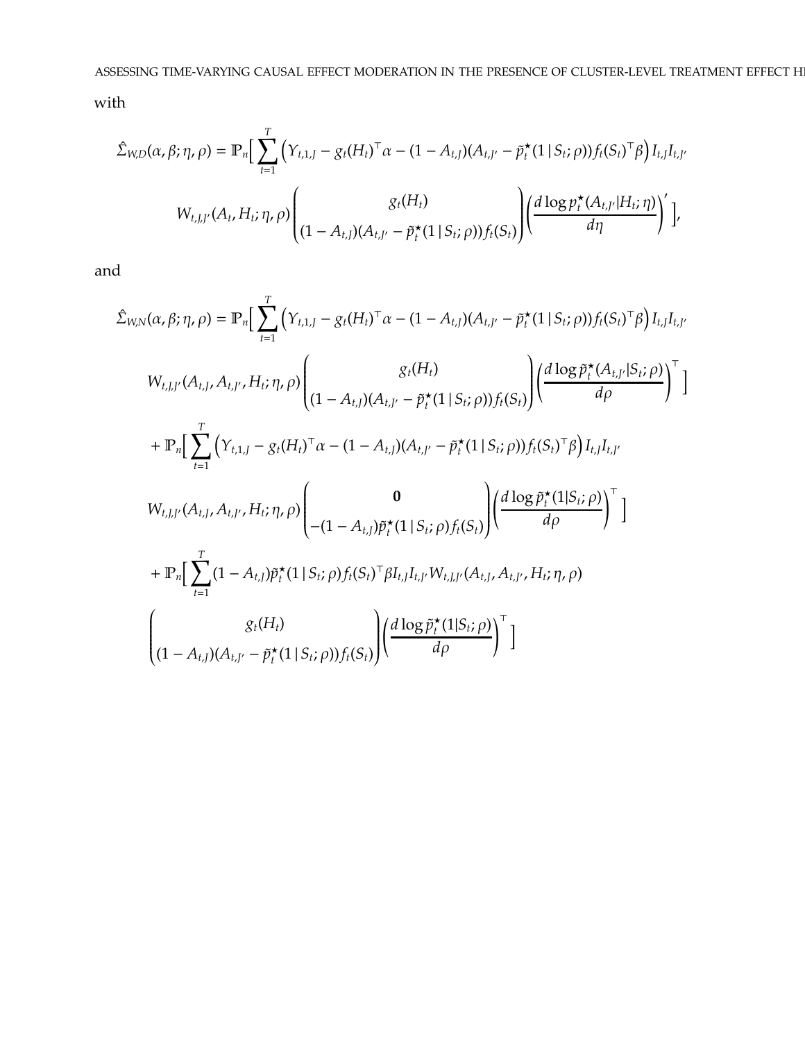with

$$
\hat{\Sigma}_{W,D}(\alpha, \beta; \eta, \rho) = \mathbb{P}_n\Big[\sum_{t=1}^{T}\Big(Y_{t,1,J} - g_t(H_t)^\top\alpha - (1 - A_{t,J})(A_{t,J'} - \tilde{p}_t^\star(1 \mid S_t; \rho))f_t(S_t)^\top\beta\Big) I_{t,J} I_{t,J'}
$$

$$
W_{t,J,J'}(A_t, H_t; \eta, \rho)\begin{pmatrix} g_t(H_t) \\ (1 - A_{t,J})(A_{t,J'} - \tilde{p}_t^\star(1 \mid S_t; \rho))f_t(S_t)\end{pmatrix}\left(\frac{d \log p_t^\star(A_{t,J'}|H_t; \eta)}{d\eta}\right)'\Big],
$$

and

$$
\hat{\Sigma}_{W,N}(\alpha, \beta; \eta, \rho) = \mathbb{P}_n\Big[\sum_{t=1}^{T}\Big(Y_{t,1,J} - g_t(H_t)^\top\alpha - (1 - A_{t,J})(A_{t,J'} - \tilde{p}_t^\star(1 \mid S_t; \rho))f_t(S_t)^\top\beta\Big) I_{t,J} I_{t,J'}
$$

$$
W_{t,J,J'}(A_{t,J}, A_{t,J'}, H_t; \eta, \rho)\begin{pmatrix} g_t(H_t) \\ (1 - A_{t,J})(A_{t,J'} - \tilde{p}_t^\star(1 \mid S_t; \rho))f_t(S_t)\end{pmatrix}\left(\frac{d \log \tilde{p}_t^\star(A_{t,J'}|S_t; \rho)}{d\rho}\right)^\top\Big]
$$

$$
+ \mathbb{P}_n\Big[\sum_{t=1}^{T}\Big(Y_{t,1,J} - g_t(H_t)^\top\alpha - (1 - A_{t,J})(A_{t,J'} - \tilde{p}_t^\star(1 \mid S_t; \rho))f_t(S_t)^\top\beta\Big) I_{t,J} I_{t,J'}
$$

$$
W_{t,J,J'}(A_{t,J}, A_{t,J'}, H_t; \eta, \rho)\begin{pmatrix} \mathbf{0} \\ -(1 - A_{t,J})\tilde{p}_t^\star(1 \mid S_t; \rho)f_t(S_t)\end{pmatrix}\left(\frac{d \log \tilde{p}_t^\star(1|S_t; \rho)}{d\rho}\right)^\top\Big]
$$

$$
+ \mathbb{P}_n\Big[\sum_{t=1}^{T}(1 - A_{t,J})\tilde{p}_t^\star(1 \mid S_t; \rho)f_t(S_t)^\top\beta I_{t,J} I_{t,J'} W_{t,J,J'}(A_{t,J}, A_{t,J'}, H_t; \eta, \rho)
$$

$$
\begin{pmatrix} g_t(H_t) \\ (1 - A_{t,J})(A_{t,J'} - \tilde{p}_t^\star(1 \mid S_t; \rho))f_t(S_t)\end{pmatrix}\left(\frac{d \log \tilde{p}_t^\star(1|S_t; \rho)}{d\rho}\right)^\top\Big]
$$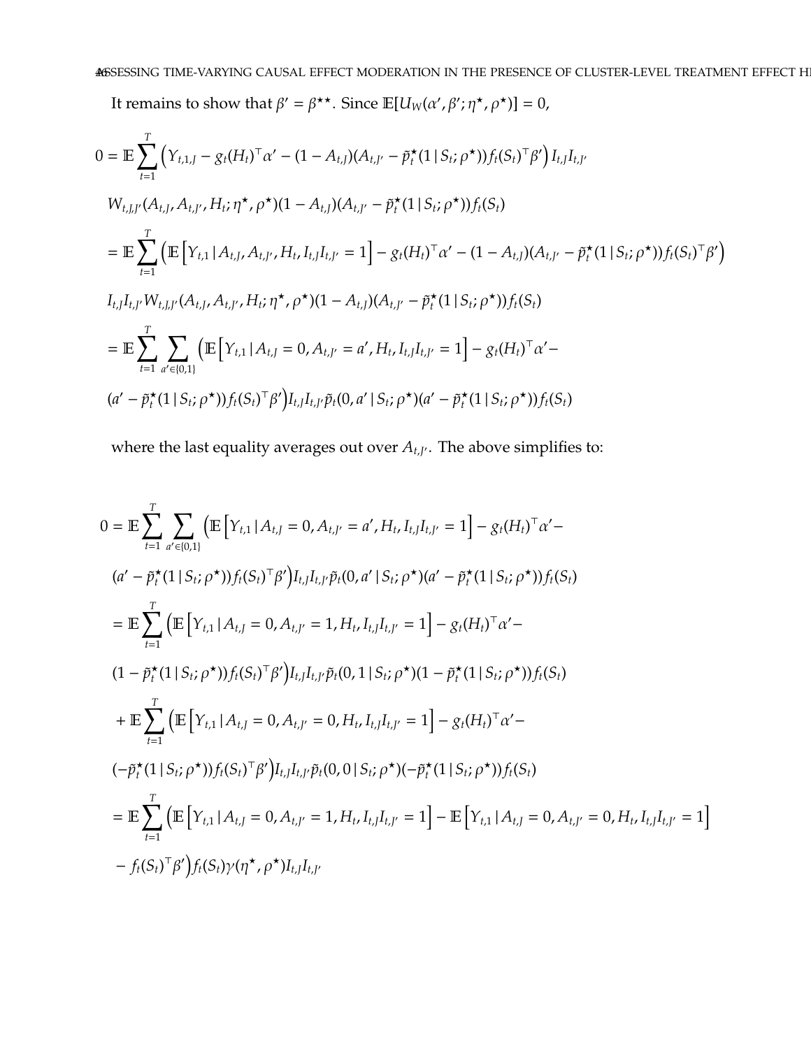It remains to show that $\beta' = \beta^{\star\star}$. Since $\mathbb{E}[U_W(\alpha', \beta'; \eta^\star, \rho^\star)] = 0$,

$$
\begin{aligned}
0 &= \mathbb{E}\sum_{t=1}^{T}\Big(Y_{t,1,J} - g_t(H_t)^\top\alpha' - (1-A_{t,J})(A_{t,J'} - \tilde{p}_t^\star(1\,|\,S_t;\rho^\star))f_t(S_t)^\top\beta'\Big)I_{t,J}I_{t,J'} \\
&\quad W_{t,J,J'}(A_{t,J}, A_{t,J'}, H_t; \eta^\star, \rho^\star)(1-A_{t,J})(A_{t,J'} - \tilde{p}_t^\star(1\,|\,S_t;\rho^\star))f_t(S_t) \\
&= \mathbb{E}\sum_{t=1}^{T}\Big(\mathbb{E}\Big[Y_{t,1}\,|\,A_{t,J}, A_{t,J'}, H_t, I_{t,J}I_{t,J'}=1\Big] - g_t(H_t)^\top\alpha' - (1-A_{t,J})(A_{t,J'} - \tilde{p}_t^\star(1\,|\,S_t;\rho^\star))f_t(S_t)^\top\beta'\Big) \\
&\quad I_{t,J}I_{t,J'}W_{t,J,J'}(A_{t,J}, A_{t,J'}, H_t; \eta^\star, \rho^\star)(1-A_{t,J})(A_{t,J'} - \tilde{p}_t^\star(1\,|\,S_t;\rho^\star))f_t(S_t) \\
&= \mathbb{E}\sum_{t=1}^{T}\sum_{a'\in\{0,1\}}\Big(\mathbb{E}\Big[Y_{t,1}\,|\,A_{t,J}=0, A_{t,J'}=a', H_t, I_{t,J}I_{t,J'}=1\Big] - g_t(H_t)^\top\alpha' - \\
&\quad (a' - \tilde{p}_t^\star(1\,|\,S_t;\rho^\star))f_t(S_t)^\top\beta'\Big)I_{t,J}I_{t,J'}\tilde{p}_t(0, a'\,|\,S_t;\rho^\star)(a' - \tilde{p}_t^\star(1\,|\,S_t;\rho^\star))f_t(S_t)
\end{aligned}
$$

where the last equality averages out over $A_{t,J'}$. The above simplifies to:

$$
\begin{aligned}
0 &= \mathbb{E}\sum_{t=1}^{T}\sum_{a'\in\{0,1\}}\Big(\mathbb{E}\Big[Y_{t,1}\,|\,A_{t,J}=0, A_{t,J'}=a', H_t, I_{t,J}I_{t,J'}=1\Big] - g_t(H_t)^\top\alpha' - \\
&\quad (a' - \tilde{p}_t^\star(1\,|\,S_t;\rho^\star))f_t(S_t)^\top\beta'\Big)I_{t,J}I_{t,J'}\tilde{p}_t(0, a'\,|\,S_t;\rho^\star)(a' - \tilde{p}_t^\star(1\,|\,S_t;\rho^\star))f_t(S_t) \\
&= \mathbb{E}\sum_{t=1}^{T}\Big(\mathbb{E}\Big[Y_{t,1}\,|\,A_{t,J}=0, A_{t,J'}=1, H_t, I_{t,J}I_{t,J'}=1\Big] - g_t(H_t)^\top\alpha' - \\
&\quad (1 - \tilde{p}_t^\star(1\,|\,S_t;\rho^\star))f_t(S_t)^\top\beta'\Big)I_{t,J}I_{t,J'}\tilde{p}_t(0, 1\,|\,S_t;\rho^\star)(1 - \tilde{p}_t^\star(1\,|\,S_t;\rho^\star))f_t(S_t) \\
&\quad + \mathbb{E}\sum_{t=1}^{T}\Big(\mathbb{E}\Big[Y_{t,1}\,|\,A_{t,J}=0, A_{t,J'}=0, H_t, I_{t,J}I_{t,J'}=1\Big] - g_t(H_t)^\top\alpha' - \\
&\quad (-\tilde{p}_t^\star(1\,|\,S_t;\rho^\star))f_t(S_t)^\top\beta'\Big)I_{t,J}I_{t,J'}\tilde{p}_t(0, 0\,|\,S_t;\rho^\star)(-\tilde{p}_t^\star(1\,|\,S_t;\rho^\star))f_t(S_t) \\
&= \mathbb{E}\sum_{t=1}^{T}\Big(\mathbb{E}\Big[Y_{t,1}\,|\,A_{t,J}=0, A_{t,J'}=1, H_t, I_{t,J}I_{t,J'}=1\Big] - \mathbb{E}\Big[Y_{t,1}\,|\,A_{t,J}=0, A_{t,J'}=0, H_t, I_{t,J}I_{t,J'}=1\Big] \\
&\quad - f_t(S_t)^\top\beta'\Big)f_t(S_t)\gamma(\eta^\star, \rho^\star)I_{t,J}I_{t,J'}
\end{aligned}
$$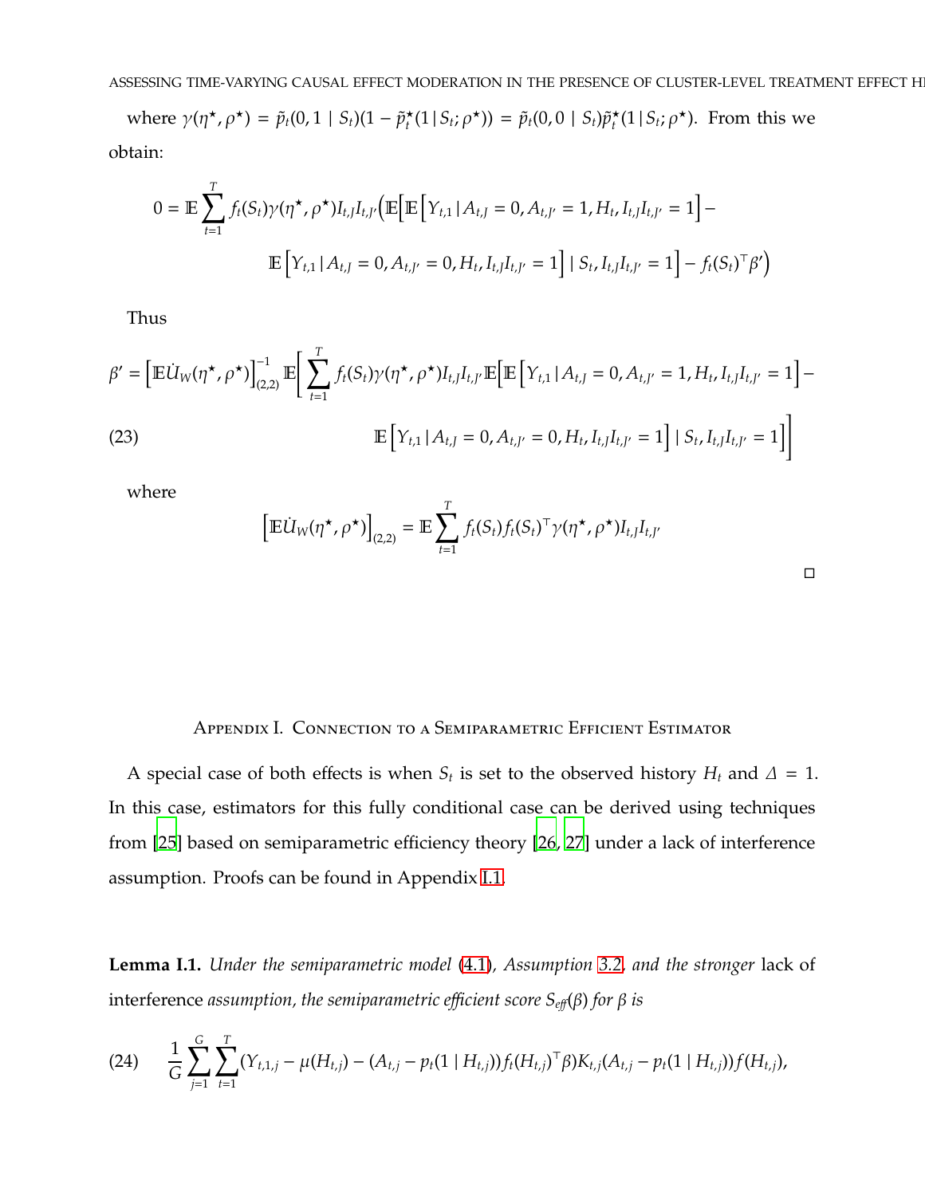where $\gamma(\eta^\star, \rho^\star) = \tilde{p}_t(0, 1 \mid S_t)(1 - \tilde{p}_t^\star(1 \mid S_t; \rho^\star)) = \tilde{p}_t(0, 0 \mid S_t)\tilde{p}_t^\star(1 \mid S_t; \rho^\star)$. From this we obtain:

$$0 = \mathbb{E} \sum_{t=1}^{T} f_t(S_t)\gamma(\eta^\star, \rho^\star) I_{t,J} I_{t,J'} \Big( \mathbb{E}\Big[ \mathbb{E}\left[ Y_{t,1} \mid A_{t,J} = 0, A_{t,J'} = 1, H_t, I_{t,J} I_{t,J'} = 1 \right] - \mathbb{E}\left[ Y_{t,1} \mid A_{t,J} = 0, A_{t,J'} = 0, H_t, I_{t,J} I_{t,J'} = 1 \right] \mid S_t, I_{t,J} I_{t,J'} = 1 \Big] - f_t(S_t)^\top \beta' \Big)$$

Thus

$$\beta' = \left[ \mathbb{E} \dot{U}_W(\eta^\star, \rho^\star) \right]_{(2,2)}^{-1} \mathbb{E}\Bigg[ \sum_{t=1}^{T} f_t(S_t)\gamma(\eta^\star, \rho^\star) I_{t,J} I_{t,J'} \mathbb{E}\Big[ \mathbb{E}\left[ Y_{t,1} \mid A_{t,J} = 0, A_{t,J'} = 1, H_t, I_{t,J} I_{t,J'} = 1 \right] - \mathbb{E}\left[ Y_{t,1} \mid A_{t,J} = 0, A_{t,J'} = 0, H_t, I_{t,J} I_{t,J'} = 1 \right] \mid S_t, I_{t,J} I_{t,J'} = 1 \Big] \Bigg] \tag{23}$$

where

$$\left[ \mathbb{E} \dot{U}_W(\eta^\star, \rho^\star) \right]_{(2,2)} = \mathbb{E} \sum_{t=1}^{T} f_t(S_t) f_t(S_t)^\top \gamma(\eta^\star, \rho^\star) I_{t,J} I_{t,J'}$$

□

## Appendix I. Connection to a Semiparametric Efficient Estimator

A special case of both effects is when $S_t$ is set to the observed history $H_t$ and $\Delta = 1$. In this case, estimators for this fully conditional case can be derived using techniques from [25] based on semiparametric efficiency theory [26, 27] under a lack of interference assumption. Proofs can be found in Appendix I.1.

**Lemma I.1.** *Under the semiparametric model (4.1), Assumption 3.2, and the stronger* lack of interference *assumption, the semiparametric efficient score $S_{eff}(\beta)$ for $\beta$ is*

$$\frac{1}{G} \sum_{j=1}^{G} \sum_{t=1}^{T} (Y_{t,1,j} - \mu(H_{t,j}) - (A_{t,j} - p_t(1 \mid H_{t,j})) f_t(H_{t,j})^\top \beta) K_{t,j} (A_{t,j} - p_t(1 \mid H_{t,j})) f(H_{t,j}), \tag{24}$$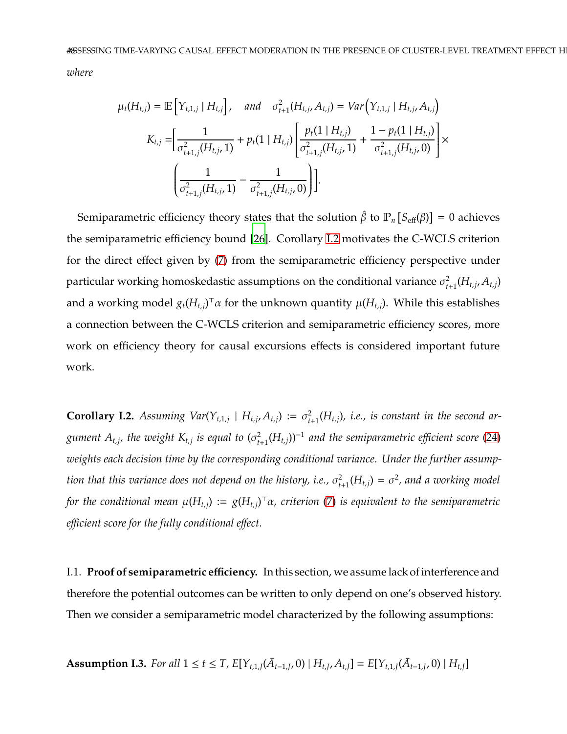*where*

$$\mu_t(H_{t,j}) = \mathbb{E}\left[Y_{t,1,j} \mid H_{t,j}\right], \quad \textit{and} \quad \sigma^2_{t+1}(H_{t,j}, A_{t,j}) = Var\left(Y_{t,1,j} \mid H_{t,j}, A_{t,j}\right)$$

$$K_{t,j} = \left[\frac{1}{\sigma^2_{t+1,j}(H_{t,j},1)} + p_t(1 \mid H_{t,j})\left[\frac{p_t(1 \mid H_{t,j})}{\sigma^2_{t+1,j}(H_{t,j},1)} + \frac{1-p_t(1 \mid H_{t,j})}{\sigma^2_{t+1,j}(H_{t,j},0)}\right] \times \left(\frac{1}{\sigma^2_{t+1,j}(H_{t,j},1)} - \frac{1}{\sigma^2_{t+1,j}(H_{t,j},0)}\right)\right].$$

Semiparametric efficiency theory states that the solution $\hat{\beta}$ to $\mathbb{P}_n\left[S_{\text{eff}}(\beta)\right] = 0$ achieves the semiparametric efficiency bound [26]. Corollary I.2 motivates the C-WCLS criterion for the direct effect given by (7) from the semiparametric efficiency perspective under particular working homoskedastic assumptions on the conditional variance $\sigma^2_{t+1}(H_{t,j}, A_{t,j})$ and a working model $g_t(H_{t,j})^\top \alpha$ for the unknown quantity $\mu(H_{t,j})$. While this establishes a connection between the C-WCLS criterion and semiparametric efficiency scores, more work on efficiency theory for causal excursions effects is considered important future work.

**Corollary I.2.** *Assuming $Var(Y_{t,1,j} \mid H_{t,j}, A_{t,j}) := \sigma^2_{t+1}(H_{t,j})$, i.e., is constant in the second argument $A_{t,j}$, the weight $K_{t,j}$ is equal to $(\sigma^2_{t+1}(H_{t,j}))^{-1}$ and the semiparametric efficient score (24) weights each decision time by the corresponding conditional variance. Under the further assumption that this variance does not depend on the history, i.e., $\sigma^2_{t+1}(H_{t,j}) = \sigma^2$, and a working model for the conditional mean $\mu(H_{t,j}) := g(H_{t,j})^\top \alpha$, criterion (7) is equivalent to the semiparametric efficient score for the fully conditional effect.*

I.1. **Proof of semiparametric efficiency.** In this section, we assume lack of interference and therefore the potential outcomes can be written to only depend on one's observed history. Then we consider a semiparametric model characterized by the following assumptions:

**Assumption I.3.** *For all $1 \le t \le T$, $E[Y_{t,1,J}(\bar{A}_{t-1,J}, 0) \mid H_{t,J}, A_{t,J}] = E[Y_{t,1,J}(\bar{A}_{t-1,J}, 0) \mid H_{t,J}]$*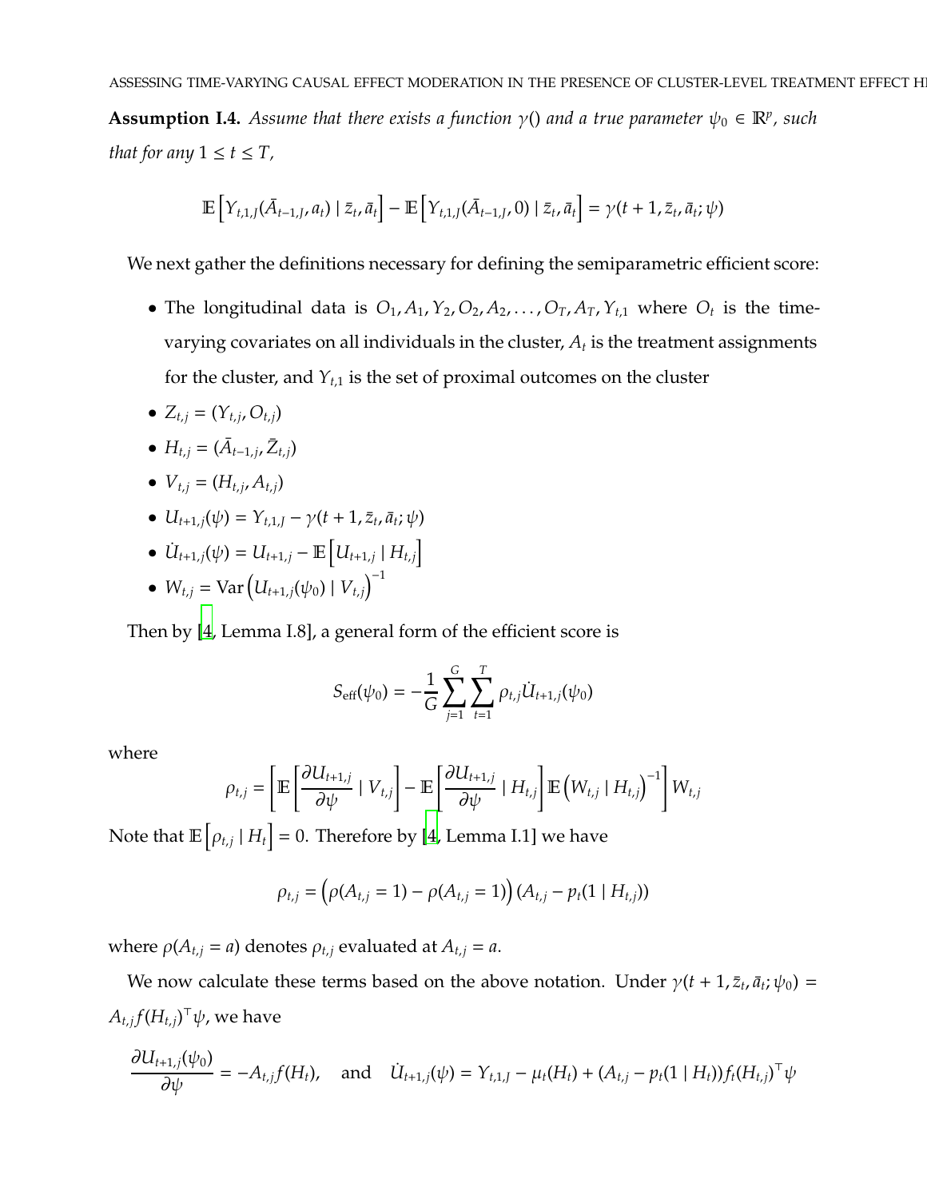**Assumption I.4.** *Assume that there exists a function $\gamma()$ and a true parameter $\psi_0 \in \mathbb{R}^p$, such that for any $1 \leq t \leq T$,*

$$\mathbb{E}\left[Y_{t,1,J}(\bar{A}_{t-1,J}, a_t) \mid \bar{z}_t, \bar{a}_t\right] - \mathbb{E}\left[Y_{t,1,J}(\bar{A}_{t-1,J}, 0) \mid \bar{z}_t, \bar{a}_t\right] = \gamma(t+1, \bar{z}_t, \bar{a}_t; \psi)$$

We next gather the definitions necessary for defining the semiparametric efficient score:

- The longitudinal data is $O_1, A_1, Y_2, O_2, A_2, \ldots, O_T, A_T, Y_{t,1}$ where $O_t$ is the time-varying covariates on all individuals in the cluster, $A_t$ is the treatment assignments for the cluster, and $Y_{t,1}$ is the set of proximal outcomes on the cluster
- $Z_{t,j} = (Y_{t,j}, O_{t,j})$
- $H_{t,j} = (\bar{A}_{t-1,j}, \bar{Z}_{t,j})$
- $V_{t,j} = (H_{t,j}, A_{t,j})$
- $U_{t+1,j}(\psi) = Y_{t,1,J} - \gamma(t+1, \bar{z}_t, \bar{a}_t; \psi)$
- $\dot{U}_{t+1,j}(\psi) = U_{t+1,j} - \mathbb{E}\left[U_{t+1,j} \mid H_{t,j}\right]$
- $W_{t,j} = \text{Var}\left(U_{t+1,j}(\psi_0) \mid V_{t,j}\right)^{-1}$

Then by [4, Lemma I.8], a general form of the efficient score is

$$S_{\text{eff}}(\psi_0) = -\frac{1}{G}\sum_{j=1}^{G}\sum_{t=1}^{T} \rho_{t,j} \dot{U}_{t+1,j}(\psi_0)$$

where

$$\rho_{t,j} = \left[\mathbb{E}\left[\frac{\partial U_{t+1,j}}{\partial \psi} \mid V_{t,j}\right] - \mathbb{E}\left[\frac{\partial U_{t+1,j}}{\partial \psi} \mid H_{t,j}\right] \mathbb{E}\left(W_{t,j} \mid H_{t,j}\right)^{-1}\right] W_{t,j}$$

Note that $\mathbb{E}\left[\rho_{t,j} \mid H_t\right] = 0$. Therefore by [4, Lemma I.1] we have

$$\rho_{t,j} = \left(\rho(A_{t,j} = 1) - \rho(A_{t,j} = 1)\right)(A_{t,j} - p_t(1 \mid H_{t,j}))$$

where $\rho(A_{t,j} = a)$ denotes $\rho_{t,j}$ evaluated at $A_{t,j} = a$.

We now calculate these terms based on the above notation. Under $\gamma(t+1, \bar{z}_t, \bar{a}_t; \psi_0) = A_{t,j} f(H_{t,j})^\top \psi$, we have

$$\frac{\partial U_{t+1,j}(\psi_0)}{\partial \psi} = -A_{t,j} f(H_t), \quad \text{and} \quad \dot{U}_{t+1,j}(\psi) = Y_{t,1,J} - \mu_t(H_t) + (A_{t,j} - p_t(1 \mid H_t)) f_t(H_{t,j})^\top \psi$$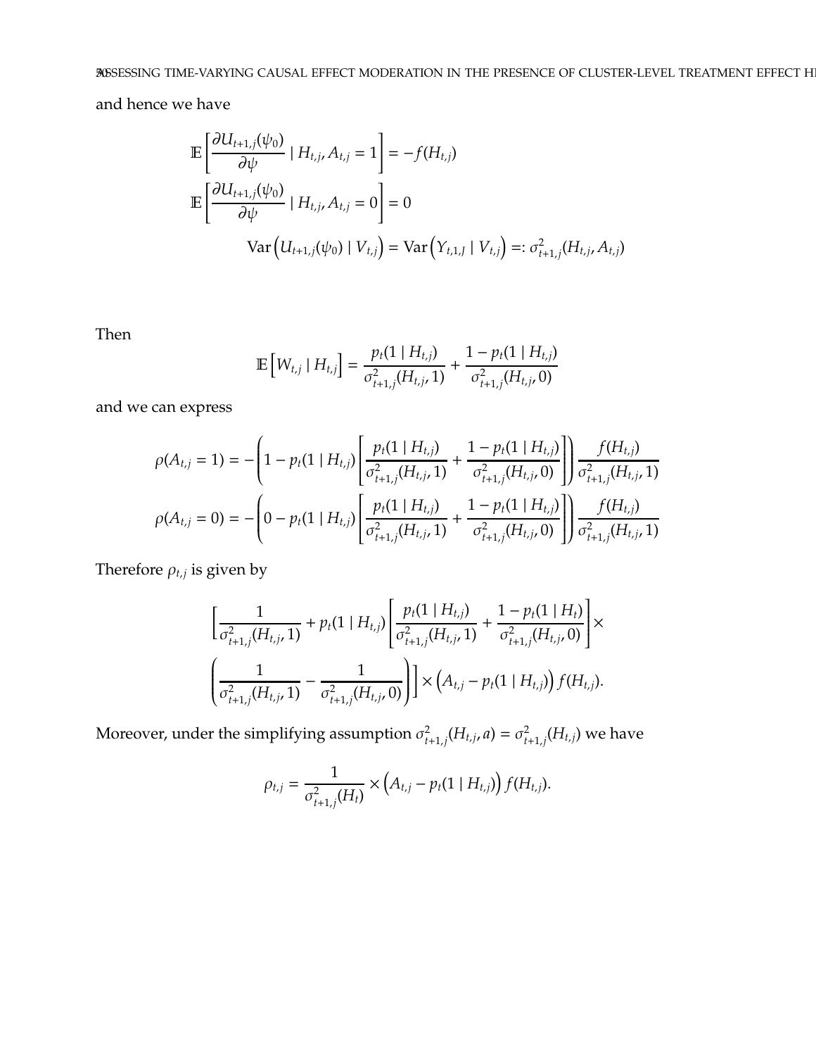and hence we have

$$
\begin{aligned}
\mathbb{E}\left[\frac{\partial U_{t+1,j}(\psi_0)}{\partial \psi} \mid H_{t,j}, A_{t,j} = 1\right] &= -f(H_{t,j}) \\
\mathbb{E}\left[\frac{\partial U_{t+1,j}(\psi_0)}{\partial \psi} \mid H_{t,j}, A_{t,j} = 0\right] &= 0 \\
\operatorname{Var}\left(U_{t+1,j}(\psi_0) \mid V_{t,j}\right) = \operatorname{Var}\left(Y_{t,1,J} \mid V_{t,j}\right) &=: \sigma^2_{t+1,j}(H_{t,j}, A_{t,j})
\end{aligned}
$$

Then

$$
\mathbb{E}\left[W_{t,j} \mid H_{t,j}\right] = \frac{p_t(1 \mid H_{t,j})}{\sigma^2_{t+1,j}(H_{t,j}, 1)} + \frac{1 - p_t(1 \mid H_{t,j})}{\sigma^2_{t+1,j}(H_{t,j}, 0)}
$$

and we can express

$$
\begin{aligned}
\rho(A_{t,j} = 1) &= -\left(1 - p_t(1 \mid H_{t,j})\left[\frac{p_t(1 \mid H_{t,j})}{\sigma^2_{t+1,j}(H_{t,j}, 1)} + \frac{1 - p_t(1 \mid H_{t,j})}{\sigma^2_{t+1,j}(H_{t,j}, 0)}\right]\right)\frac{f(H_{t,j})}{\sigma^2_{t+1,j}(H_{t,j}, 1)} \\
\rho(A_{t,j} = 0) &= -\left(0 - p_t(1 \mid H_{t,j})\left[\frac{p_t(1 \mid H_{t,j})}{\sigma^2_{t+1,j}(H_{t,j}, 1)} + \frac{1 - p_t(1 \mid H_{t,j})}{\sigma^2_{t+1,j}(H_{t,j}, 0)}\right]\right)\frac{f(H_{t,j})}{\sigma^2_{t+1,j}(H_{t,j}, 1)}
\end{aligned}
$$

Therefore $\rho_{t,j}$ is given by

$$
\Bigg[\frac{1}{\sigma^2_{t+1,j}(H_{t,j}, 1)} + p_t(1 \mid H_{t,j})\left[\frac{p_t(1 \mid H_{t,j})}{\sigma^2_{t+1,j}(H_{t,j}, 1)} + \frac{1 - p_t(1 \mid H_t)}{\sigma^2_{t+1,j}(H_{t,j}, 0)}\right] \times
$$

$$
\left(\frac{1}{\sigma^2_{t+1,j}(H_{t,j}, 1)} - \frac{1}{\sigma^2_{t+1,j}(H_{t,j}, 0)}\right)\Bigg] \times \left(A_{t,j} - p_t(1 \mid H_{t,j})\right) f(H_{t,j}).
$$

Moreover, under the simplifying assumption $\sigma^2_{t+1,j}(H_{t,j}, a) = \sigma^2_{t+1,j}(H_{t,j})$ we have

$$
\rho_{t,j} = \frac{1}{\sigma^2_{t+1,j}(H_t)} \times \left(A_{t,j} - p_t(1 \mid H_{t,j})\right) f(H_{t,j}).
$$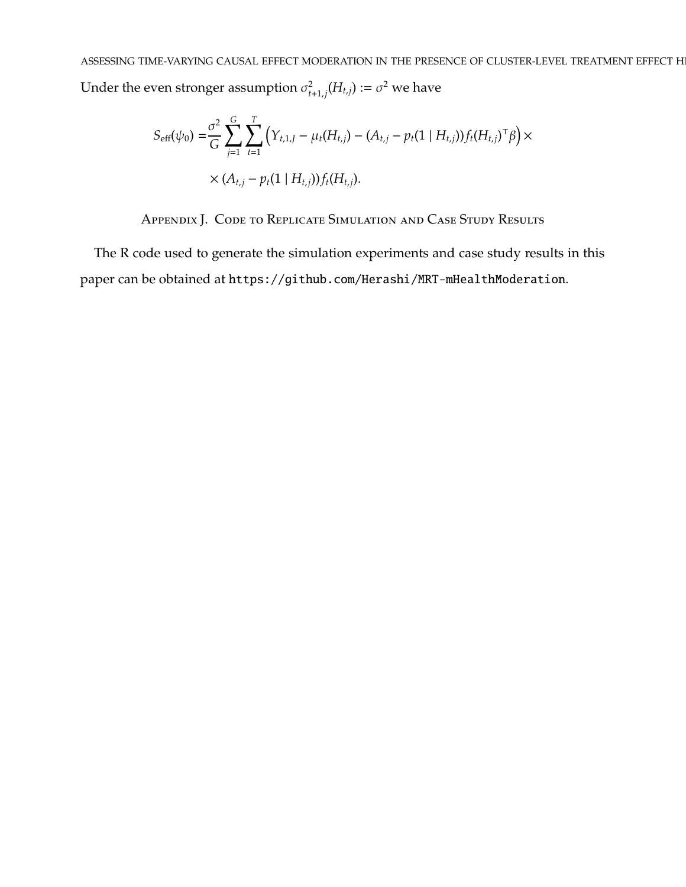Under the even stronger assumption $\sigma^2_{t+1,j}(H_{t,j}) := \sigma^2$ we have

$$S_{\text{eff}}(\psi_0) = \frac{\sigma^2}{G} \sum_{j=1}^{G} \sum_{t=1}^{T} \Big( Y_{t,1,J} - \mu_t(H_{t,j}) - (A_{t,j} - p_t(1 \mid H_{t,j})) f_t(H_{t,j})^\top \beta \Big) \times$$
$$\times (A_{t,j} - p_t(1 \mid H_{t,j})) f_t(H_{t,j}).$$

## Appendix J. Code to Replicate Simulation and Case Study Results

The R code used to generate the simulation experiments and case study results in this paper can be obtained at `https://github.com/Herashi/MRT-mHealthModeration`.